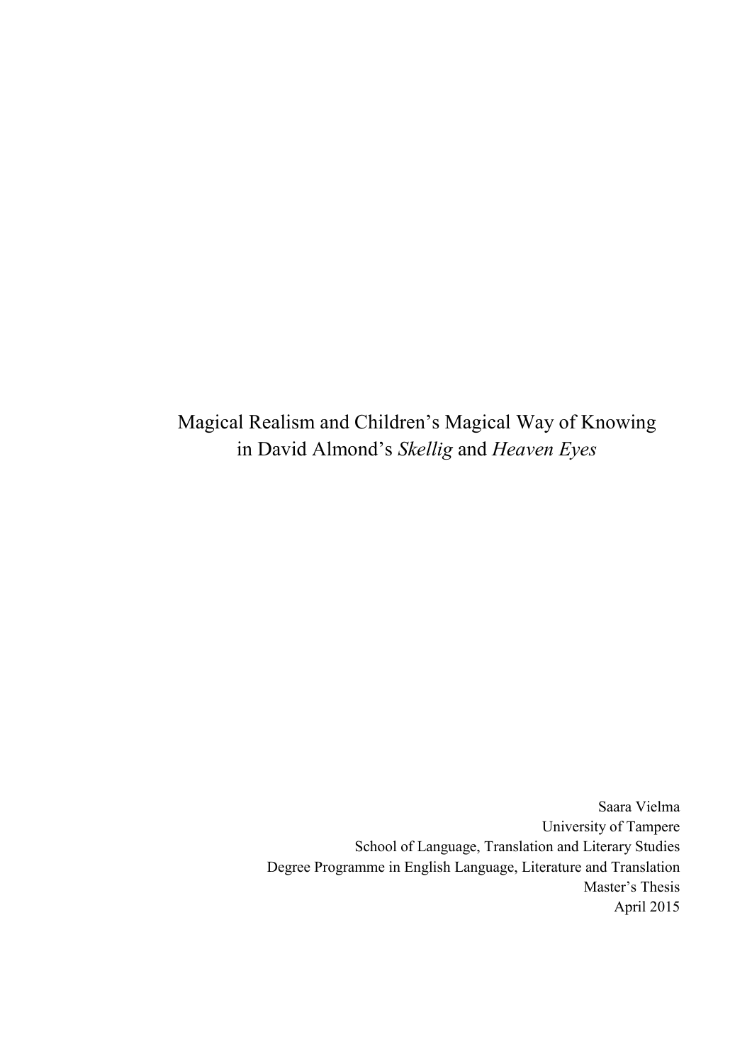# Magical Realism and Children's Magical Way of Knowing in David Almond's *Skellig* and *Heaven Eyes*

Saara Vielma
University of Tampere
School of Language, Translation and Literary Studies
Degree Programme in English Language, Literature and Translation
Master's Thesis
April 2015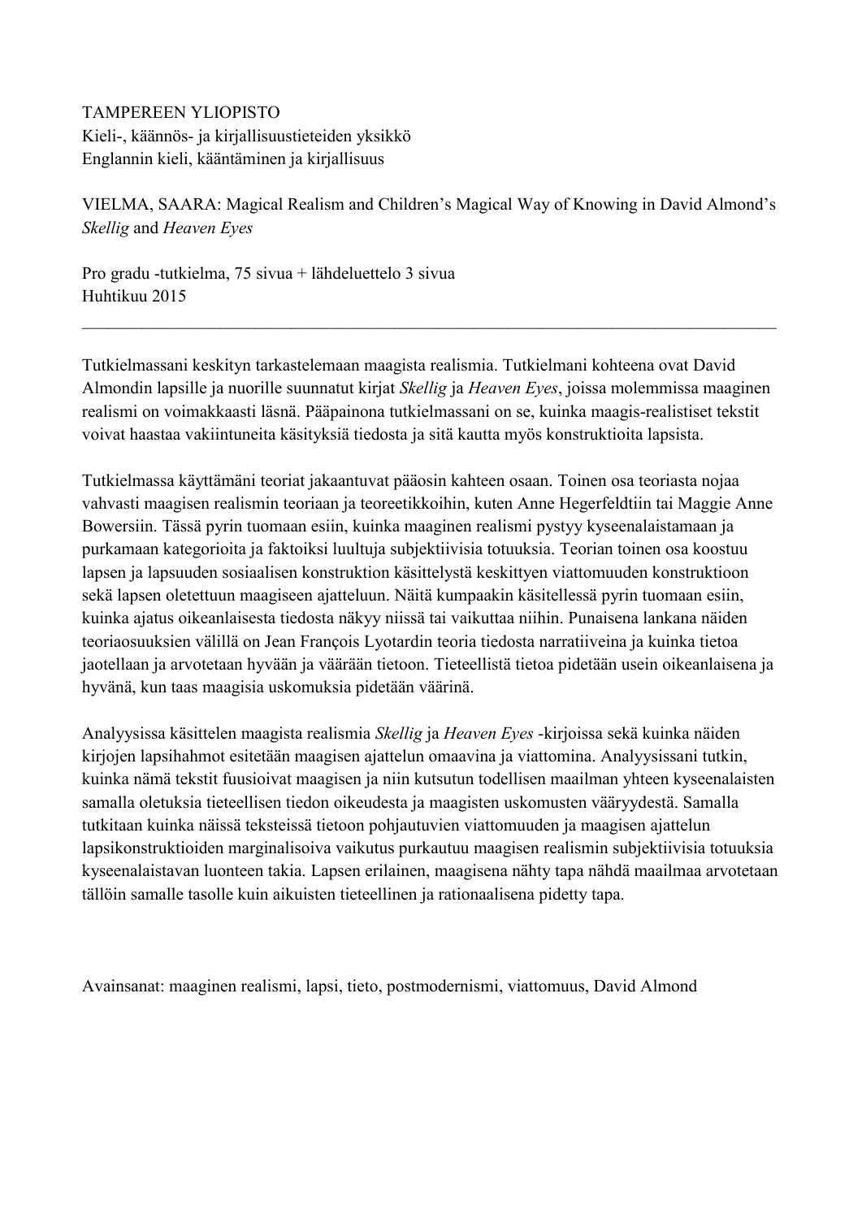TAMPEREEN YLIOPISTO
Kieli-, käännös- ja kirjallisuustieteiden yksikkö
Englannin kieli, kääntäminen ja kirjallisuus

VIELMA, SAARA: Magical Realism and Children's Magical Way of Knowing in David Almond's *Skellig* and *Heaven Eyes*

Pro gradu -tutkielma, 75 sivua + lähdeluettelo 3 sivua
Huhtikuu 2015

---

Tutkielmassani keskityn tarkastelemaan maagista realismia. Tutkielmani kohteena ovat David Almondin lapsille ja nuorille suunnatut kirjat *Skellig* ja *Heaven Eyes*, joissa molemmissa maaginen realismi on voimakkaasti läsnä. Pääpainona tutkielmassani on se, kuinka maagis-realistiset tekstit voivat haastaa vakiintuneita käsityksiä tiedosta ja sitä kautta myös konstruktioita lapsista.

Tutkielmassa käyttämäni teoriat jakaantuvat pääosin kahteen osaan. Toinen osa teoriasta nojaa vahvasti maagisen realismin teoriaan ja teoreetikkoihin, kuten Anne Hegerfeldtiin tai Maggie Anne Bowersiin. Tässä pyrin tuomaan esiin, kuinka maaginen realismi pystyy kyseenalaistamaan ja purkamaan kategorioita ja faktoiksi luultuja subjektiivisia totuuksia. Teorian toinen osa koostuu lapsen ja lapsuuden sosiaalisen konstruktion käsittelystä keskittyen viattomuuden konstruktioon sekä lapsen oletettuun maagiseen ajatteluun. Näitä kumpaakin käsitellessä pyrin tuomaan esiin, kuinka ajatus oikeanlaisesta tiedosta näkyy niissä tai vaikuttaa niihin. Punaisena lankana näiden teoriaosuuksien välillä on Jean François Lyotardin teoria tiedosta narratiiveina ja kuinka tietoa jaotellaan ja arvotetaan hyvään ja väärään tietoon. Tieteellistä tietoa pidetään usein oikeanlaisena ja hyvänä, kun taas maagisia uskomuksia pidetään väärinä.

Analyysissa käsittelen maagista realismia *Skellig* ja *Heaven Eyes* -kirjoissa sekä kuinka näiden kirjojen lapsihahmot esitetään maagisen ajattelun omaavina ja viattomina. Analyysissani tutkin, kuinka nämä tekstit fuusioivat maagisen ja niin kutsutun todellisen maailman yhteen kyseenalaisten samalla oletuksia tieteellisen tiedon oikeudesta ja maagisten uskomusten vääryydestä. Samalla tutkitaan kuinka näissä teksteissä tietoon pohjautuvien viattomuuden ja maagisen ajattelun lapsikonstruktioiden marginalisoiva vaikutus purkautuu maagisen realismin subjektiivisia totuuksia kyseenalaistavan luonteen takia. Lapsen erilainen, maagisena nähty tapa nähdä maailmaa arvotetaan tällöin samalle tasolle kuin aikuisten tieteellinen ja rationaalisena pidetty tapa.

Avainsanat: maaginen realismi, lapsi, tieto, postmodernismi, viattomuus, David Almond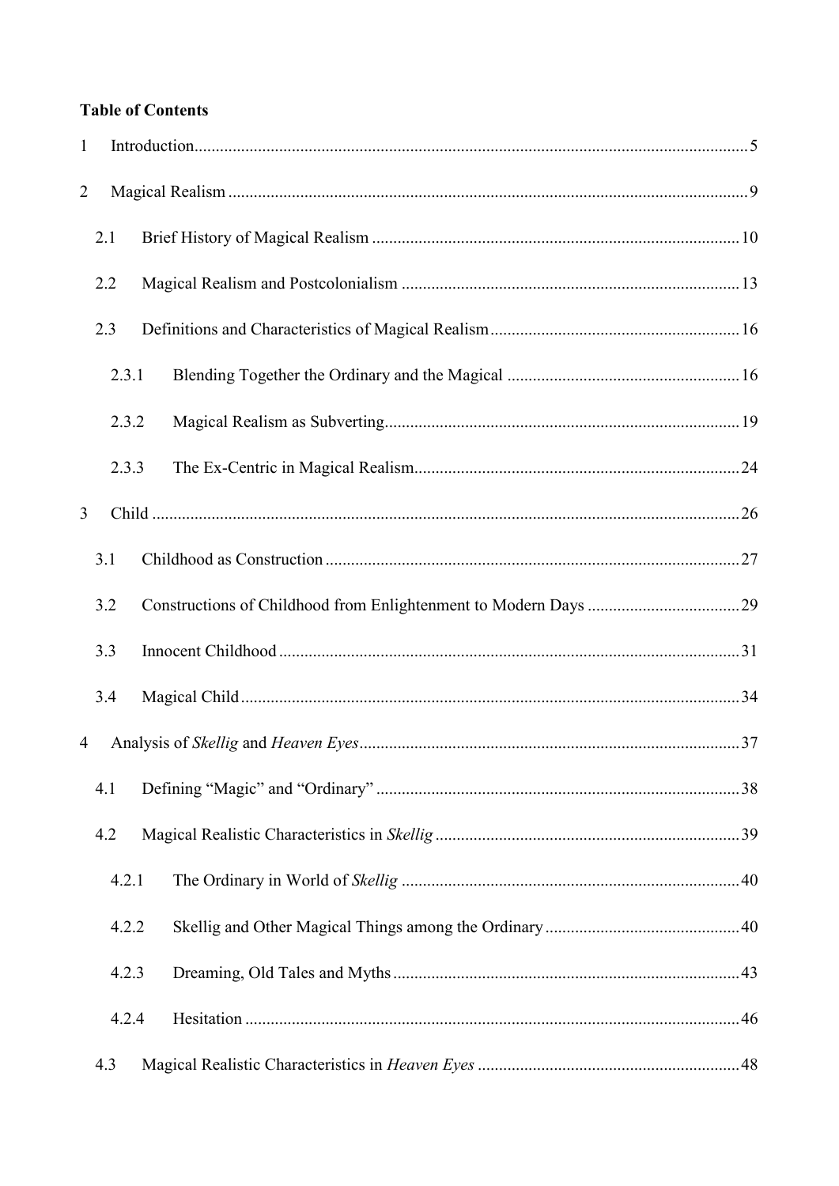**Table of Contents**

1 Introduction 5

2 Magical Realism 9

  2.1 Brief History of Magical Realism 10

  2.2 Magical Realism and Postcolonialism 13

  2.3 Definitions and Characteristics of Magical Realism 16

    2.3.1 Blending Together the Ordinary and the Magical 16

    2.3.2 Magical Realism as Subverting 19

    2.3.3 The Ex-Centric in Magical Realism 24

3 Child 26

  3.1 Childhood as Construction 27

  3.2 Constructions of Childhood from Enlightenment to Modern Days 29

  3.3 Innocent Childhood 31

  3.4 Magical Child 34

4 Analysis of *Skellig* and *Heaven Eyes* 37

  4.1 Defining "Magic" and "Ordinary" 38

  4.2 Magical Realistic Characteristics in *Skellig* 39

    4.2.1 The Ordinary in World of *Skellig* 40

    4.2.2 Skellig and Other Magical Things among the Ordinary 40

    4.2.3 Dreaming, Old Tales and Myths 43

    4.2.4 Hesitation 46

  4.3 Magical Realistic Characteristics in *Heaven Eyes* 48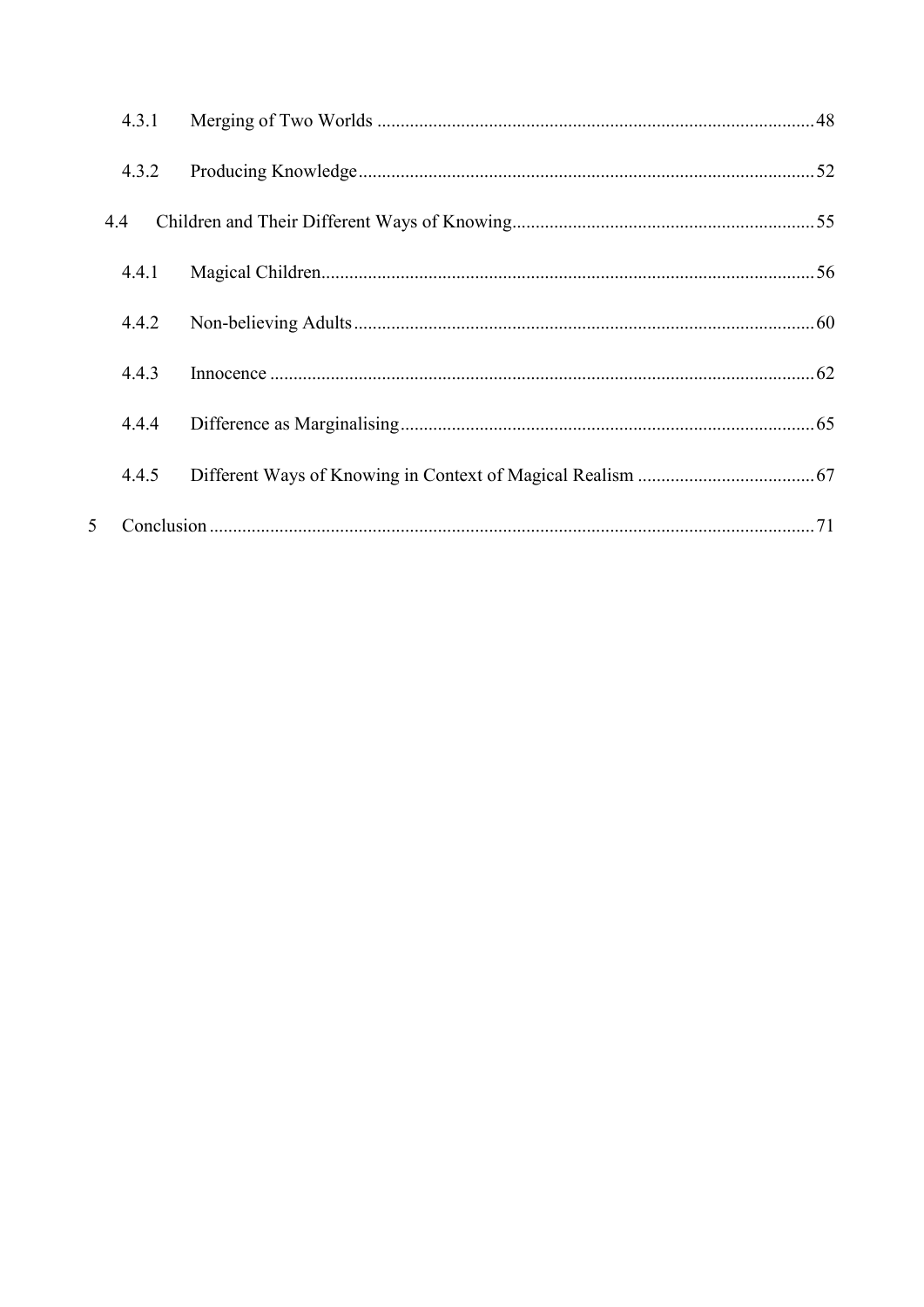4.3.1 Merging of Two Worlds ........................................................................................ 48

4.3.2 Producing Knowledge ............................................................................................ 52

4.4 Children and Their Different Ways of Knowing ................................................................ 55

4.4.1 Magical Children ................................................................................................... 56

4.4.2 Non-believing Adults ............................................................................................. 60

4.4.3 Innocence ............................................................................................................. 62

4.4.4 Difference as Marginalising ................................................................................... 65

4.4.5 Different Ways of Knowing in Context of Magical Realism ...................................... 67

5 Conclusion ................................................................................................................................ 71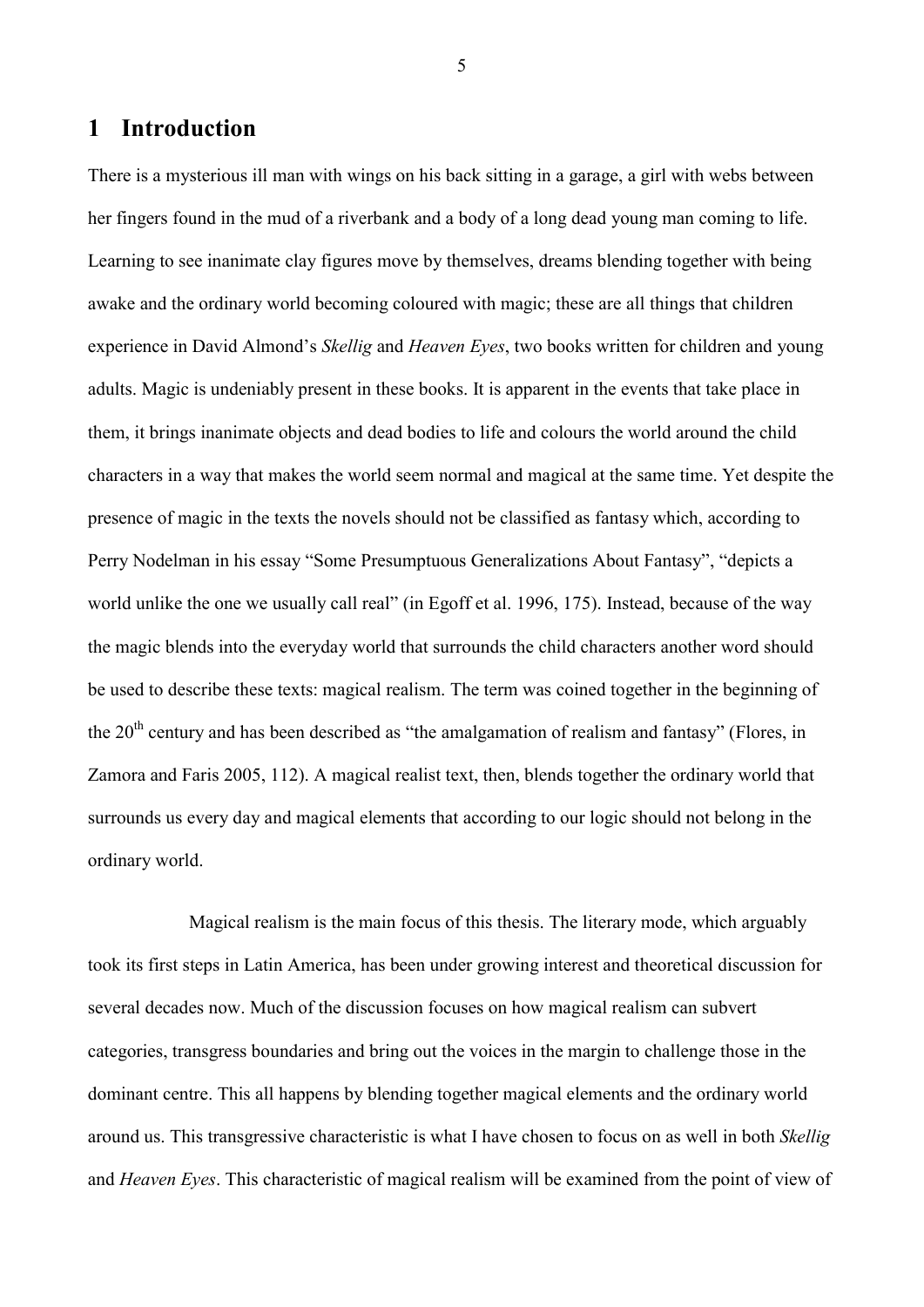# 1 Introduction

There is a mysterious ill man with wings on his back sitting in a garage, a girl with webs between her fingers found in the mud of a riverbank and a body of a long dead young man coming to life. Learning to see inanimate clay figures move by themselves, dreams blending together with being awake and the ordinary world becoming coloured with magic; these are all things that children experience in David Almond's *Skellig* and *Heaven Eyes*, two books written for children and young adults. Magic is undeniably present in these books. It is apparent in the events that take place in them, it brings inanimate objects and dead bodies to life and colours the world around the child characters in a way that makes the world seem normal and magical at the same time. Yet despite the presence of magic in the texts the novels should not be classified as fantasy which, according to Perry Nodelman in his essay "Some Presumptuous Generalizations About Fantasy", "depicts a world unlike the one we usually call real" (in Egoff et al. 1996, 175). Instead, because of the way the magic blends into the everyday world that surrounds the child characters another word should be used to describe these texts: magical realism. The term was coined together in the beginning of the 20th century and has been described as "the amalgamation of realism and fantasy" (Flores, in Zamora and Faris 2005, 112). A magical realist text, then, blends together the ordinary world that surrounds us every day and magical elements that according to our logic should not belong in the ordinary world.

Magical realism is the main focus of this thesis. The literary mode, which arguably took its first steps in Latin America, has been under growing interest and theoretical discussion for several decades now. Much of the discussion focuses on how magical realism can subvert categories, transgress boundaries and bring out the voices in the margin to challenge those in the dominant centre. This all happens by blending together magical elements and the ordinary world around us. This transgressive characteristic is what I have chosen to focus on as well in both *Skellig* and *Heaven Eyes*. This characteristic of magical realism will be examined from the point of view of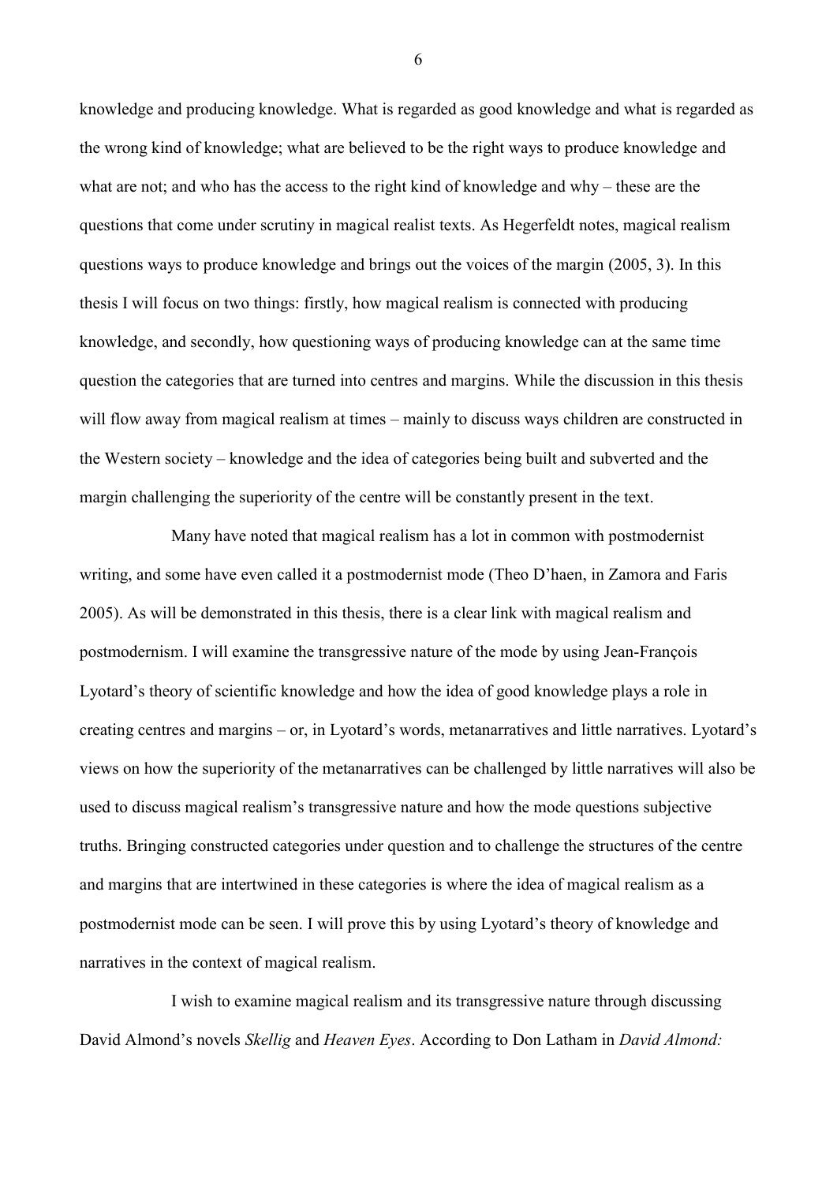knowledge and producing knowledge. What is regarded as good knowledge and what is regarded as the wrong kind of knowledge; what are believed to be the right ways to produce knowledge and what are not; and who has the access to the right kind of knowledge and why – these are the questions that come under scrutiny in magical realist texts. As Hegerfeldt notes, magical realism questions ways to produce knowledge and brings out the voices of the margin (2005, 3). In this thesis I will focus on two things: firstly, how magical realism is connected with producing knowledge, and secondly, how questioning ways of producing knowledge can at the same time question the categories that are turned into centres and margins. While the discussion in this thesis will flow away from magical realism at times – mainly to discuss ways children are constructed in the Western society – knowledge and the idea of categories being built and subverted and the margin challenging the superiority of the centre will be constantly present in the text.

Many have noted that magical realism has a lot in common with postmodernist writing, and some have even called it a postmodernist mode (Theo D'haen, in Zamora and Faris 2005). As will be demonstrated in this thesis, there is a clear link with magical realism and postmodernism. I will examine the transgressive nature of the mode by using Jean-François Lyotard's theory of scientific knowledge and how the idea of good knowledge plays a role in creating centres and margins – or, in Lyotard's words, metanarratives and little narratives. Lyotard's views on how the superiority of the metanarratives can be challenged by little narratives will also be used to discuss magical realism's transgressive nature and how the mode questions subjective truths. Bringing constructed categories under question and to challenge the structures of the centre and margins that are intertwined in these categories is where the idea of magical realism as a postmodernist mode can be seen. I will prove this by using Lyotard's theory of knowledge and narratives in the context of magical realism.

I wish to examine magical realism and its transgressive nature through discussing David Almond's novels *Skellig* and *Heaven Eyes*. According to Don Latham in *David Almond:*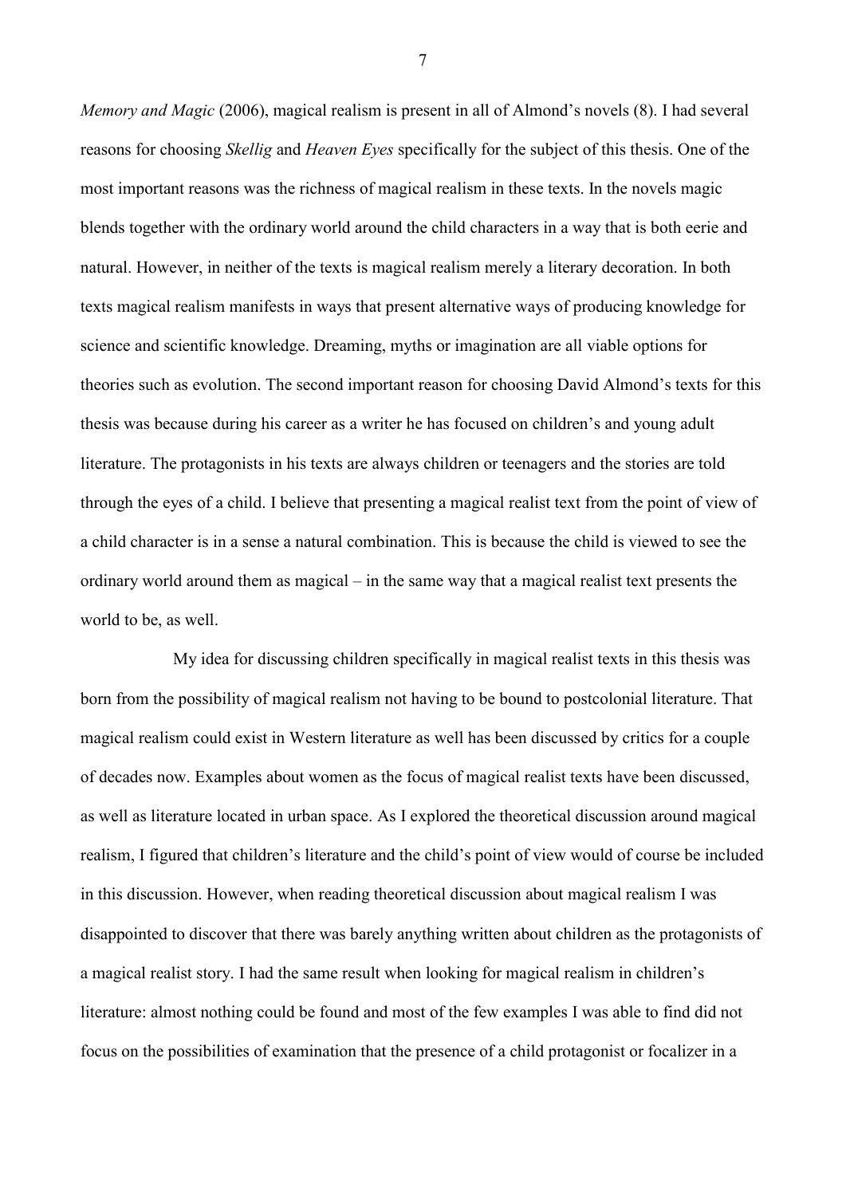*Memory and Magic* (2006), magical realism is present in all of Almond's novels (8). I had several reasons for choosing *Skellig* and *Heaven Eyes* specifically for the subject of this thesis. One of the most important reasons was the richness of magical realism in these texts. In the novels magic blends together with the ordinary world around the child characters in a way that is both eerie and natural. However, in neither of the texts is magical realism merely a literary decoration. In both texts magical realism manifests in ways that present alternative ways of producing knowledge for science and scientific knowledge. Dreaming, myths or imagination are all viable options for theories such as evolution. The second important reason for choosing David Almond's texts for this thesis was because during his career as a writer he has focused on children's and young adult literature. The protagonists in his texts are always children or teenagers and the stories are told through the eyes of a child. I believe that presenting a magical realist text from the point of view of a child character is in a sense a natural combination. This is because the child is viewed to see the ordinary world around them as magical – in the same way that a magical realist text presents the world to be, as well.

My idea for discussing children specifically in magical realist texts in this thesis was born from the possibility of magical realism not having to be bound to postcolonial literature. That magical realism could exist in Western literature as well has been discussed by critics for a couple of decades now. Examples about women as the focus of magical realist texts have been discussed, as well as literature located in urban space. As I explored the theoretical discussion around magical realism, I figured that children's literature and the child's point of view would of course be included in this discussion. However, when reading theoretical discussion about magical realism I was disappointed to discover that there was barely anything written about children as the protagonists of a magical realist story. I had the same result when looking for magical realism in children's literature: almost nothing could be found and most of the few examples I was able to find did not focus on the possibilities of examination that the presence of a child protagonist or focalizer in a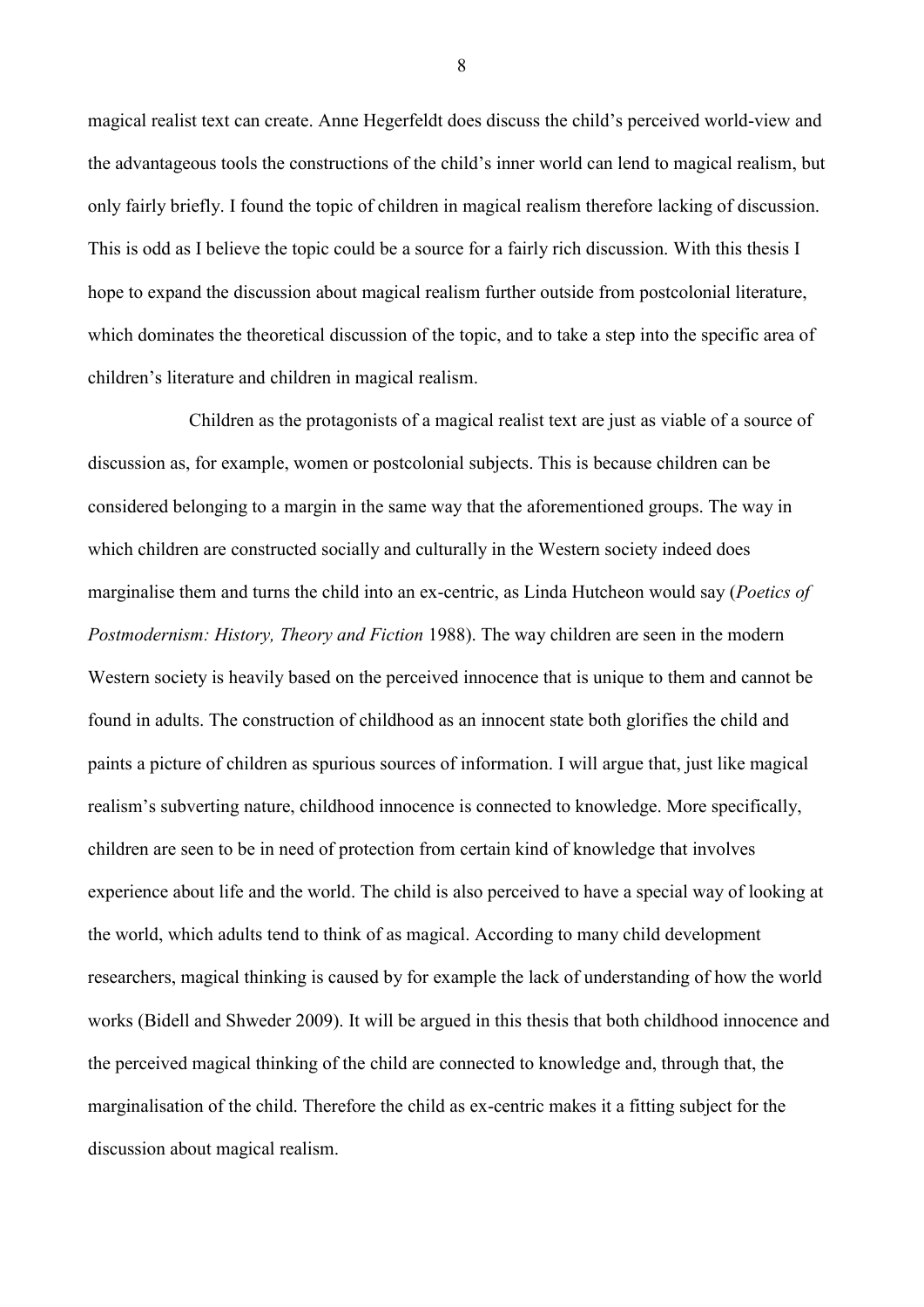magical realist text can create. Anne Hegerfeldt does discuss the child's perceived world-view and the advantageous tools the constructions of the child's inner world can lend to magical realism, but only fairly briefly. I found the topic of children in magical realism therefore lacking of discussion. This is odd as I believe the topic could be a source for a fairly rich discussion. With this thesis I hope to expand the discussion about magical realism further outside from postcolonial literature, which dominates the theoretical discussion of the topic, and to take a step into the specific area of children's literature and children in magical realism.

Children as the protagonists of a magical realist text are just as viable of a source of discussion as, for example, women or postcolonial subjects. This is because children can be considered belonging to a margin in the same way that the aforementioned groups. The way in which children are constructed socially and culturally in the Western society indeed does marginalise them and turns the child into an ex-centric, as Linda Hutcheon would say (*Poetics of Postmodernism: History, Theory and Fiction* 1988). The way children are seen in the modern Western society is heavily based on the perceived innocence that is unique to them and cannot be found in adults. The construction of childhood as an innocent state both glorifies the child and paints a picture of children as spurious sources of information. I will argue that, just like magical realism's subverting nature, childhood innocence is connected to knowledge. More specifically, children are seen to be in need of protection from certain kind of knowledge that involves experience about life and the world. The child is also perceived to have a special way of looking at the world, which adults tend to think of as magical. According to many child development researchers, magical thinking is caused by for example the lack of understanding of how the world works (Bidell and Shweder 2009). It will be argued in this thesis that both childhood innocence and the perceived magical thinking of the child are connected to knowledge and, through that, the marginalisation of the child. Therefore the child as ex-centric makes it a fitting subject for the discussion about magical realism.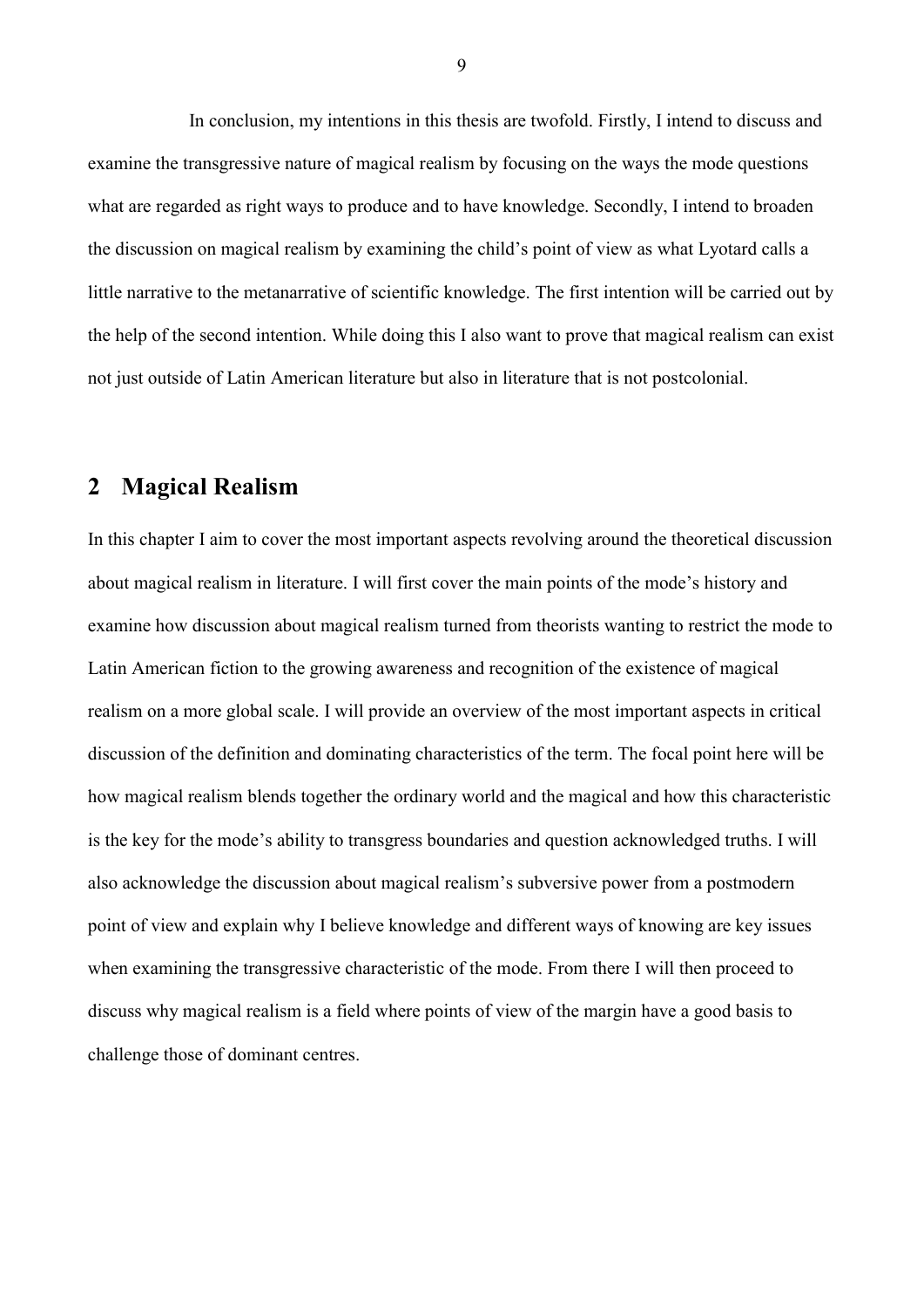In conclusion, my intentions in this thesis are twofold. Firstly, I intend to discuss and examine the transgressive nature of magical realism by focusing on the ways the mode questions what are regarded as right ways to produce and to have knowledge. Secondly, I intend to broaden the discussion on magical realism by examining the child's point of view as what Lyotard calls a little narrative to the metanarrative of scientific knowledge. The first intention will be carried out by the help of the second intention. While doing this I also want to prove that magical realism can exist not just outside of Latin American literature but also in literature that is not postcolonial.

## 2 Magical Realism

In this chapter I aim to cover the most important aspects revolving around the theoretical discussion about magical realism in literature. I will first cover the main points of the mode's history and examine how discussion about magical realism turned from theorists wanting to restrict the mode to Latin American fiction to the growing awareness and recognition of the existence of magical realism on a more global scale. I will provide an overview of the most important aspects in critical discussion of the definition and dominating characteristics of the term. The focal point here will be how magical realism blends together the ordinary world and the magical and how this characteristic is the key for the mode's ability to transgress boundaries and question acknowledged truths. I will also acknowledge the discussion about magical realism's subversive power from a postmodern point of view and explain why I believe knowledge and different ways of knowing are key issues when examining the transgressive characteristic of the mode. From there I will then proceed to discuss why magical realism is a field where points of view of the margin have a good basis to challenge those of dominant centres.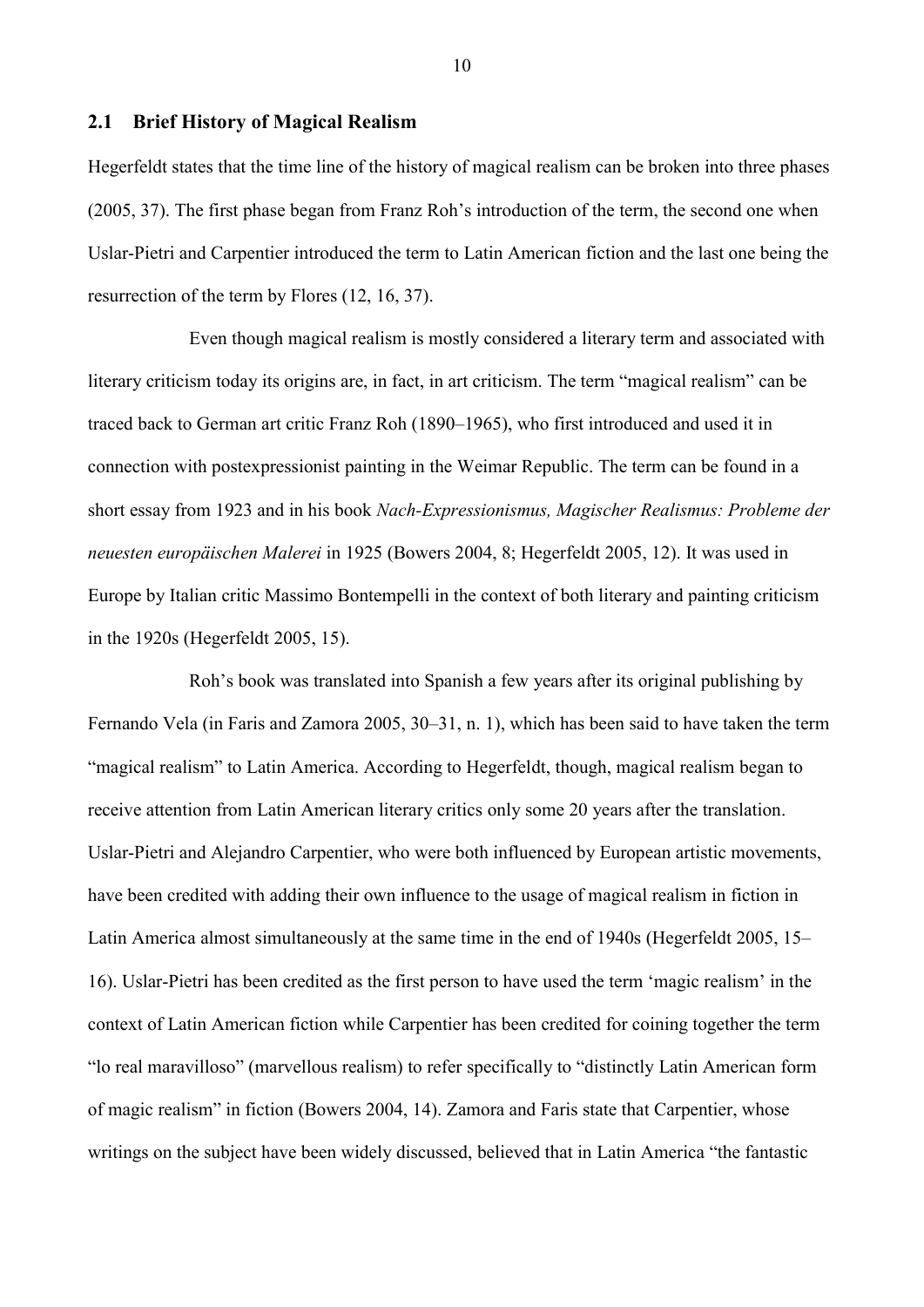## 2.1 Brief History of Magical Realism

Hegerfeldt states that the time line of the history of magical realism can be broken into three phases (2005, 37). The first phase began from Franz Roh's introduction of the term, the second one when Uslar-Pietri and Carpentier introduced the term to Latin American fiction and the last one being the resurrection of the term by Flores (12, 16, 37).

Even though magical realism is mostly considered a literary term and associated with literary criticism today its origins are, in fact, in art criticism. The term "magical realism" can be traced back to German art critic Franz Roh (1890–1965), who first introduced and used it in connection with postexpressionist painting in the Weimar Republic. The term can be found in a short essay from 1923 and in his book *Nach-Expressionismus, Magischer Realismus: Probleme der neuesten europäischen Malerei* in 1925 (Bowers 2004, 8; Hegerfeldt 2005, 12). It was used in Europe by Italian critic Massimo Bontempelli in the context of both literary and painting criticism in the 1920s (Hegerfeldt 2005, 15).

Roh's book was translated into Spanish a few years after its original publishing by Fernando Vela (in Faris and Zamora 2005, 30–31, n. 1), which has been said to have taken the term "magical realism" to Latin America. According to Hegerfeldt, though, magical realism began to receive attention from Latin American literary critics only some 20 years after the translation. Uslar-Pietri and Alejandro Carpentier, who were both influenced by European artistic movements, have been credited with adding their own influence to the usage of magical realism in fiction in Latin America almost simultaneously at the same time in the end of 1940s (Hegerfeldt 2005, 15–16). Uslar-Pietri has been credited as the first person to have used the term 'magic realism' in the context of Latin American fiction while Carpentier has been credited for coining together the term "lo real maravilloso" (marvellous realism) to refer specifically to "distinctly Latin American form of magic realism" in fiction (Bowers 2004, 14). Zamora and Faris state that Carpentier, whose writings on the subject have been widely discussed, believed that in Latin America "the fantastic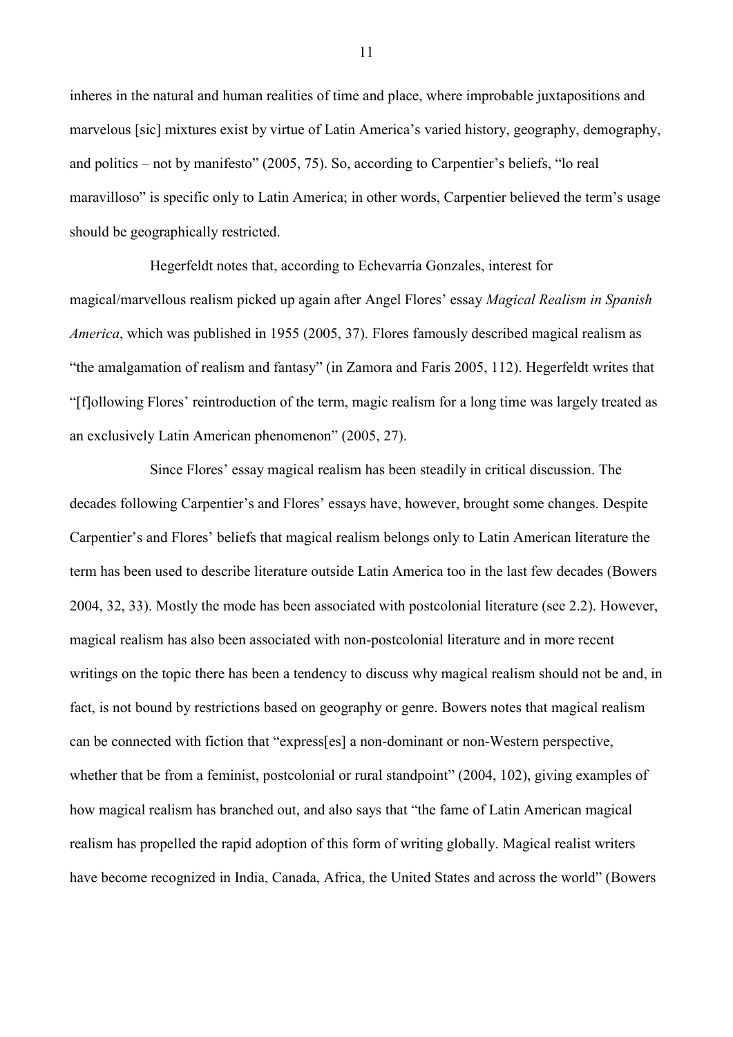inheres in the natural and human realities of time and place, where improbable juxtapositions and marvelous [sic] mixtures exist by virtue of Latin America's varied history, geography, demography, and politics – not by manifesto" (2005, 75). So, according to Carpentier's beliefs, "lo real maravilloso" is specific only to Latin America; in other words, Carpentier believed the term's usage should be geographically restricted.

Hegerfeldt notes that, according to Echevarría Gonzales, interest for magical/marvellous realism picked up again after Angel Flores' essay *Magical Realism in Spanish America*, which was published in 1955 (2005, 37). Flores famously described magical realism as "the amalgamation of realism and fantasy" (in Zamora and Faris 2005, 112). Hegerfeldt writes that "[f]ollowing Flores' reintroduction of the term, magic realism for a long time was largely treated as an exclusively Latin American phenomenon" (2005, 27).

Since Flores' essay magical realism has been steadily in critical discussion. The decades following Carpentier's and Flores' essays have, however, brought some changes. Despite Carpentier's and Flores' beliefs that magical realism belongs only to Latin American literature the term has been used to describe literature outside Latin America too in the last few decades (Bowers 2004, 32, 33). Mostly the mode has been associated with postcolonial literature (see 2.2). However, magical realism has also been associated with non-postcolonial literature and in more recent writings on the topic there has been a tendency to discuss why magical realism should not be and, in fact, is not bound by restrictions based on geography or genre. Bowers notes that magical realism can be connected with fiction that "express[es] a non-dominant or non-Western perspective, whether that be from a feminist, postcolonial or rural standpoint" (2004, 102), giving examples of how magical realism has branched out, and also says that "the fame of Latin American magical realism has propelled the rapid adoption of this form of writing globally. Magical realist writers have become recognized in India, Canada, Africa, the United States and across the world" (Bowers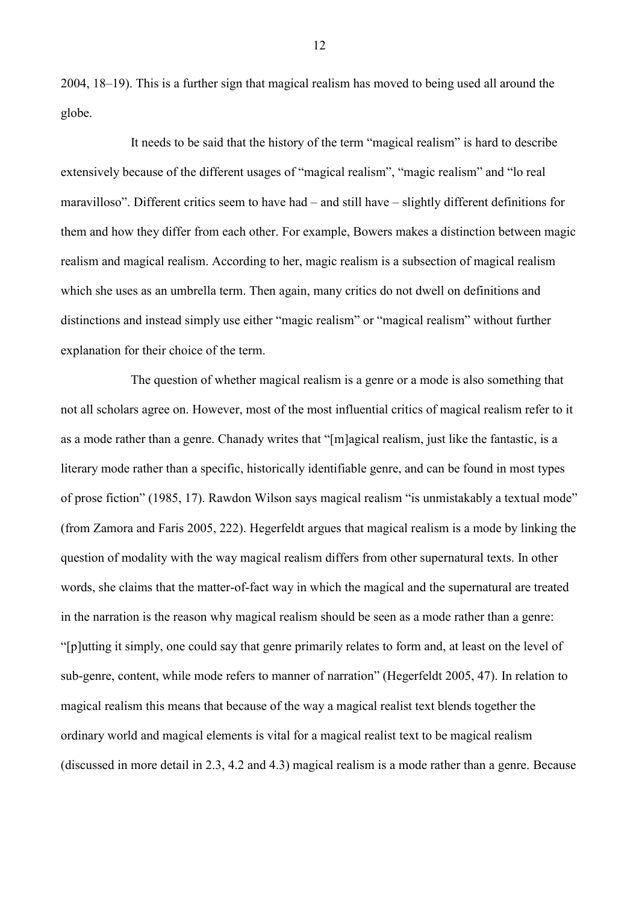2004, 18–19). This is a further sign that magical realism has moved to being used all around the globe.

It needs to be said that the history of the term "magical realism" is hard to describe extensively because of the different usages of "magical realism", "magic realism" and "lo real maravilloso". Different critics seem to have had – and still have – slightly different definitions for them and how they differ from each other. For example, Bowers makes a distinction between magic realism and magical realism. According to her, magic realism is a subsection of magical realism which she uses as an umbrella term. Then again, many critics do not dwell on definitions and distinctions and instead simply use either "magic realism" or "magical realism" without further explanation for their choice of the term.

The question of whether magical realism is a genre or a mode is also something that not all scholars agree on. However, most of the most influential critics of magical realism refer to it as a mode rather than a genre. Chanady writes that "[m]agical realism, just like the fantastic, is a literary mode rather than a specific, historically identifiable genre, and can be found in most types of prose fiction" (1985, 17). Rawdon Wilson says magical realism "is unmistakably a textual mode" (from Zamora and Faris 2005, 222). Hegerfeldt argues that magical realism is a mode by linking the question of modality with the way magical realism differs from other supernatural texts. In other words, she claims that the matter-of-fact way in which the magical and the supernatural are treated in the narration is the reason why magical realism should be seen as a mode rather than a genre: "[p]utting it simply, one could say that genre primarily relates to form and, at least on the level of sub-genre, content, while mode refers to manner of narration" (Hegerfeldt 2005, 47). In relation to magical realism this means that because of the way a magical realist text blends together the ordinary world and magical elements is vital for a magical realist text to be magical realism (discussed in more detail in 2.3, 4.2 and 4.3) magical realism is a mode rather than a genre. Because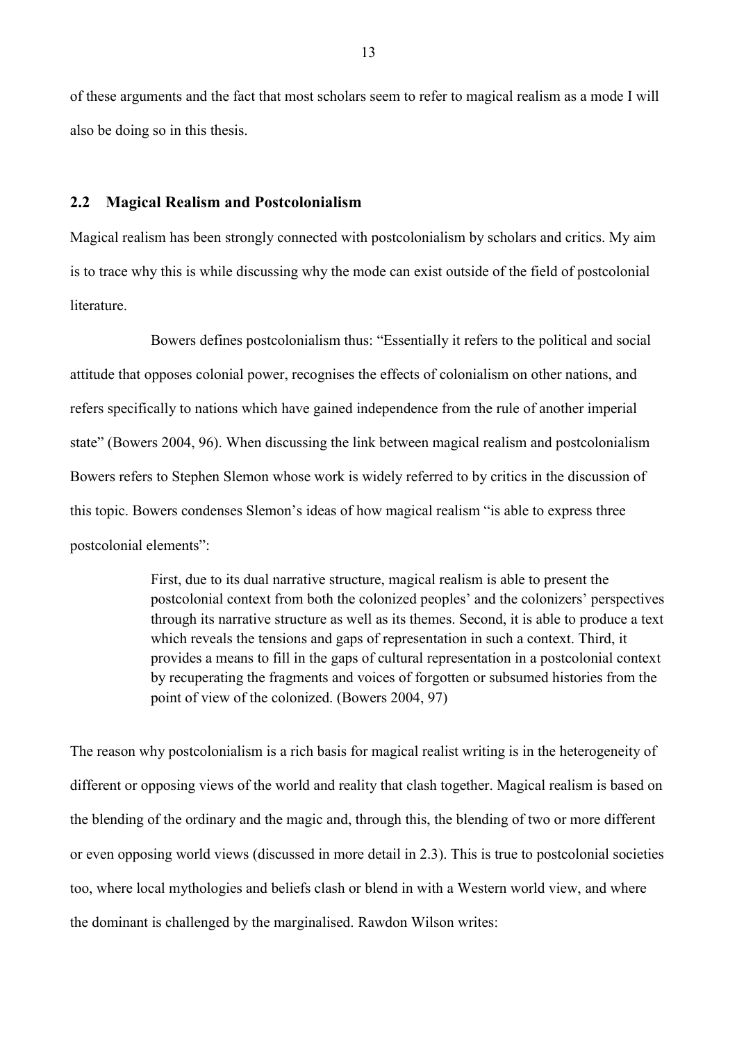of these arguments and the fact that most scholars seem to refer to magical realism as a mode I will also be doing so in this thesis.

## 2.2 Magical Realism and Postcolonialism

Magical realism has been strongly connected with postcolonialism by scholars and critics. My aim is to trace why this is while discussing why the mode can exist outside of the field of postcolonial literature.

Bowers defines postcolonialism thus: "Essentially it refers to the political and social attitude that opposes colonial power, recognises the effects of colonialism on other nations, and refers specifically to nations which have gained independence from the rule of another imperial state" (Bowers 2004, 96). When discussing the link between magical realism and postcolonialism Bowers refers to Stephen Slemon whose work is widely referred to by critics in the discussion of this topic. Bowers condenses Slemon's ideas of how magical realism "is able to express three postcolonial elements":

> First, due to its dual narrative structure, magical realism is able to present the postcolonial context from both the colonized peoples' and the colonizers' perspectives through its narrative structure as well as its themes. Second, it is able to produce a text which reveals the tensions and gaps of representation in such a context. Third, it provides a means to fill in the gaps of cultural representation in a postcolonial context by recuperating the fragments and voices of forgotten or subsumed histories from the point of view of the colonized. (Bowers 2004, 97)

The reason why postcolonialism is a rich basis for magical realist writing is in the heterogeneity of different or opposing views of the world and reality that clash together. Magical realism is based on the blending of the ordinary and the magic and, through this, the blending of two or more different or even opposing world views (discussed in more detail in 2.3). This is true to postcolonial societies too, where local mythologies and beliefs clash or blend in with a Western world view, and where the dominant is challenged by the marginalised. Rawdon Wilson writes: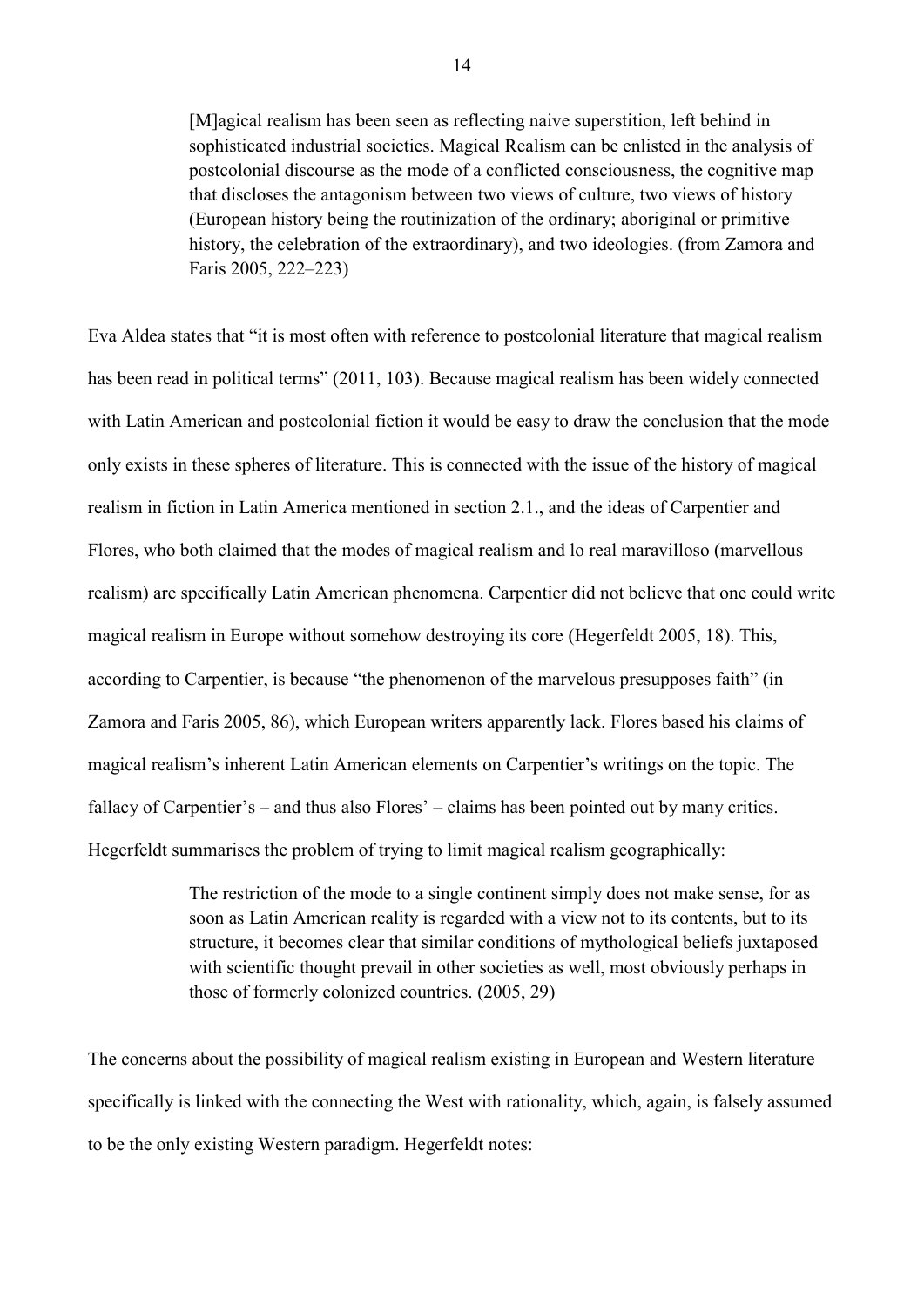> [M]agical realism has been seen as reflecting naive superstition, left behind in sophisticated industrial societies. Magical Realism can be enlisted in the analysis of postcolonial discourse as the mode of a conflicted consciousness, the cognitive map that discloses the antagonism between two views of culture, two views of history (European history being the routinization of the ordinary; aboriginal or primitive history, the celebration of the extraordinary), and two ideologies. (from Zamora and Faris 2005, 222–223)

Eva Aldea states that "it is most often with reference to postcolonial literature that magical realism has been read in political terms" (2011, 103). Because magical realism has been widely connected with Latin American and postcolonial fiction it would be easy to draw the conclusion that the mode only exists in these spheres of literature. This is connected with the issue of the history of magical realism in fiction in Latin America mentioned in section 2.1., and the ideas of Carpentier and Flores, who both claimed that the modes of magical realism and lo real maravilloso (marvellous realism) are specifically Latin American phenomena. Carpentier did not believe that one could write magical realism in Europe without somehow destroying its core (Hegerfeldt 2005, 18). This, according to Carpentier, is because "the phenomenon of the marvelous presupposes faith" (in Zamora and Faris 2005, 86), which European writers apparently lack. Flores based his claims of magical realism's inherent Latin American elements on Carpentier's writings on the topic. The fallacy of Carpentier's – and thus also Flores' – claims has been pointed out by many critics. Hegerfeldt summarises the problem of trying to limit magical realism geographically:

> The restriction of the mode to a single continent simply does not make sense, for as soon as Latin American reality is regarded with a view not to its contents, but to its structure, it becomes clear that similar conditions of mythological beliefs juxtaposed with scientific thought prevail in other societies as well, most obviously perhaps in those of formerly colonized countries. (2005, 29)

The concerns about the possibility of magical realism existing in European and Western literature specifically is linked with the connecting the West with rationality, which, again, is falsely assumed to be the only existing Western paradigm. Hegerfeldt notes: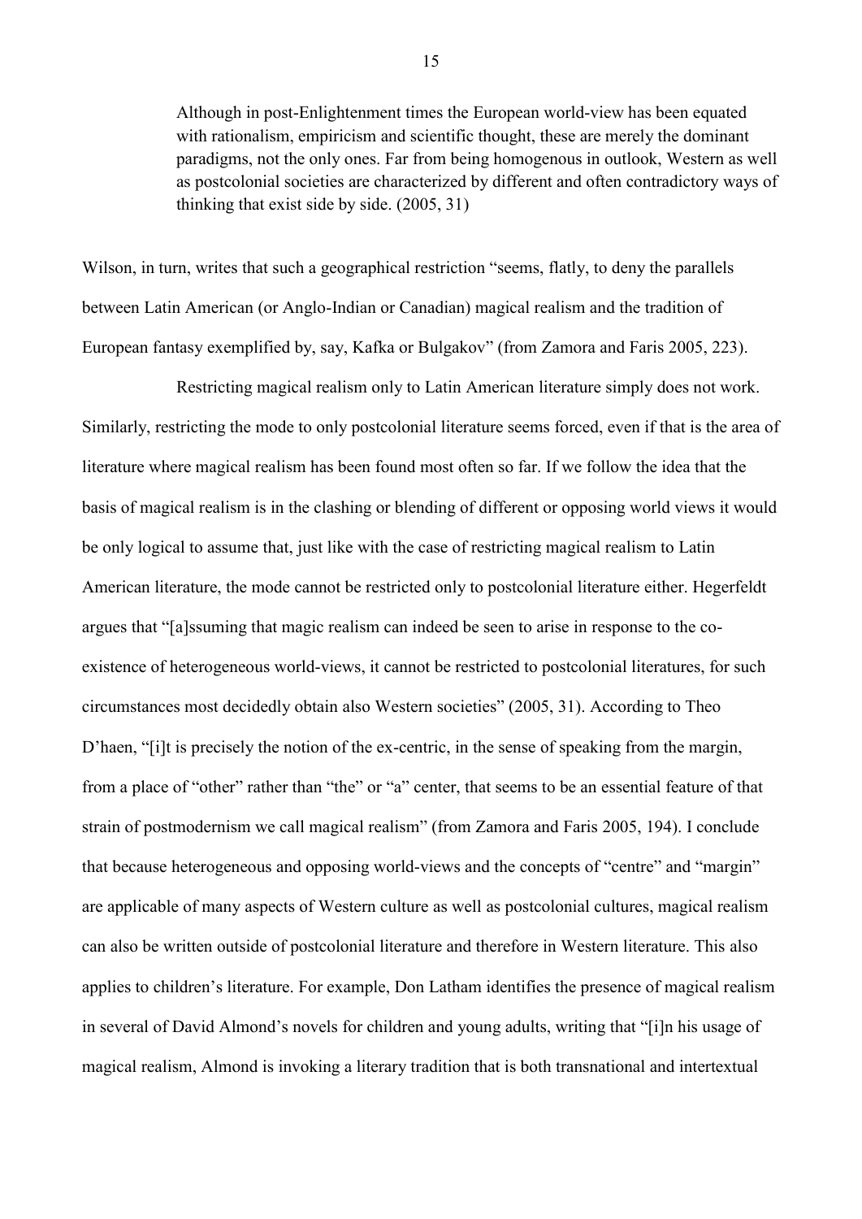> Although in post-Enlightenment times the European world-view has been equated with rationalism, empiricism and scientific thought, these are merely the dominant paradigms, not the only ones. Far from being homogenous in outlook, Western as well as postcolonial societies are characterized by different and often contradictory ways of thinking that exist side by side. (2005, 31)

Wilson, in turn, writes that such a geographical restriction "seems, flatly, to deny the parallels between Latin American (or Anglo-Indian or Canadian) magical realism and the tradition of European fantasy exemplified by, say, Kafka or Bulgakov" (from Zamora and Faris 2005, 223).

Restricting magical realism only to Latin American literature simply does not work. Similarly, restricting the mode to only postcolonial literature seems forced, even if that is the area of literature where magical realism has been found most often so far. If we follow the idea that the basis of magical realism is in the clashing or blending of different or opposing world views it would be only logical to assume that, just like with the case of restricting magical realism to Latin American literature, the mode cannot be restricted only to postcolonial literature either. Hegerfeldt argues that "[a]ssuming that magic realism can indeed be seen to arise in response to the co-existence of heterogeneous world-views, it cannot be restricted to postcolonial literatures, for such circumstances most decidedly obtain also Western societies" (2005, 31). According to Theo D'haen, "[i]t is precisely the notion of the ex-centric, in the sense of speaking from the margin, from a place of "other" rather than "the" or "a" center, that seems to be an essential feature of that strain of postmodernism we call magical realism" (from Zamora and Faris 2005, 194). I conclude that because heterogeneous and opposing world-views and the concepts of "centre" and "margin" are applicable of many aspects of Western culture as well as postcolonial cultures, magical realism can also be written outside of postcolonial literature and therefore in Western literature. This also applies to children's literature. For example, Don Latham identifies the presence of magical realism in several of David Almond's novels for children and young adults, writing that "[i]n his usage of magical realism, Almond is invoking a literary tradition that is both transnational and intertextual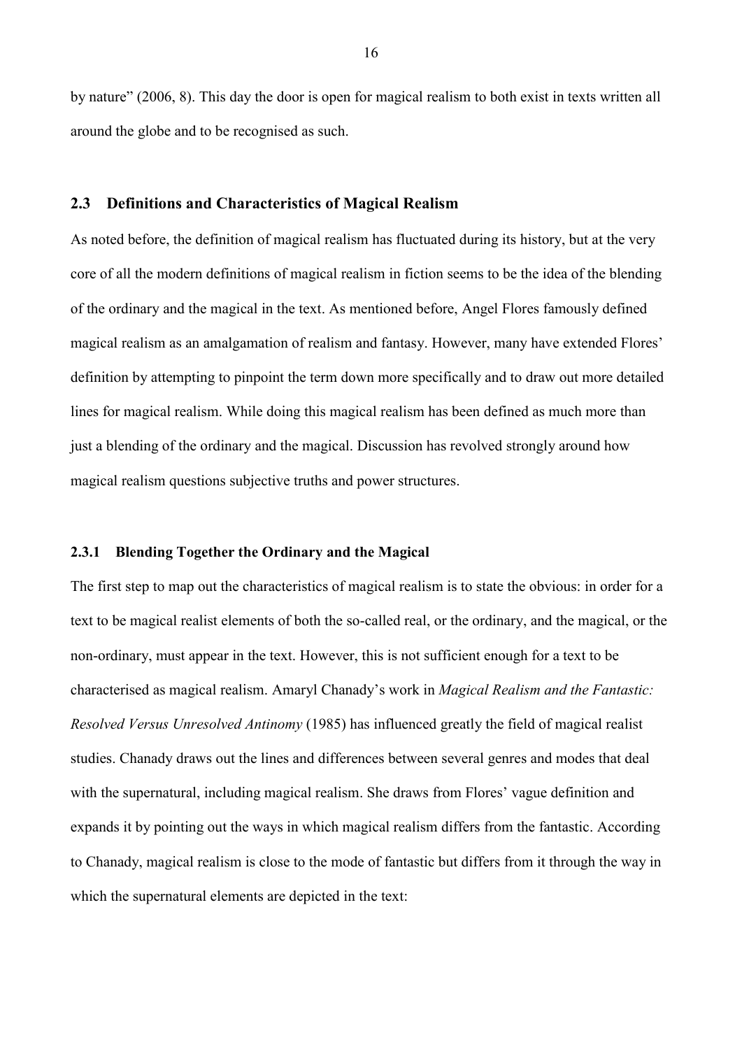by nature" (2006, 8). This day the door is open for magical realism to both exist in texts written all around the globe and to be recognised as such.

## 2.3 Definitions and Characteristics of Magical Realism

As noted before, the definition of magical realism has fluctuated during its history, but at the very core of all the modern definitions of magical realism in fiction seems to be the idea of the blending of the ordinary and the magical in the text. As mentioned before, Angel Flores famously defined magical realism as an amalgamation of realism and fantasy. However, many have extended Flores' definition by attempting to pinpoint the term down more specifically and to draw out more detailed lines for magical realism. While doing this magical realism has been defined as much more than just a blending of the ordinary and the magical. Discussion has revolved strongly around how magical realism questions subjective truths and power structures.

### 2.3.1 Blending Together the Ordinary and the Magical

The first step to map out the characteristics of magical realism is to state the obvious: in order for a text to be magical realist elements of both the so-called real, or the ordinary, and the magical, or the non-ordinary, must appear in the text. However, this is not sufficient enough for a text to be characterised as magical realism. Amaryl Chanady's work in *Magical Realism and the Fantastic: Resolved Versus Unresolved Antinomy* (1985) has influenced greatly the field of magical realist studies. Chanady draws out the lines and differences between several genres and modes that deal with the supernatural, including magical realism. She draws from Flores' vague definition and expands it by pointing out the ways in which magical realism differs from the fantastic. According to Chanady, magical realism is close to the mode of fantastic but differs from it through the way in which the supernatural elements are depicted in the text: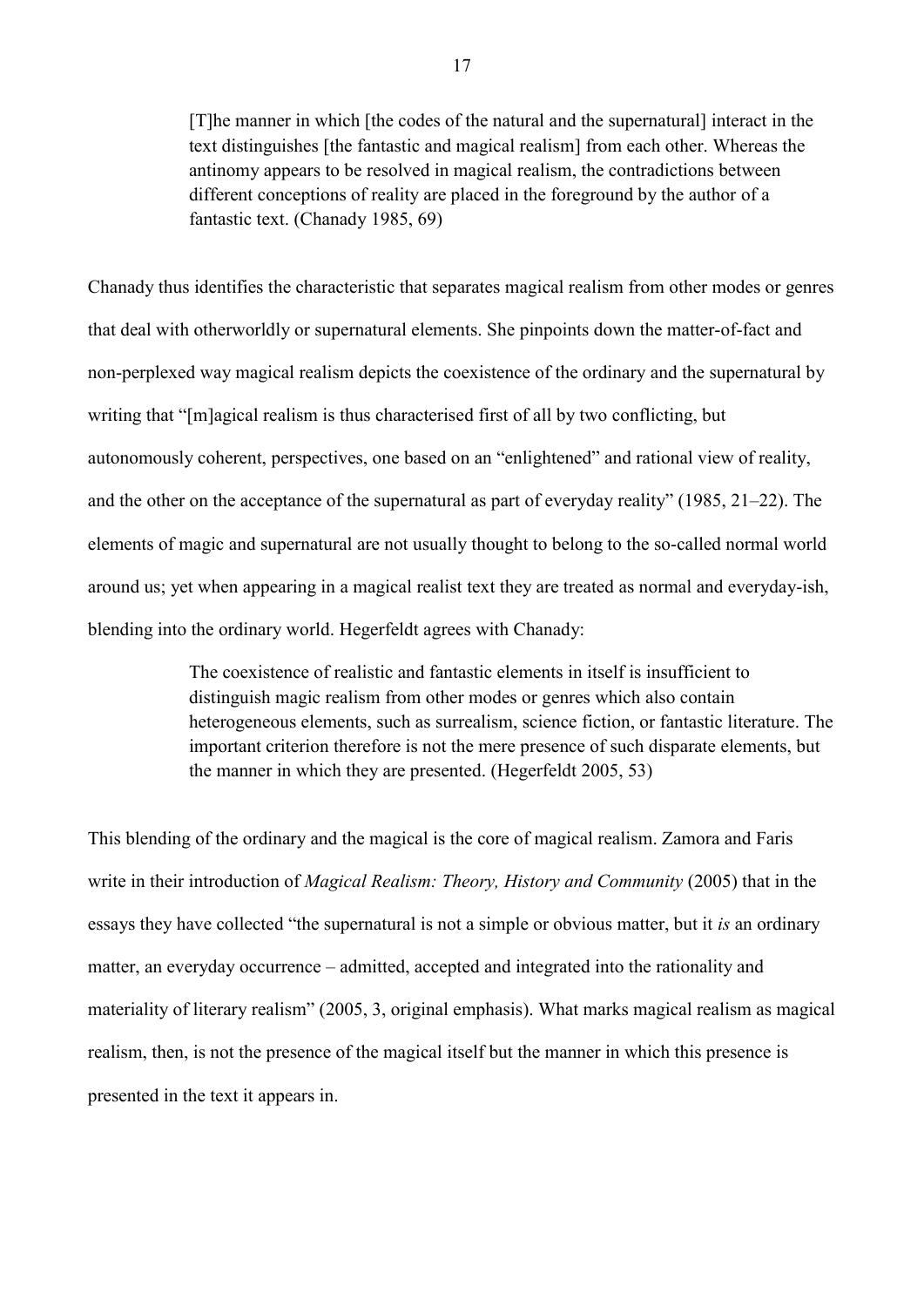> [T]he manner in which [the codes of the natural and the supernatural] interact in the text distinguishes [the fantastic and magical realism] from each other. Whereas the antinomy appears to be resolved in magical realism, the contradictions between different conceptions of reality are placed in the foreground by the author of a fantastic text. (Chanady 1985, 69)

Chanady thus identifies the characteristic that separates magical realism from other modes or genres that deal with otherworldly or supernatural elements. She pinpoints down the matter-of-fact and non-perplexed way magical realism depicts the coexistence of the ordinary and the supernatural by writing that "[m]agical realism is thus characterised first of all by two conflicting, but autonomously coherent, perspectives, one based on an "enlightened" and rational view of reality, and the other on the acceptance of the supernatural as part of everyday reality" (1985, 21–22). The elements of magic and supernatural are not usually thought to belong to the so-called normal world around us; yet when appearing in a magical realist text they are treated as normal and everyday-ish, blending into the ordinary world. Hegerfeldt agrees with Chanady:

> The coexistence of realistic and fantastic elements in itself is insufficient to distinguish magic realism from other modes or genres which also contain heterogeneous elements, such as surrealism, science fiction, or fantastic literature. The important criterion therefore is not the mere presence of such disparate elements, but the manner in which they are presented. (Hegerfeldt 2005, 53)

This blending of the ordinary and the magical is the core of magical realism. Zamora and Faris write in their introduction of *Magical Realism: Theory, History and Community* (2005) that in the essays they have collected "the supernatural is not a simple or obvious matter, but it *is* an ordinary matter, an everyday occurrence – admitted, accepted and integrated into the rationality and materiality of literary realism" (2005, 3, original emphasis). What marks magical realism as magical realism, then, is not the presence of the magical itself but the manner in which this presence is presented in the text it appears in.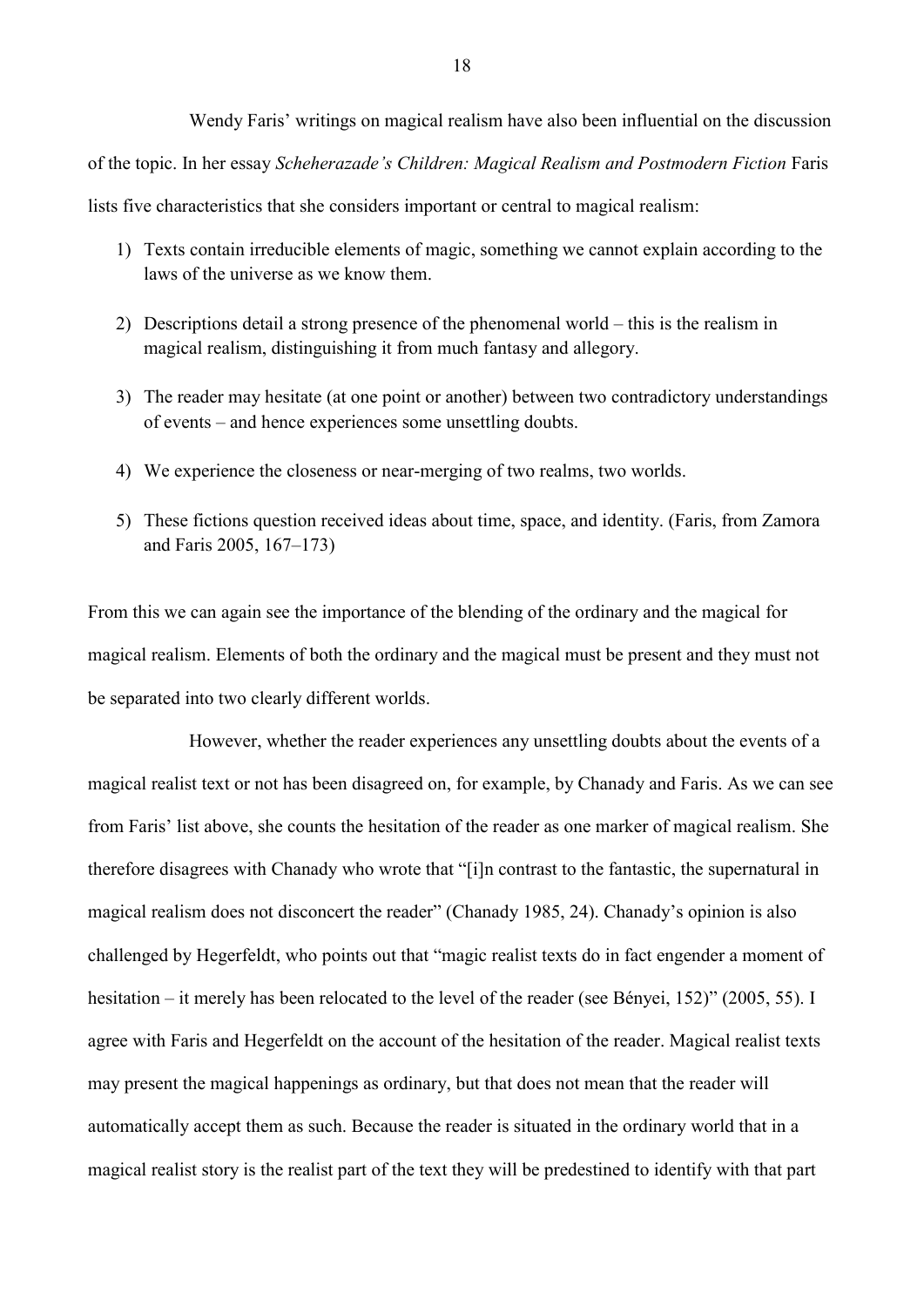Wendy Faris' writings on magical realism have also been influential on the discussion of the topic. In her essay *Scheherazade's Children: Magical Realism and Postmodern Fiction* Faris lists five characteristics that she considers important or central to magical realism:

1) Texts contain irreducible elements of magic, something we cannot explain according to the laws of the universe as we know them.

2) Descriptions detail a strong presence of the phenomenal world – this is the realism in magical realism, distinguishing it from much fantasy and allegory.

3) The reader may hesitate (at one point or another) between two contradictory understandings of events – and hence experiences some unsettling doubts.

4) We experience the closeness or near-merging of two realms, two worlds.

5) These fictions question received ideas about time, space, and identity. (Faris, from Zamora and Faris 2005, 167–173)

From this we can again see the importance of the blending of the ordinary and the magical for magical realism. Elements of both the ordinary and the magical must be present and they must not be separated into two clearly different worlds.

However, whether the reader experiences any unsettling doubts about the events of a magical realist text or not has been disagreed on, for example, by Chanady and Faris. As we can see from Faris' list above, she counts the hesitation of the reader as one marker of magical realism. She therefore disagrees with Chanady who wrote that "[i]n contrast to the fantastic, the supernatural in magical realism does not disconcert the reader" (Chanady 1985, 24). Chanady's opinion is also challenged by Hegerfeldt, who points out that "magic realist texts do in fact engender a moment of hesitation – it merely has been relocated to the level of the reader (see Bényei, 152)" (2005, 55). I agree with Faris and Hegerfeldt on the account of the hesitation of the reader. Magical realist texts may present the magical happenings as ordinary, but that does not mean that the reader will automatically accept them as such. Because the reader is situated in the ordinary world that in a magical realist story is the realist part of the text they will be predestined to identify with that part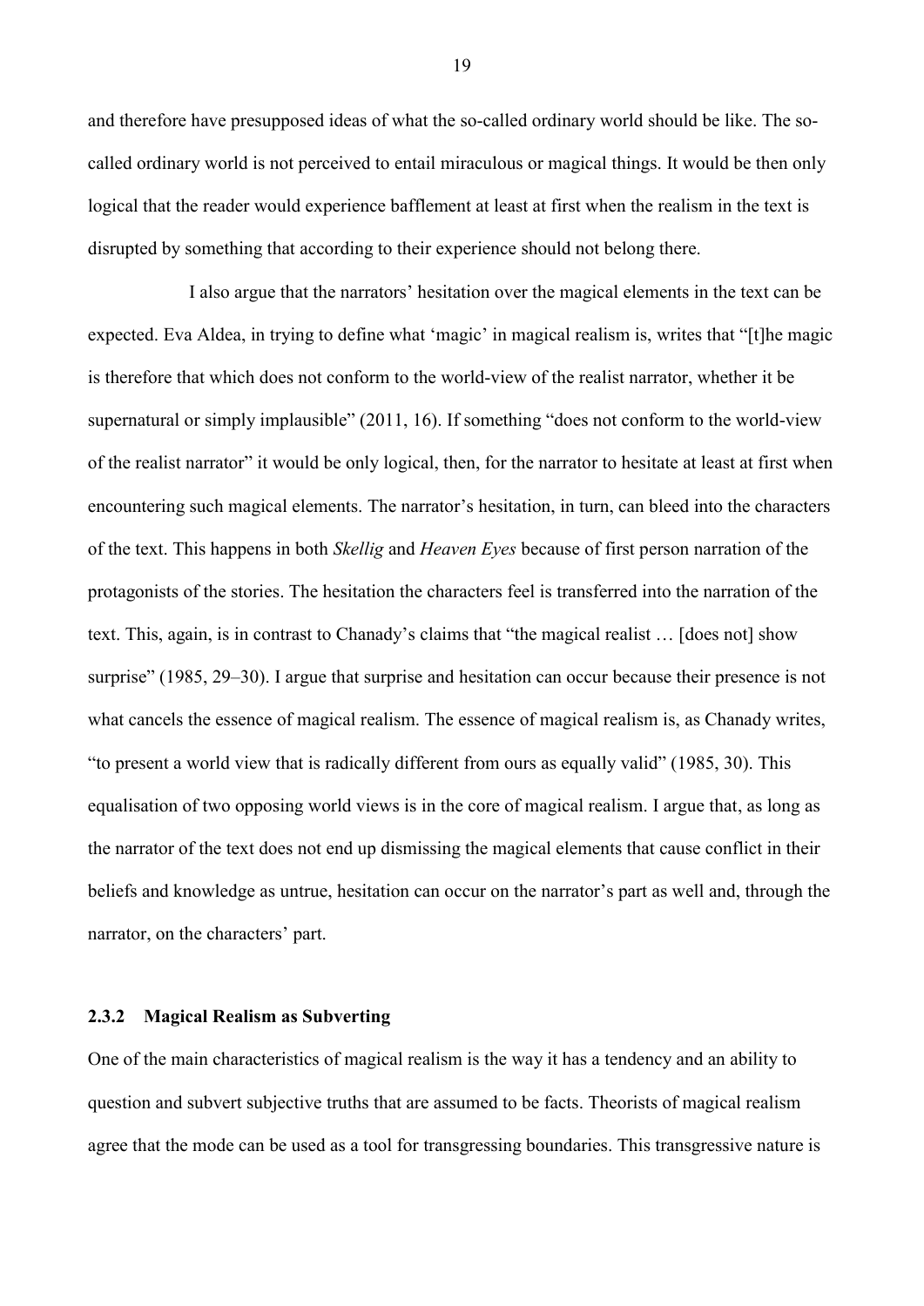and therefore have presupposed ideas of what the so-called ordinary world should be like. The so-called ordinary world is not perceived to entail miraculous or magical things. It would be then only logical that the reader would experience bafflement at least at first when the realism in the text is disrupted by something that according to their experience should not belong there.

I also argue that the narrators' hesitation over the magical elements in the text can be expected. Eva Aldea, in trying to define what 'magic' in magical realism is, writes that "[t]he magic is therefore that which does not conform to the world-view of the realist narrator, whether it be supernatural or simply implausible" (2011, 16). If something "does not conform to the world-view of the realist narrator" it would be only logical, then, for the narrator to hesitate at least at first when encountering such magical elements. The narrator's hesitation, in turn, can bleed into the characters of the text. This happens in both *Skellig* and *Heaven Eyes* because of first person narration of the protagonists of the stories. The hesitation the characters feel is transferred into the narration of the text. This, again, is in contrast to Chanady's claims that "the magical realist … [does not] show surprise" (1985, 29–30). I argue that surprise and hesitation can occur because their presence is not what cancels the essence of magical realism. The essence of magical realism is, as Chanady writes, "to present a world view that is radically different from ours as equally valid" (1985, 30). This equalisation of two opposing world views is in the core of magical realism. I argue that, as long as the narrator of the text does not end up dismissing the magical elements that cause conflict in their beliefs and knowledge as untrue, hesitation can occur on the narrator's part as well and, through the narrator, on the characters' part.

### 2.3.2 Magical Realism as Subverting

One of the main characteristics of magical realism is the way it has a tendency and an ability to question and subvert subjective truths that are assumed to be facts. Theorists of magical realism agree that the mode can be used as a tool for transgressing boundaries. This transgressive nature is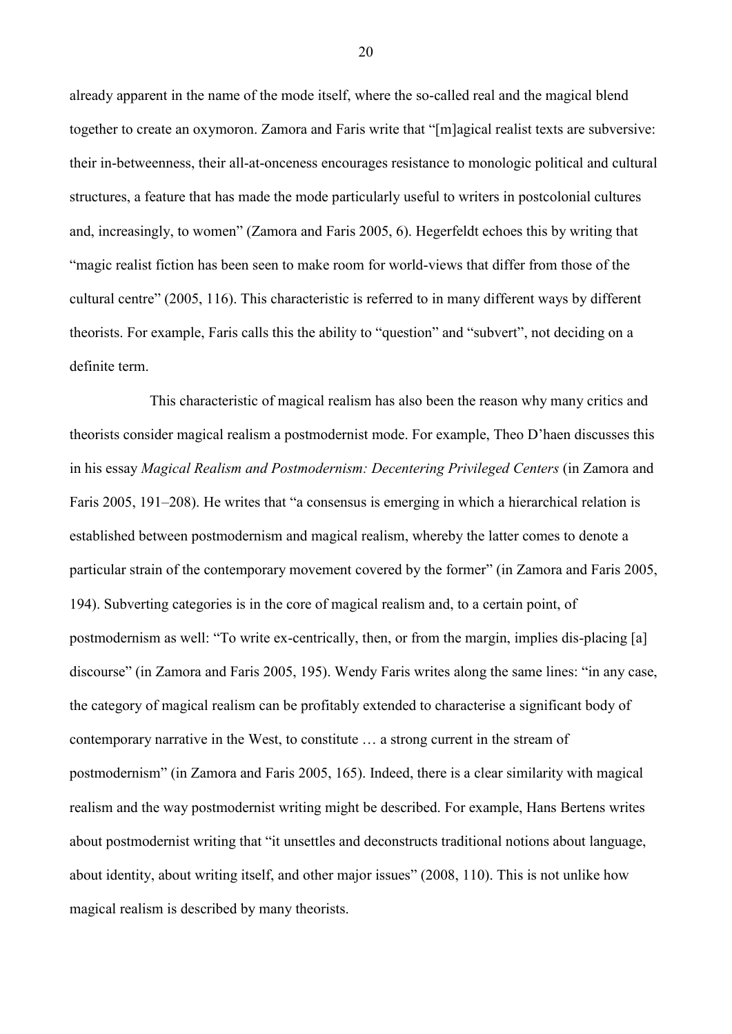already apparent in the name of the mode itself, where the so-called real and the magical blend together to create an oxymoron. Zamora and Faris write that "[m]agical realist texts are subversive: their in-betweenness, their all-at-onceness encourages resistance to monologic political and cultural structures, a feature that has made the mode particularly useful to writers in postcolonial cultures and, increasingly, to women" (Zamora and Faris 2005, 6). Hegerfeldt echoes this by writing that "magic realist fiction has been seen to make room for world-views that differ from those of the cultural centre" (2005, 116). This characteristic is referred to in many different ways by different theorists. For example, Faris calls this the ability to "question" and "subvert", not deciding on a definite term.

This characteristic of magical realism has also been the reason why many critics and theorists consider magical realism a postmodernist mode. For example, Theo D'haen discusses this in his essay *Magical Realism and Postmodernism: Decentering Privileged Centers* (in Zamora and Faris 2005, 191–208). He writes that "a consensus is emerging in which a hierarchical relation is established between postmodernism and magical realism, whereby the latter comes to denote a particular strain of the contemporary movement covered by the former" (in Zamora and Faris 2005, 194). Subverting categories is in the core of magical realism and, to a certain point, of postmodernism as well: "To write ex-centrically, then, or from the margin, implies dis-placing [a] discourse" (in Zamora and Faris 2005, 195). Wendy Faris writes along the same lines: "in any case, the category of magical realism can be profitably extended to characterise a significant body of contemporary narrative in the West, to constitute … a strong current in the stream of postmodernism" (in Zamora and Faris 2005, 165). Indeed, there is a clear similarity with magical realism and the way postmodernist writing might be described. For example, Hans Bertens writes about postmodernist writing that "it unsettles and deconstructs traditional notions about language, about identity, about writing itself, and other major issues" (2008, 110). This is not unlike how magical realism is described by many theorists.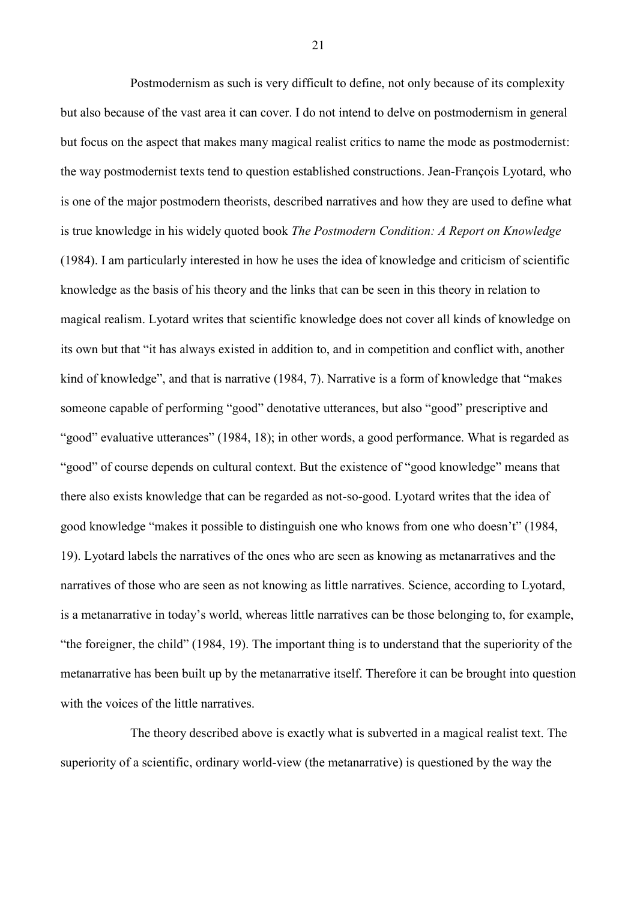Postmodernism as such is very difficult to define, not only because of its complexity but also because of the vast area it can cover. I do not intend to delve on postmodernism in general but focus on the aspect that makes many magical realist critics to name the mode as postmodernist: the way postmodernist texts tend to question established constructions. Jean-François Lyotard, who is one of the major postmodern theorists, described narratives and how they are used to define what is true knowledge in his widely quoted book *The Postmodern Condition: A Report on Knowledge* (1984). I am particularly interested in how he uses the idea of knowledge and criticism of scientific knowledge as the basis of his theory and the links that can be seen in this theory in relation to magical realism. Lyotard writes that scientific knowledge does not cover all kinds of knowledge on its own but that "it has always existed in addition to, and in competition and conflict with, another kind of knowledge", and that is narrative (1984, 7). Narrative is a form of knowledge that "makes someone capable of performing "good" denotative utterances, but also "good" prescriptive and "good" evaluative utterances" (1984, 18); in other words, a good performance. What is regarded as "good" of course depends on cultural context. But the existence of "good knowledge" means that there also exists knowledge that can be regarded as not-so-good. Lyotard writes that the idea of good knowledge "makes it possible to distinguish one who knows from one who doesn't" (1984, 19). Lyotard labels the narratives of the ones who are seen as knowing as metanarratives and the narratives of those who are seen as not knowing as little narratives. Science, according to Lyotard, is a metanarrative in today's world, whereas little narratives can be those belonging to, for example, "the foreigner, the child" (1984, 19). The important thing is to understand that the superiority of the metanarrative has been built up by the metanarrative itself. Therefore it can be brought into question with the voices of the little narratives.

The theory described above is exactly what is subverted in a magical realist text. The superiority of a scientific, ordinary world-view (the metanarrative) is questioned by the way the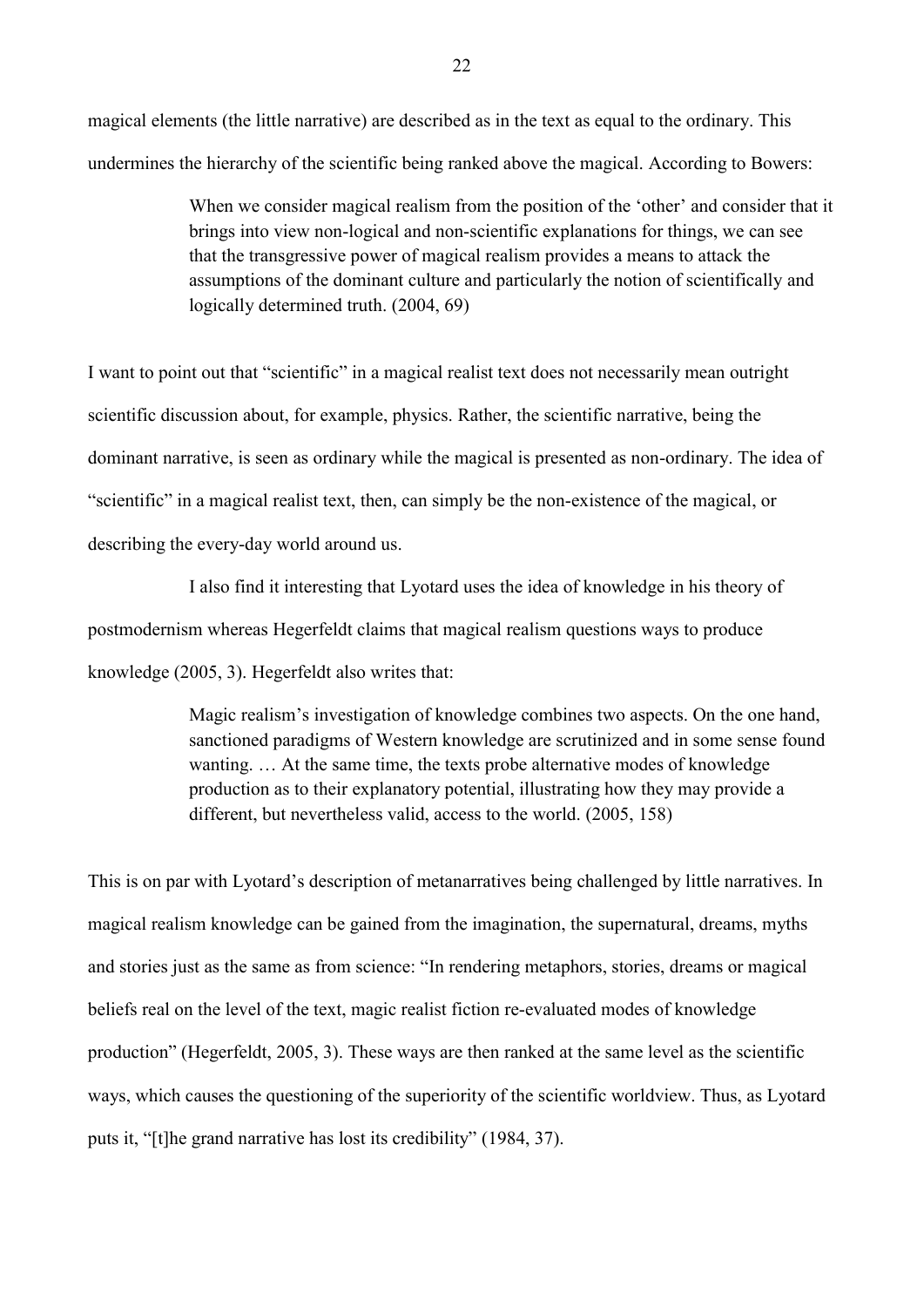magical elements (the little narrative) are described as in the text as equal to the ordinary. This undermines the hierarchy of the scientific being ranked above the magical. According to Bowers:

> When we consider magical realism from the position of the 'other' and consider that it brings into view non-logical and non-scientific explanations for things, we can see that the transgressive power of magical realism provides a means to attack the assumptions of the dominant culture and particularly the notion of scientifically and logically determined truth. (2004, 69)

I want to point out that "scientific" in a magical realist text does not necessarily mean outright scientific discussion about, for example, physics. Rather, the scientific narrative, being the dominant narrative, is seen as ordinary while the magical is presented as non-ordinary. The idea of "scientific" in a magical realist text, then, can simply be the non-existence of the magical, or describing the every-day world around us.

I also find it interesting that Lyotard uses the idea of knowledge in his theory of postmodernism whereas Hegerfeldt claims that magical realism questions ways to produce knowledge (2005, 3). Hegerfeldt also writes that:

> Magic realism's investigation of knowledge combines two aspects. On the one hand, sanctioned paradigms of Western knowledge are scrutinized and in some sense found wanting. … At the same time, the texts probe alternative modes of knowledge production as to their explanatory potential, illustrating how they may provide a different, but nevertheless valid, access to the world. (2005, 158)

This is on par with Lyotard's description of metanarratives being challenged by little narratives. In magical realism knowledge can be gained from the imagination, the supernatural, dreams, myths and stories just as the same as from science: "In rendering metaphors, stories, dreams or magical beliefs real on the level of the text, magic realist fiction re-evaluated modes of knowledge production" (Hegerfeldt, 2005, 3). These ways are then ranked at the same level as the scientific ways, which causes the questioning of the superiority of the scientific worldview. Thus, as Lyotard puts it, "[t]he grand narrative has lost its credibility" (1984, 37).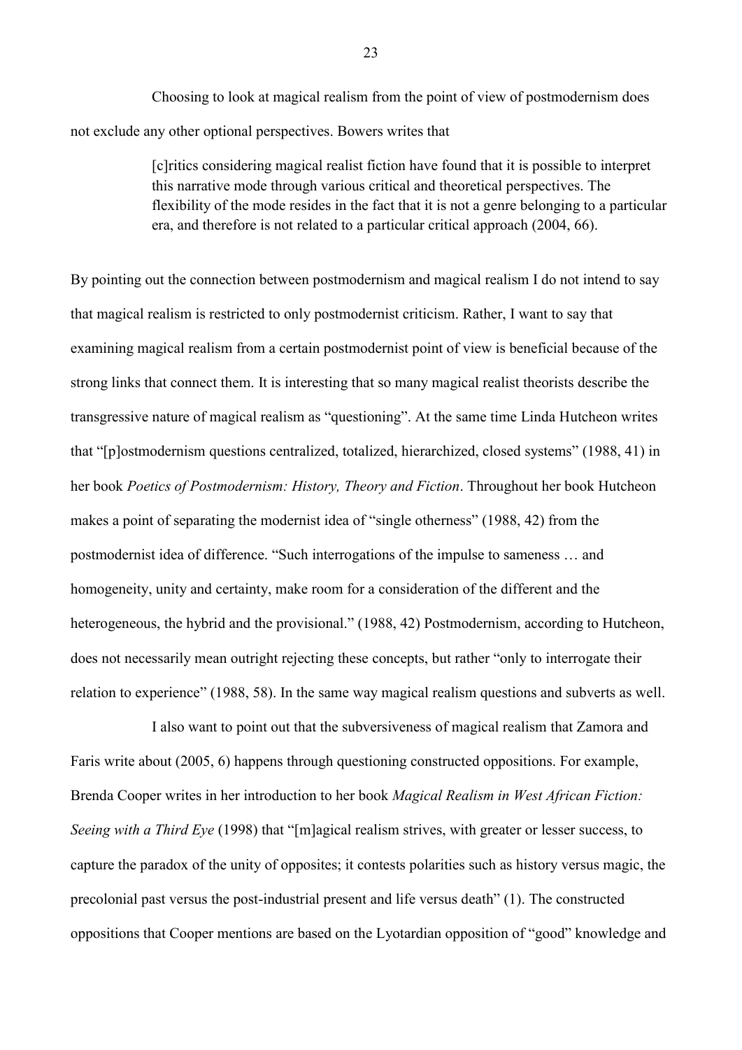Choosing to look at magical realism from the point of view of postmodernism does not exclude any other optional perspectives. Bowers writes that

> [c]ritics considering magical realist fiction have found that it is possible to interpret this narrative mode through various critical and theoretical perspectives. The flexibility of the mode resides in the fact that it is not a genre belonging to a particular era, and therefore is not related to a particular critical approach (2004, 66).

By pointing out the connection between postmodernism and magical realism I do not intend to say that magical realism is restricted to only postmodernist criticism. Rather, I want to say that examining magical realism from a certain postmodernist point of view is beneficial because of the strong links that connect them. It is interesting that so many magical realist theorists describe the transgressive nature of magical realism as "questioning". At the same time Linda Hutcheon writes that "[p]ostmodernism questions centralized, totalized, hierarchized, closed systems" (1988, 41) in her book *Poetics of Postmodernism: History, Theory and Fiction*. Throughout her book Hutcheon makes a point of separating the modernist idea of "single otherness" (1988, 42) from the postmodernist idea of difference. "Such interrogations of the impulse to sameness … and homogeneity, unity and certainty, make room for a consideration of the different and the heterogeneous, the hybrid and the provisional." (1988, 42) Postmodernism, according to Hutcheon, does not necessarily mean outright rejecting these concepts, but rather "only to interrogate their relation to experience" (1988, 58). In the same way magical realism questions and subverts as well.

I also want to point out that the subversiveness of magical realism that Zamora and Faris write about (2005, 6) happens through questioning constructed oppositions. For example, Brenda Cooper writes in her introduction to her book *Magical Realism in West African Fiction: Seeing with a Third Eye* (1998) that "[m]agical realism strives, with greater or lesser success, to capture the paradox of the unity of opposites; it contests polarities such as history versus magic, the precolonial past versus the post-industrial present and life versus death" (1). The constructed oppositions that Cooper mentions are based on the Lyotardian opposition of "good" knowledge and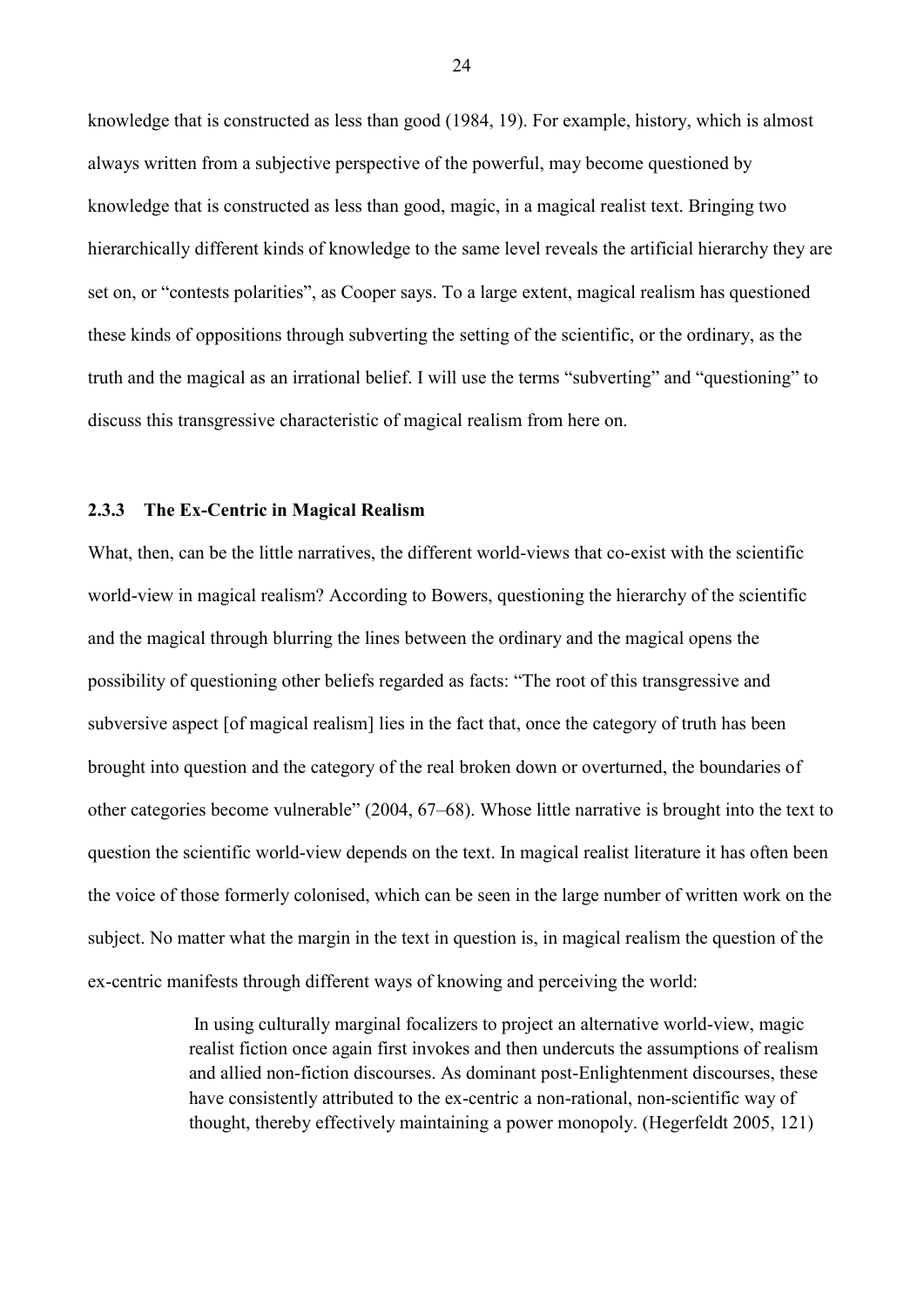knowledge that is constructed as less than good (1984, 19). For example, history, which is almost always written from a subjective perspective of the powerful, may become questioned by knowledge that is constructed as less than good, magic, in a magical realist text. Bringing two hierarchically different kinds of knowledge to the same level reveals the artificial hierarchy they are set on, or "contests polarities", as Cooper says. To a large extent, magical realism has questioned these kinds of oppositions through subverting the setting of the scientific, or the ordinary, as the truth and the magical as an irrational belief. I will use the terms "subverting" and "questioning" to discuss this transgressive characteristic of magical realism from here on.

### 2.3.3 The Ex-Centric in Magical Realism

What, then, can be the little narratives, the different world-views that co-exist with the scientific world-view in magical realism? According to Bowers, questioning the hierarchy of the scientific and the magical through blurring the lines between the ordinary and the magical opens the possibility of questioning other beliefs regarded as facts: "The root of this transgressive and subversive aspect [of magical realism] lies in the fact that, once the category of truth has been brought into question and the category of the real broken down or overturned, the boundaries of other categories become vulnerable" (2004, 67–68). Whose little narrative is brought into the text to question the scientific world-view depends on the text. In magical realist literature it has often been the voice of those formerly colonised, which can be seen in the large number of written work on the subject. No matter what the margin in the text in question is, in magical realism the question of the ex-centric manifests through different ways of knowing and perceiving the world:

> In using culturally marginal focalizers to project an alternative world-view, magic realist fiction once again first invokes and then undercuts the assumptions of realism and allied non-fiction discourses. As dominant post-Enlightenment discourses, these have consistently attributed to the ex-centric a non-rational, non-scientific way of thought, thereby effectively maintaining a power monopoly. (Hegerfeldt 2005, 121)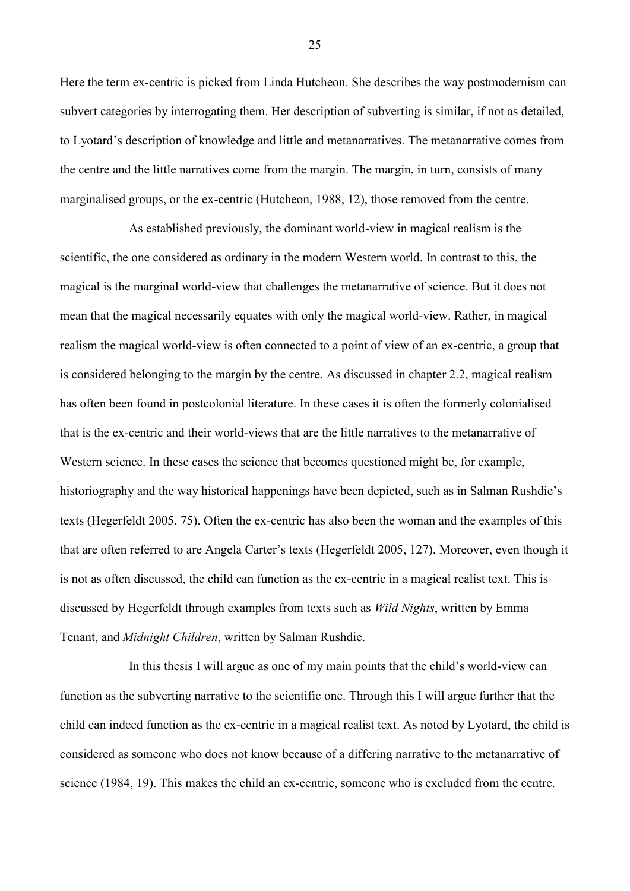Here the term ex-centric is picked from Linda Hutcheon. She describes the way postmodernism can subvert categories by interrogating them. Her description of subverting is similar, if not as detailed, to Lyotard's description of knowledge and little and metanarratives. The metanarrative comes from the centre and the little narratives come from the margin. The margin, in turn, consists of many marginalised groups, or the ex-centric (Hutcheon, 1988, 12), those removed from the centre.

As established previously, the dominant world-view in magical realism is the scientific, the one considered as ordinary in the modern Western world. In contrast to this, the magical is the marginal world-view that challenges the metanarrative of science. But it does not mean that the magical necessarily equates with only the magical world-view. Rather, in magical realism the magical world-view is often connected to a point of view of an ex-centric, a group that is considered belonging to the margin by the centre. As discussed in chapter 2.2, magical realism has often been found in postcolonial literature. In these cases it is often the formerly colonialised that is the ex-centric and their world-views that are the little narratives to the metanarrative of Western science. In these cases the science that becomes questioned might be, for example, historiography and the way historical happenings have been depicted, such as in Salman Rushdie's texts (Hegerfeldt 2005, 75). Often the ex-centric has also been the woman and the examples of this that are often referred to are Angela Carter's texts (Hegerfeldt 2005, 127). Moreover, even though it is not as often discussed, the child can function as the ex-centric in a magical realist text. This is discussed by Hegerfeldt through examples from texts such as *Wild Nights*, written by Emma Tenant, and *Midnight Children*, written by Salman Rushdie.

In this thesis I will argue as one of my main points that the child's world-view can function as the subverting narrative to the scientific one. Through this I will argue further that the child can indeed function as the ex-centric in a magical realist text. As noted by Lyotard, the child is considered as someone who does not know because of a differing narrative to the metanarrative of science (1984, 19). This makes the child an ex-centric, someone who is excluded from the centre.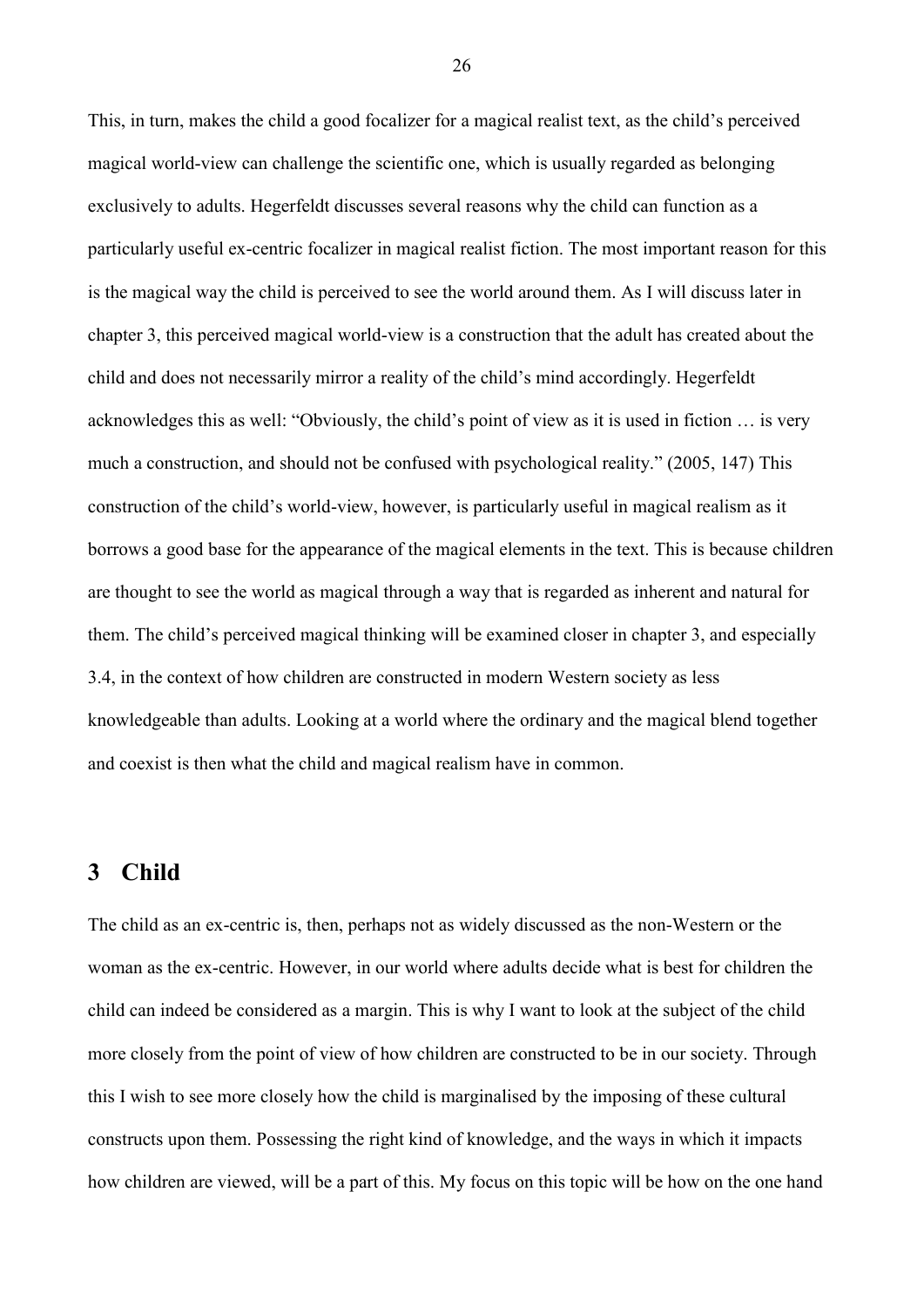This, in turn, makes the child a good focalizer for a magical realist text, as the child's perceived magical world-view can challenge the scientific one, which is usually regarded as belonging exclusively to adults. Hegerfeldt discusses several reasons why the child can function as a particularly useful ex-centric focalizer in magical realist fiction. The most important reason for this is the magical way the child is perceived to see the world around them. As I will discuss later in chapter 3, this perceived magical world-view is a construction that the adult has created about the child and does not necessarily mirror a reality of the child's mind accordingly. Hegerfeldt acknowledges this as well: "Obviously, the child's point of view as it is used in fiction … is very much a construction, and should not be confused with psychological reality." (2005, 147) This construction of the child's world-view, however, is particularly useful in magical realism as it borrows a good base for the appearance of the magical elements in the text. This is because children are thought to see the world as magical through a way that is regarded as inherent and natural for them. The child's perceived magical thinking will be examined closer in chapter 3, and especially 3.4, in the context of how children are constructed in modern Western society as less knowledgeable than adults. Looking at a world where the ordinary and the magical blend together and coexist is then what the child and magical realism have in common.

# 3 Child

The child as an ex-centric is, then, perhaps not as widely discussed as the non-Western or the woman as the ex-centric. However, in our world where adults decide what is best for children the child can indeed be considered as a margin. This is why I want to look at the subject of the child more closely from the point of view of how children are constructed to be in our society. Through this I wish to see more closely how the child is marginalised by the imposing of these cultural constructs upon them. Possessing the right kind of knowledge, and the ways in which it impacts how children are viewed, will be a part of this. My focus on this topic will be how on the one hand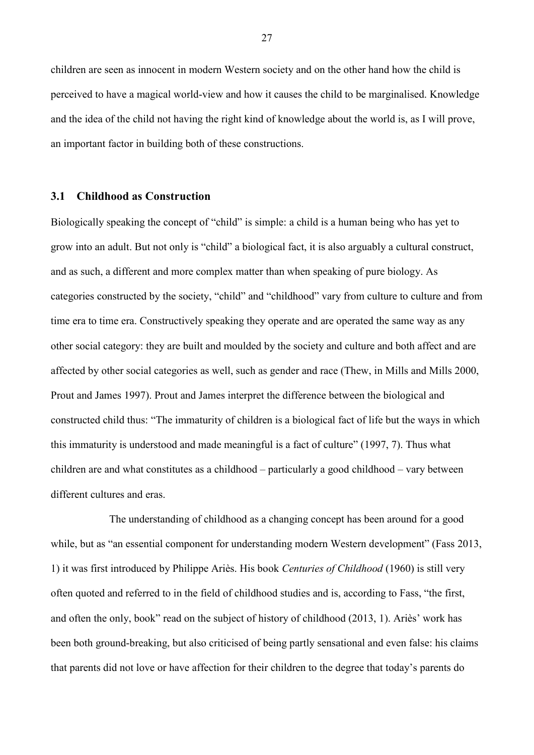children are seen as innocent in modern Western society and on the other hand how the child is perceived to have a magical world-view and how it causes the child to be marginalised. Knowledge and the idea of the child not having the right kind of knowledge about the world is, as I will prove, an important factor in building both of these constructions.

## 3.1 Childhood as Construction

Biologically speaking the concept of "child" is simple: a child is a human being who has yet to grow into an adult. But not only is "child" a biological fact, it is also arguably a cultural construct, and as such, a different and more complex matter than when speaking of pure biology. As categories constructed by the society, "child" and "childhood" vary from culture to culture and from time era to time era. Constructively speaking they operate and are operated the same way as any other social category: they are built and moulded by the society and culture and both affect and are affected by other social categories as well, such as gender and race (Thew, in Mills and Mills 2000, Prout and James 1997). Prout and James interpret the difference between the biological and constructed child thus: "The immaturity of children is a biological fact of life but the ways in which this immaturity is understood and made meaningful is a fact of culture" (1997, 7). Thus what children are and what constitutes as a childhood – particularly a good childhood – vary between different cultures and eras.

The understanding of childhood as a changing concept has been around for a good while, but as "an essential component for understanding modern Western development" (Fass 2013, 1) it was first introduced by Philippe Ariès. His book *Centuries of Childhood* (1960) is still very often quoted and referred to in the field of childhood studies and is, according to Fass, "the first, and often the only, book" read on the subject of history of childhood (2013, 1). Ariès' work has been both ground-breaking, but also criticised of being partly sensational and even false: his claims that parents did not love or have affection for their children to the degree that today's parents do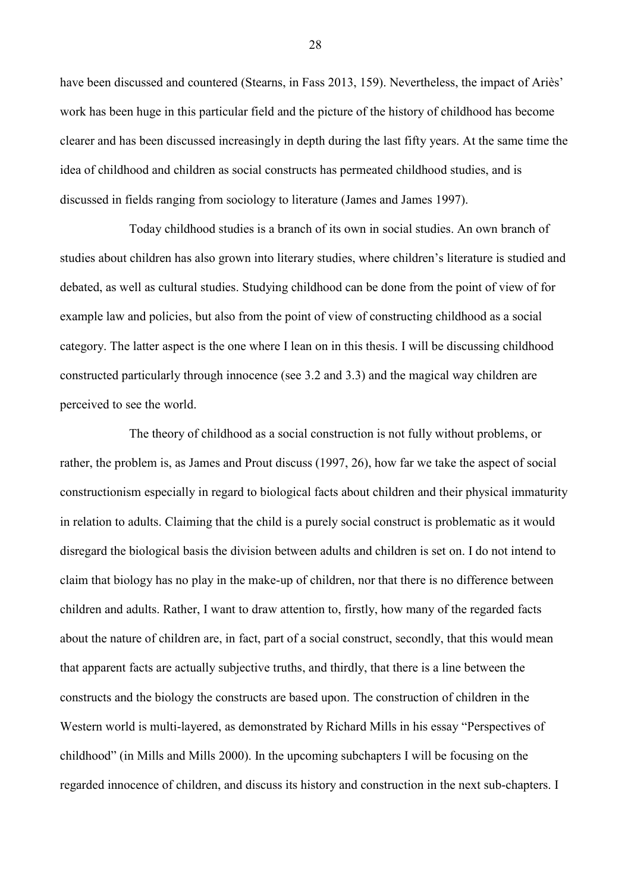have been discussed and countered (Stearns, in Fass 2013, 159). Nevertheless, the impact of Ariès' work has been huge in this particular field and the picture of the history of childhood has become clearer and has been discussed increasingly in depth during the last fifty years. At the same time the idea of childhood and children as social constructs has permeated childhood studies, and is discussed in fields ranging from sociology to literature (James and James 1997).

Today childhood studies is a branch of its own in social studies. An own branch of studies about children has also grown into literary studies, where children's literature is studied and debated, as well as cultural studies. Studying childhood can be done from the point of view of for example law and policies, but also from the point of view of constructing childhood as a social category. The latter aspect is the one where I lean on in this thesis. I will be discussing childhood constructed particularly through innocence (see 3.2 and 3.3) and the magical way children are perceived to see the world.

The theory of childhood as a social construction is not fully without problems, or rather, the problem is, as James and Prout discuss (1997, 26), how far we take the aspect of social constructionism especially in regard to biological facts about children and their physical immaturity in relation to adults. Claiming that the child is a purely social construct is problematic as it would disregard the biological basis the division between adults and children is set on. I do not intend to claim that biology has no play in the make-up of children, nor that there is no difference between children and adults. Rather, I want to draw attention to, firstly, how many of the regarded facts about the nature of children are, in fact, part of a social construct, secondly, that this would mean that apparent facts are actually subjective truths, and thirdly, that there is a line between the constructs and the biology the constructs are based upon. The construction of children in the Western world is multi-layered, as demonstrated by Richard Mills in his essay "Perspectives of childhood" (in Mills and Mills 2000). In the upcoming subchapters I will be focusing on the regarded innocence of children, and discuss its history and construction in the next sub-chapters. I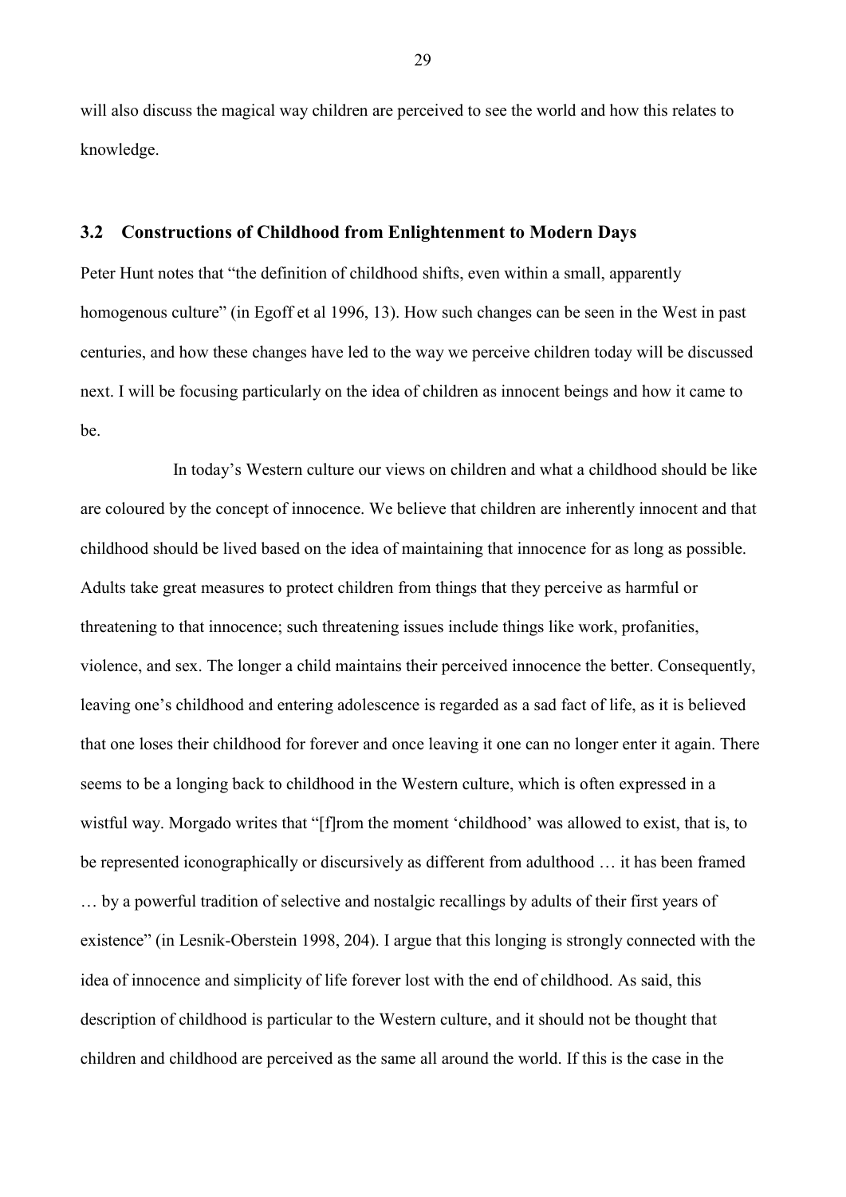will also discuss the magical way children are perceived to see the world and how this relates to knowledge.

## 3.2 Constructions of Childhood from Enlightenment to Modern Days

Peter Hunt notes that "the definition of childhood shifts, even within a small, apparently homogenous culture" (in Egoff et al 1996, 13). How such changes can be seen in the West in past centuries, and how these changes have led to the way we perceive children today will be discussed next. I will be focusing particularly on the idea of children as innocent beings and how it came to be.

In today's Western culture our views on children and what a childhood should be like are coloured by the concept of innocence. We believe that children are inherently innocent and that childhood should be lived based on the idea of maintaining that innocence for as long as possible. Adults take great measures to protect children from things that they perceive as harmful or threatening to that innocence; such threatening issues include things like work, profanities, violence, and sex. The longer a child maintains their perceived innocence the better. Consequently, leaving one's childhood and entering adolescence is regarded as a sad fact of life, as it is believed that one loses their childhood for forever and once leaving it one can no longer enter it again. There seems to be a longing back to childhood in the Western culture, which is often expressed in a wistful way. Morgado writes that "[f]rom the moment 'childhood' was allowed to exist, that is, to be represented iconographically or discursively as different from adulthood … it has been framed … by a powerful tradition of selective and nostalgic recallings by adults of their first years of existence" (in Lesnik-Oberstein 1998, 204). I argue that this longing is strongly connected with the idea of innocence and simplicity of life forever lost with the end of childhood. As said, this description of childhood is particular to the Western culture, and it should not be thought that children and childhood are perceived as the same all around the world. If this is the case in the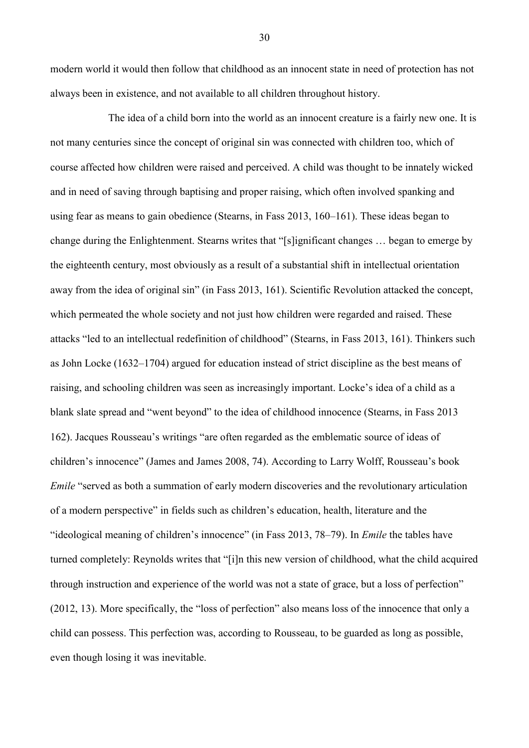modern world it would then follow that childhood as an innocent state in need of protection has not always been in existence, and not available to all children throughout history.

The idea of a child born into the world as an innocent creature is a fairly new one. It is not many centuries since the concept of original sin was connected with children too, which of course affected how children were raised and perceived. A child was thought to be innately wicked and in need of saving through baptising and proper raising, which often involved spanking and using fear as means to gain obedience (Stearns, in Fass 2013, 160–161). These ideas began to change during the Enlightenment. Stearns writes that "[s]ignificant changes … began to emerge by the eighteenth century, most obviously as a result of a substantial shift in intellectual orientation away from the idea of original sin" (in Fass 2013, 161). Scientific Revolution attacked the concept, which permeated the whole society and not just how children were regarded and raised. These attacks "led to an intellectual redefinition of childhood" (Stearns, in Fass 2013, 161). Thinkers such as John Locke (1632–1704) argued for education instead of strict discipline as the best means of raising, and schooling children was seen as increasingly important. Locke's idea of a child as a blank slate spread and "went beyond" to the idea of childhood innocence (Stearns, in Fass 2013 162). Jacques Rousseau's writings "are often regarded as the emblematic source of ideas of children's innocence" (James and James 2008, 74). According to Larry Wolff, Rousseau's book *Emile* "served as both a summation of early modern discoveries and the revolutionary articulation of a modern perspective" in fields such as children's education, health, literature and the "ideological meaning of children's innocence" (in Fass 2013, 78–79). In *Emile* the tables have turned completely: Reynolds writes that "[i]n this new version of childhood, what the child acquired through instruction and experience of the world was not a state of grace, but a loss of perfection" (2012, 13). More specifically, the "loss of perfection" also means loss of the innocence that only a child can possess. This perfection was, according to Rousseau, to be guarded as long as possible, even though losing it was inevitable.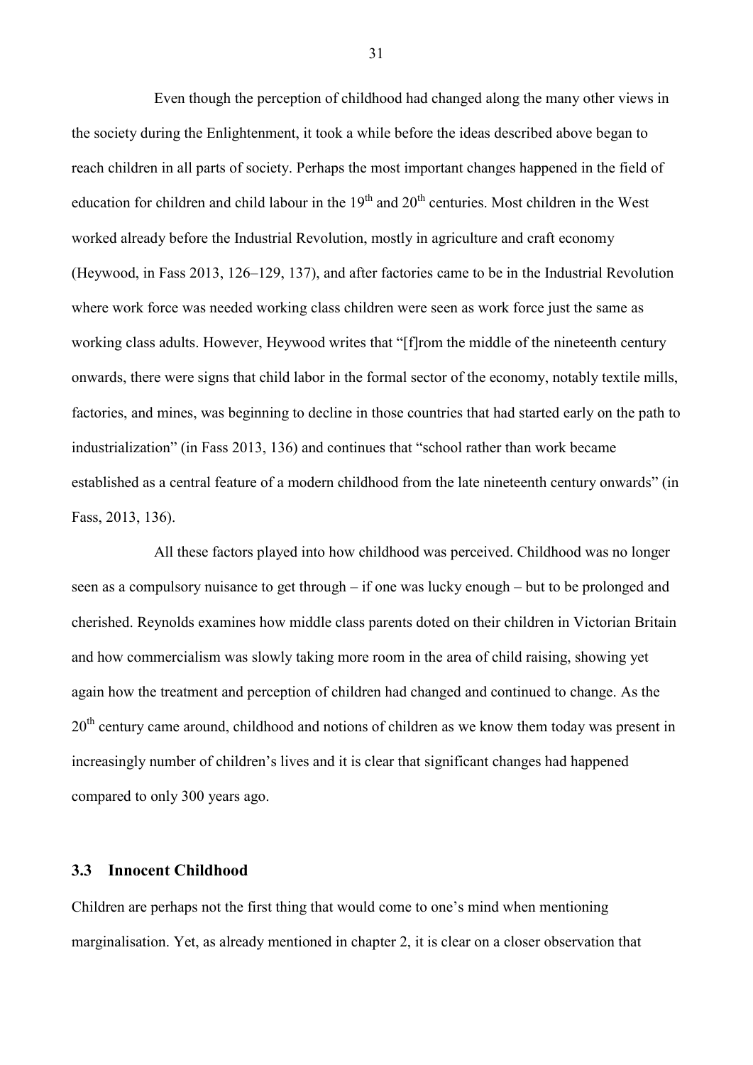Even though the perception of childhood had changed along the many other views in the society during the Enlightenment, it took a while before the ideas described above began to reach children in all parts of society. Perhaps the most important changes happened in the field of education for children and child labour in the 19th and 20th centuries. Most children in the West worked already before the Industrial Revolution, mostly in agriculture and craft economy (Heywood, in Fass 2013, 126–129, 137), and after factories came to be in the Industrial Revolution where work force was needed working class children were seen as work force just the same as working class adults. However, Heywood writes that "[f]rom the middle of the nineteenth century onwards, there were signs that child labor in the formal sector of the economy, notably textile mills, factories, and mines, was beginning to decline in those countries that had started early on the path to industrialization" (in Fass 2013, 136) and continues that "school rather than work became established as a central feature of a modern childhood from the late nineteenth century onwards" (in Fass, 2013, 136).

All these factors played into how childhood was perceived. Childhood was no longer seen as a compulsory nuisance to get through – if one was lucky enough – but to be prolonged and cherished. Reynolds examines how middle class parents doted on their children in Victorian Britain and how commercialism was slowly taking more room in the area of child raising, showing yet again how the treatment and perception of children had changed and continued to change. As the 20th century came around, childhood and notions of children as we know them today was present in increasingly number of children's lives and it is clear that significant changes had happened compared to only 300 years ago.

### 3.3 Innocent Childhood

Children are perhaps not the first thing that would come to one's mind when mentioning marginalisation. Yet, as already mentioned in chapter 2, it is clear on a closer observation that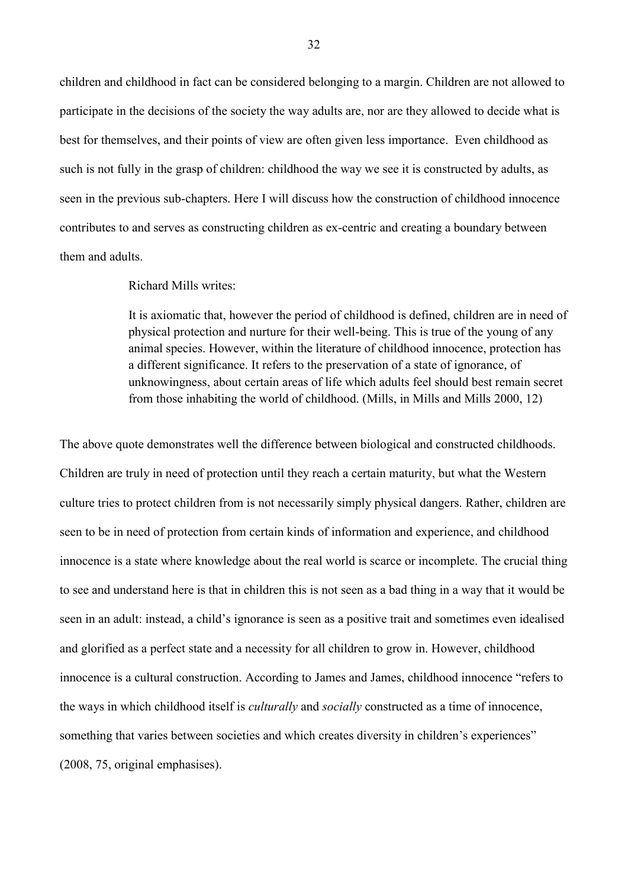children and childhood in fact can be considered belonging to a margin. Children are not allowed to participate in the decisions of the society the way adults are, nor are they allowed to decide what is best for themselves, and their points of view are often given less importance. Even childhood as such is not fully in the grasp of children: childhood the way we see it is constructed by adults, as seen in the previous sub-chapters. Here I will discuss how the construction of childhood innocence contributes to and serves as constructing children as ex-centric and creating a boundary between them and adults.

Richard Mills writes:

> It is axiomatic that, however the period of childhood is defined, children are in need of physical protection and nurture for their well-being. This is true of the young of any animal species. However, within the literature of childhood innocence, protection has a different significance. It refers to the preservation of a state of ignorance, of unknowingness, about certain areas of life which adults feel should best remain secret from those inhabiting the world of childhood. (Mills, in Mills and Mills 2000, 12)

The above quote demonstrates well the difference between biological and constructed childhoods. Children are truly in need of protection until they reach a certain maturity, but what the Western culture tries to protect children from is not necessarily simply physical dangers. Rather, children are seen to be in need of protection from certain kinds of information and experience, and childhood innocence is a state where knowledge about the real world is scarce or incomplete. The crucial thing to see and understand here is that in children this is not seen as a bad thing in a way that it would be seen in an adult: instead, a child's ignorance is seen as a positive trait and sometimes even idealised and glorified as a perfect state and a necessity for all children to grow in. However, childhood innocence is a cultural construction. According to James and James, childhood innocence "refers to the ways in which childhood itself is *culturally* and *socially* constructed as a time of innocence, something that varies between societies and which creates diversity in children's experiences" (2008, 75, original emphasises).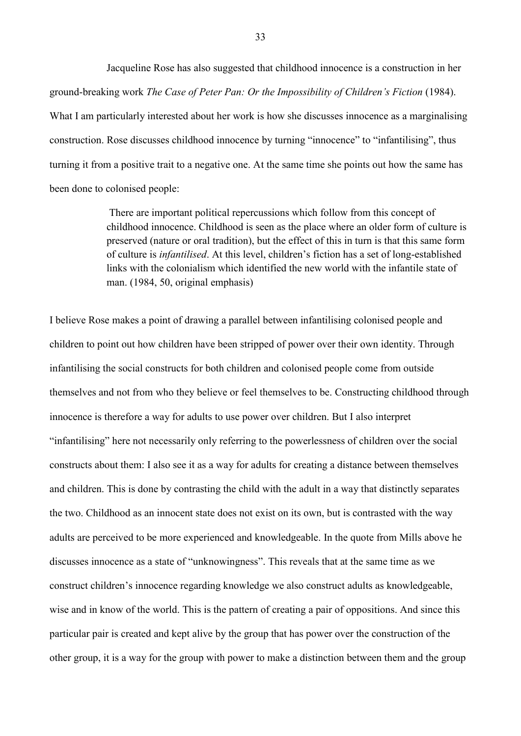Jacqueline Rose has also suggested that childhood innocence is a construction in her ground-breaking work *The Case of Peter Pan: Or the Impossibility of Children's Fiction* (1984). What I am particularly interested about her work is how she discusses innocence as a marginalising construction. Rose discusses childhood innocence by turning "innocence" to "infantilising", thus turning it from a positive trait to a negative one. At the same time she points out how the same has been done to colonised people:

> There are important political repercussions which follow from this concept of childhood innocence. Childhood is seen as the place where an older form of culture is preserved (nature or oral tradition), but the effect of this in turn is that this same form of culture is *infantilised*. At this level, children's fiction has a set of long-established links with the colonialism which identified the new world with the infantile state of man. (1984, 50, original emphasis)

I believe Rose makes a point of drawing a parallel between infantilising colonised people and children to point out how children have been stripped of power over their own identity. Through infantilising the social constructs for both children and colonised people come from outside themselves and not from who they believe or feel themselves to be. Constructing childhood through innocence is therefore a way for adults to use power over children. But I also interpret "infantilising" here not necessarily only referring to the powerlessness of children over the social constructs about them: I also see it as a way for adults for creating a distance between themselves and children. This is done by contrasting the child with the adult in a way that distinctly separates the two. Childhood as an innocent state does not exist on its own, but is contrasted with the way adults are perceived to be more experienced and knowledgeable. In the quote from Mills above he discusses innocence as a state of "unknowingness". This reveals that at the same time as we construct children's innocence regarding knowledge we also construct adults as knowledgeable, wise and in know of the world. This is the pattern of creating a pair of oppositions. And since this particular pair is created and kept alive by the group that has power over the construction of the other group, it is a way for the group with power to make a distinction between them and the group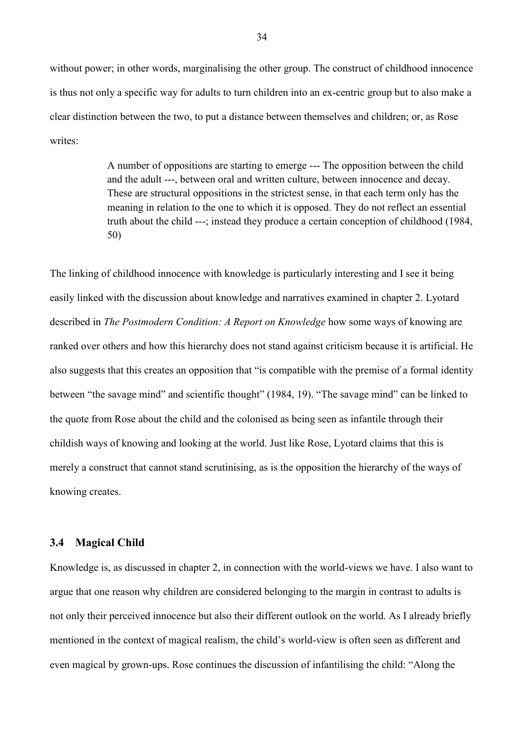without power; in other words, marginalising the other group. The construct of childhood innocence is thus not only a specific way for adults to turn children into an ex-centric group but to also make a clear distinction between the two, to put a distance between themselves and children; or, as Rose writes:

> A number of oppositions are starting to emerge --- The opposition between the child and the adult ---, between oral and written culture, between innocence and decay. These are structural oppositions in the strictest sense, in that each term only has the meaning in relation to the one to which it is opposed. They do not reflect an essential truth about the child ---; instead they produce a certain conception of childhood (1984, 50)

The linking of childhood innocence with knowledge is particularly interesting and I see it being easily linked with the discussion about knowledge and narratives examined in chapter 2. Lyotard described in *The Postmodern Condition: A Report on Knowledge* how some ways of knowing are ranked over others and how this hierarchy does not stand against criticism because it is artificial. He also suggests that this creates an opposition that "is compatible with the premise of a formal identity between "the savage mind" and scientific thought" (1984, 19). "The savage mind" can be linked to the quote from Rose about the child and the colonised as being seen as infantile through their childish ways of knowing and looking at the world. Just like Rose, Lyotard claims that this is merely a construct that cannot stand scrutinising, as is the opposition the hierarchy of the ways of knowing creates.

### 3.4 Magical Child

Knowledge is, as discussed in chapter 2, in connection with the world-views we have. I also want to argue that one reason why children are considered belonging to the margin in contrast to adults is not only their perceived innocence but also their different outlook on the world. As I already briefly mentioned in the context of magical realism, the child's world-view is often seen as different and even magical by grown-ups. Rose continues the discussion of infantilising the child: "Along the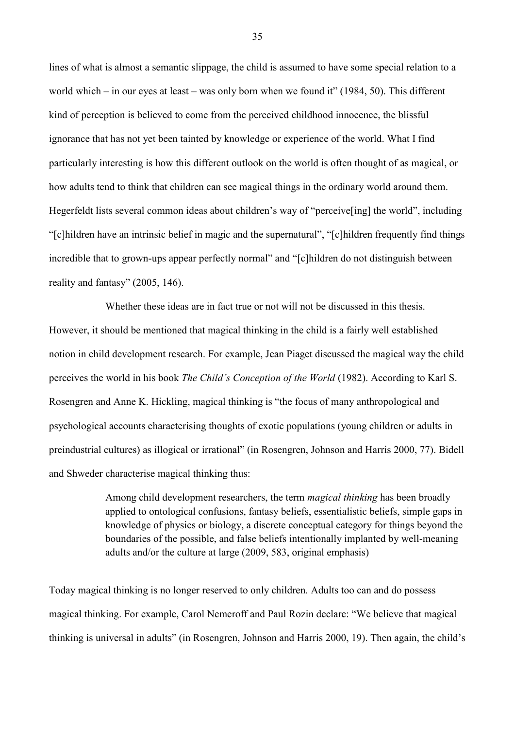lines of what is almost a semantic slippage, the child is assumed to have some special relation to a world which – in our eyes at least – was only born when we found it" (1984, 50). This different kind of perception is believed to come from the perceived childhood innocence, the blissful ignorance that has not yet been tainted by knowledge or experience of the world. What I find particularly interesting is how this different outlook on the world is often thought of as magical, or how adults tend to think that children can see magical things in the ordinary world around them. Hegerfeldt lists several common ideas about children's way of "perceive[ing] the world", including "[c]hildren have an intrinsic belief in magic and the supernatural", "[c]hildren frequently find things incredible that to grown-ups appear perfectly normal" and "[c]hildren do not distinguish between reality and fantasy" (2005, 146).

Whether these ideas are in fact true or not will not be discussed in this thesis. However, it should be mentioned that magical thinking in the child is a fairly well established notion in child development research. For example, Jean Piaget discussed the magical way the child perceives the world in his book *The Child's Conception of the World* (1982). According to Karl S. Rosengren and Anne K. Hickling, magical thinking is "the focus of many anthropological and psychological accounts characterising thoughts of exotic populations (young children or adults in preindustrial cultures) as illogical or irrational" (in Rosengren, Johnson and Harris 2000, 77). Bidell and Shweder characterise magical thinking thus:

> Among child development researchers, the term *magical thinking* has been broadly applied to ontological confusions, fantasy beliefs, essentialistic beliefs, simple gaps in knowledge of physics or biology, a discrete conceptual category for things beyond the boundaries of the possible, and false beliefs intentionally implanted by well-meaning adults and/or the culture at large (2009, 583, original emphasis)

Today magical thinking is no longer reserved to only children. Adults too can and do possess magical thinking. For example, Carol Nemeroff and Paul Rozin declare: "We believe that magical thinking is universal in adults" (in Rosengren, Johnson and Harris 2000, 19). Then again, the child's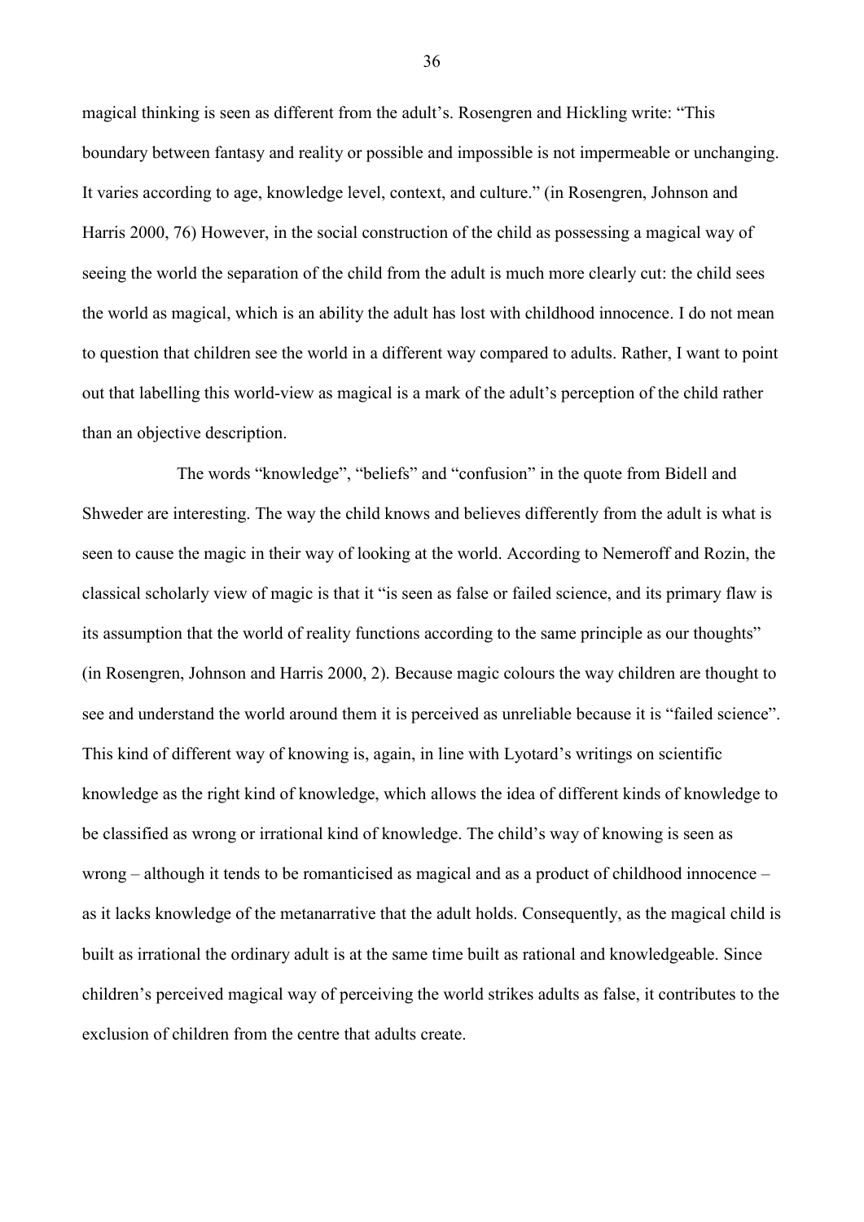magical thinking is seen as different from the adult's. Rosengren and Hickling write: "This boundary between fantasy and reality or possible and impossible is not impermeable or unchanging. It varies according to age, knowledge level, context, and culture." (in Rosengren, Johnson and Harris 2000, 76) However, in the social construction of the child as possessing a magical way of seeing the world the separation of the child from the adult is much more clearly cut: the child sees the world as magical, which is an ability the adult has lost with childhood innocence. I do not mean to question that children see the world in a different way compared to adults. Rather, I want to point out that labelling this world-view as magical is a mark of the adult's perception of the child rather than an objective description.

The words "knowledge", "beliefs" and "confusion" in the quote from Bidell and Shweder are interesting. The way the child knows and believes differently from the adult is what is seen to cause the magic in their way of looking at the world. According to Nemeroff and Rozin, the classical scholarly view of magic is that it "is seen as false or failed science, and its primary flaw is its assumption that the world of reality functions according to the same principle as our thoughts" (in Rosengren, Johnson and Harris 2000, 2). Because magic colours the way children are thought to see and understand the world around them it is perceived as unreliable because it is "failed science". This kind of different way of knowing is, again, in line with Lyotard's writings on scientific knowledge as the right kind of knowledge, which allows the idea of different kinds of knowledge to be classified as wrong or irrational kind of knowledge. The child's way of knowing is seen as wrong – although it tends to be romanticised as magical and as a product of childhood innocence – as it lacks knowledge of the metanarrative that the adult holds. Consequently, as the magical child is built as irrational the ordinary adult is at the same time built as rational and knowledgeable. Since children's perceived magical way of perceiving the world strikes adults as false, it contributes to the exclusion of children from the centre that adults create.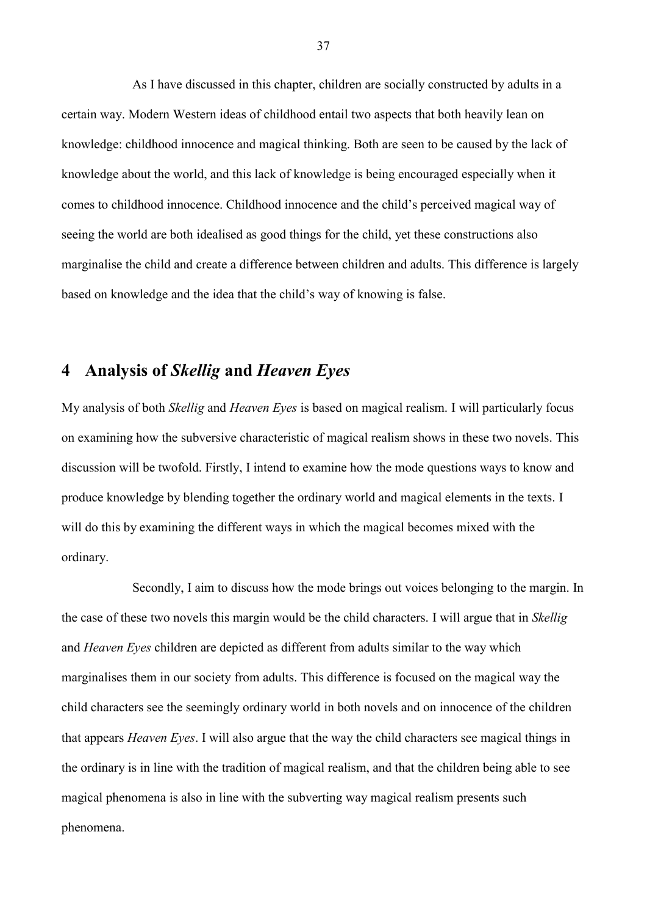As I have discussed in this chapter, children are socially constructed by adults in a certain way. Modern Western ideas of childhood entail two aspects that both heavily lean on knowledge: childhood innocence and magical thinking. Both are seen to be caused by the lack of knowledge about the world, and this lack of knowledge is being encouraged especially when it comes to childhood innocence. Childhood innocence and the child's perceived magical way of seeing the world are both idealised as good things for the child, yet these constructions also marginalise the child and create a difference between children and adults. This difference is largely based on knowledge and the idea that the child's way of knowing is false.

# 4 Analysis of *Skellig* and *Heaven Eyes*

My analysis of both *Skellig* and *Heaven Eyes* is based on magical realism. I will particularly focus on examining how the subversive characteristic of magical realism shows in these two novels. This discussion will be twofold. Firstly, I intend to examine how the mode questions ways to know and produce knowledge by blending together the ordinary world and magical elements in the texts. I will do this by examining the different ways in which the magical becomes mixed with the ordinary.

Secondly, I aim to discuss how the mode brings out voices belonging to the margin. In the case of these two novels this margin would be the child characters. I will argue that in *Skellig* and *Heaven Eyes* children are depicted as different from adults similar to the way which marginalises them in our society from adults. This difference is focused on the magical way the child characters see the seemingly ordinary world in both novels and on innocence of the children that appears *Heaven Eyes*. I will also argue that the way the child characters see magical things in the ordinary is in line with the tradition of magical realism, and that the children being able to see magical phenomena is also in line with the subverting way magical realism presents such phenomena.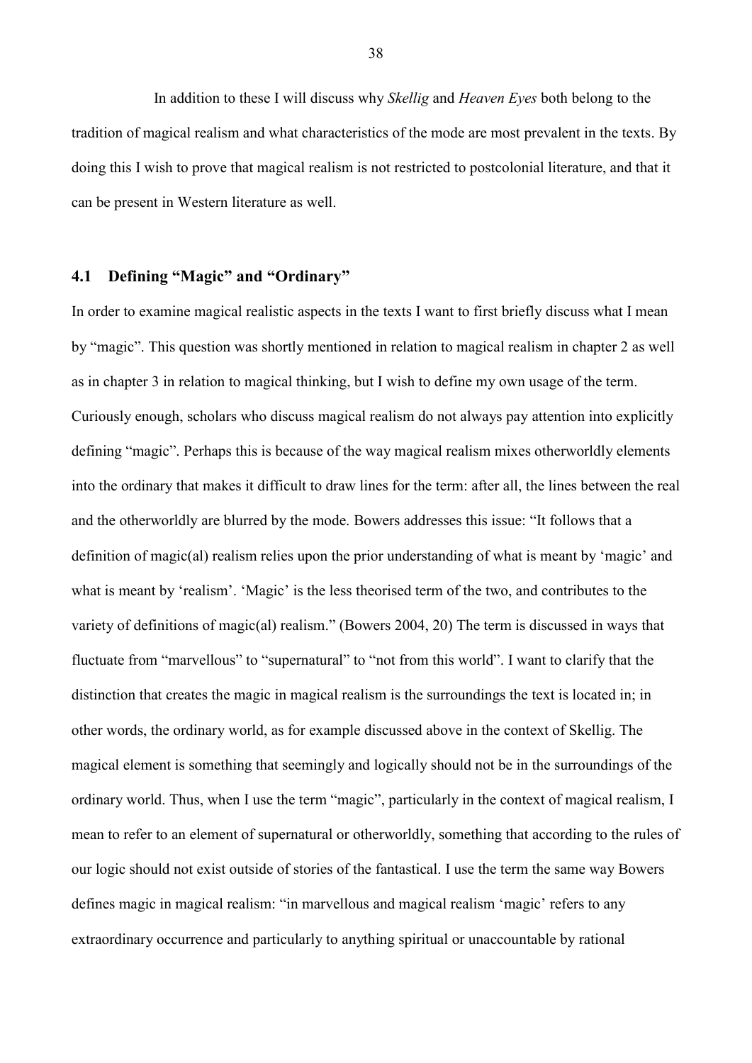In addition to these I will discuss why *Skellig* and *Heaven Eyes* both belong to the tradition of magical realism and what characteristics of the mode are most prevalent in the texts. By doing this I wish to prove that magical realism is not restricted to postcolonial literature, and that it can be present in Western literature as well.

## 4.1 Defining "Magic" and "Ordinary"

In order to examine magical realistic aspects in the texts I want to first briefly discuss what I mean by "magic". This question was shortly mentioned in relation to magical realism in chapter 2 as well as in chapter 3 in relation to magical thinking, but I wish to define my own usage of the term. Curiously enough, scholars who discuss magical realism do not always pay attention into explicitly defining "magic". Perhaps this is because of the way magical realism mixes otherworldly elements into the ordinary that makes it difficult to draw lines for the term: after all, the lines between the real and the otherworldly are blurred by the mode. Bowers addresses this issue: "It follows that a definition of magic(al) realism relies upon the prior understanding of what is meant by 'magic' and what is meant by 'realism'. 'Magic' is the less theorised term of the two, and contributes to the variety of definitions of magic(al) realism." (Bowers 2004, 20) The term is discussed in ways that fluctuate from "marvellous" to "supernatural" to "not from this world". I want to clarify that the distinction that creates the magic in magical realism is the surroundings the text is located in; in other words, the ordinary world, as for example discussed above in the context of Skellig. The magical element is something that seemingly and logically should not be in the surroundings of the ordinary world. Thus, when I use the term "magic", particularly in the context of magical realism, I mean to refer to an element of supernatural or otherworldly, something that according to the rules of our logic should not exist outside of stories of the fantastical. I use the term the same way Bowers defines magic in magical realism: "in marvellous and magical realism 'magic' refers to any extraordinary occurrence and particularly to anything spiritual or unaccountable by rational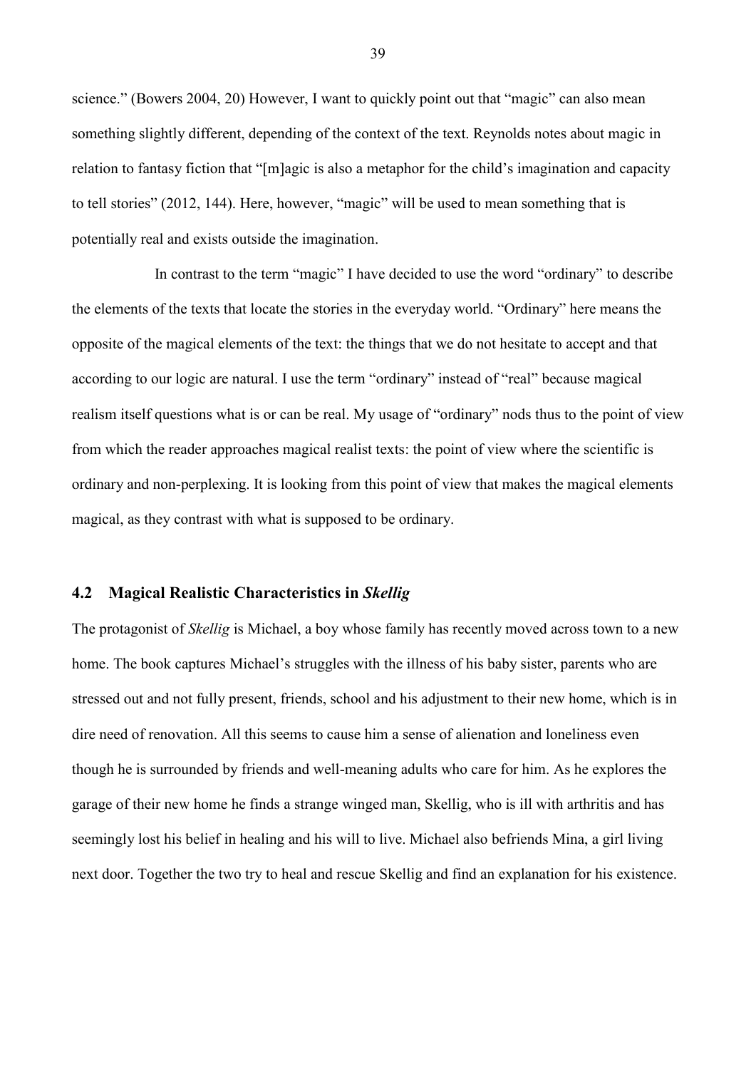science." (Bowers 2004, 20) However, I want to quickly point out that "magic" can also mean something slightly different, depending of the context of the text. Reynolds notes about magic in relation to fantasy fiction that "[m]agic is also a metaphor for the child's imagination and capacity to tell stories" (2012, 144). Here, however, "magic" will be used to mean something that is potentially real and exists outside the imagination.

In contrast to the term "magic" I have decided to use the word "ordinary" to describe the elements of the texts that locate the stories in the everyday world. "Ordinary" here means the opposite of the magical elements of the text: the things that we do not hesitate to accept and that according to our logic are natural. I use the term "ordinary" instead of "real" because magical realism itself questions what is or can be real. My usage of "ordinary" nods thus to the point of view from which the reader approaches magical realist texts: the point of view where the scientific is ordinary and non-perplexing. It is looking from this point of view that makes the magical elements magical, as they contrast with what is supposed to be ordinary.

## 4.2 Magical Realistic Characteristics in *Skellig*

The protagonist of *Skellig* is Michael, a boy whose family has recently moved across town to a new home. The book captures Michael's struggles with the illness of his baby sister, parents who are stressed out and not fully present, friends, school and his adjustment to their new home, which is in dire need of renovation. All this seems to cause him a sense of alienation and loneliness even though he is surrounded by friends and well-meaning adults who care for him. As he explores the garage of their new home he finds a strange winged man, Skellig, who is ill with arthritis and has seemingly lost his belief in healing and his will to live. Michael also befriends Mina, a girl living next door. Together the two try to heal and rescue Skellig and find an explanation for his existence.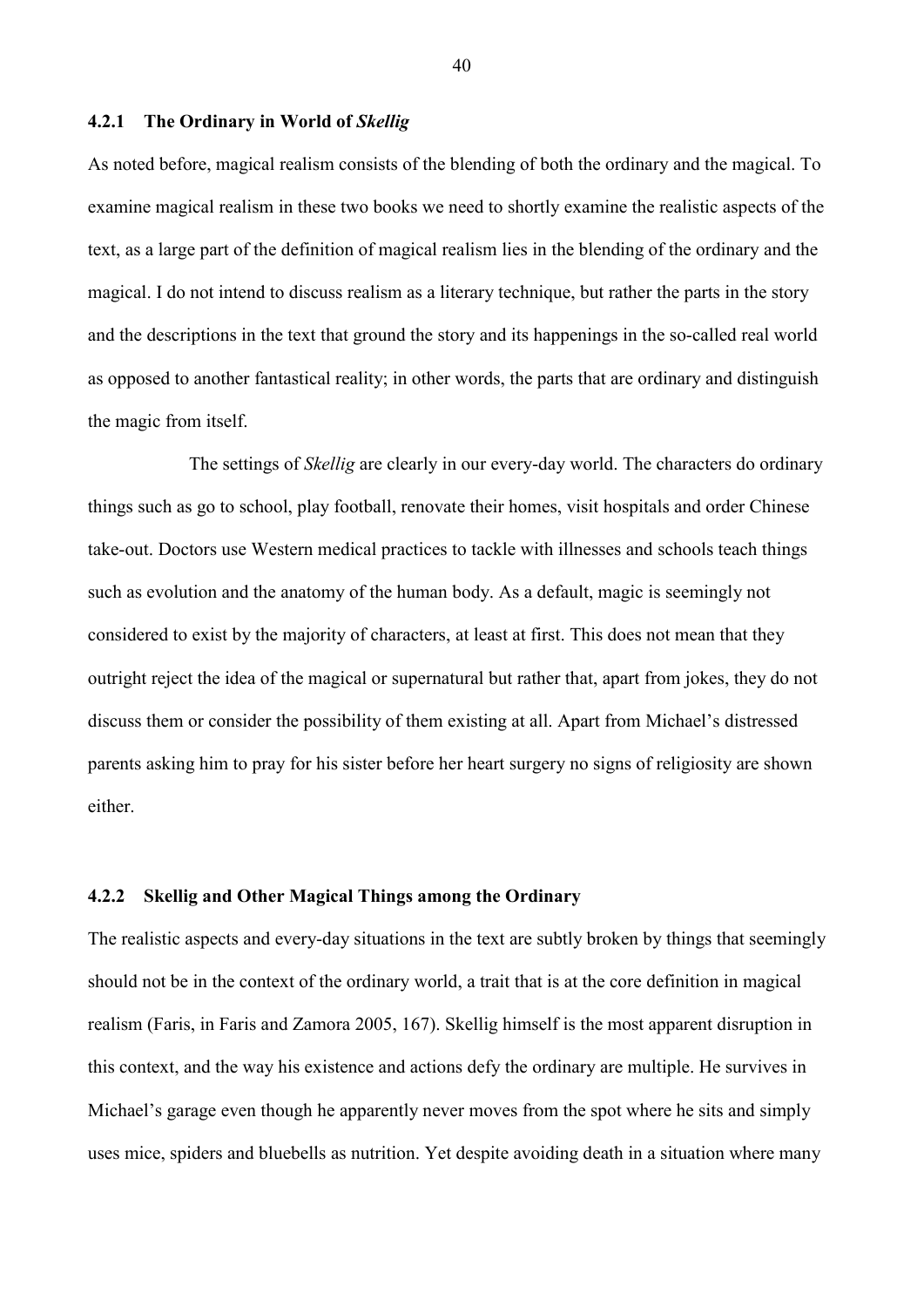### 4.2.1 The Ordinary in World of *Skellig*

As noted before, magical realism consists of the blending of both the ordinary and the magical. To examine magical realism in these two books we need to shortly examine the realistic aspects of the text, as a large part of the definition of magical realism lies in the blending of the ordinary and the magical. I do not intend to discuss realism as a literary technique, but rather the parts in the story and the descriptions in the text that ground the story and its happenings in the so-called real world as opposed to another fantastical reality; in other words, the parts that are ordinary and distinguish the magic from itself.

The settings of *Skellig* are clearly in our every-day world. The characters do ordinary things such as go to school, play football, renovate their homes, visit hospitals and order Chinese take-out. Doctors use Western medical practices to tackle with illnesses and schools teach things such as evolution and the anatomy of the human body. As a default, magic is seemingly not considered to exist by the majority of characters, at least at first. This does not mean that they outright reject the idea of the magical or supernatural but rather that, apart from jokes, they do not discuss them or consider the possibility of them existing at all. Apart from Michael's distressed parents asking him to pray for his sister before her heart surgery no signs of religiosity are shown either.

### 4.2.2 Skellig and Other Magical Things among the Ordinary

The realistic aspects and every-day situations in the text are subtly broken by things that seemingly should not be in the context of the ordinary world, a trait that is at the core definition in magical realism (Faris, in Faris and Zamora 2005, 167). Skellig himself is the most apparent disruption in this context, and the way his existence and actions defy the ordinary are multiple. He survives in Michael's garage even though he apparently never moves from the spot where he sits and simply uses mice, spiders and bluebells as nutrition. Yet despite avoiding death in a situation where many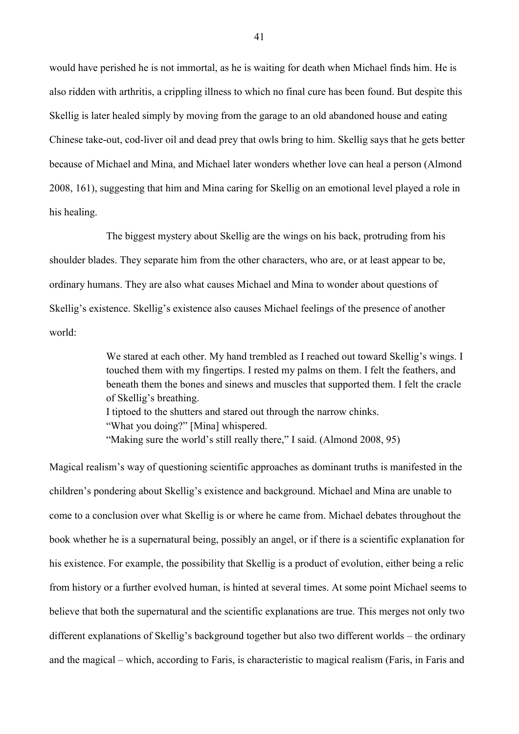would have perished he is not immortal, as he is waiting for death when Michael finds him. He is also ridden with arthritis, a crippling illness to which no final cure has been found. But despite this Skellig is later healed simply by moving from the garage to an old abandoned house and eating Chinese take-out, cod-liver oil and dead prey that owls bring to him. Skellig says that he gets better because of Michael and Mina, and Michael later wonders whether love can heal a person (Almond 2008, 161), suggesting that him and Mina caring for Skellig on an emotional level played a role in his healing.

The biggest mystery about Skellig are the wings on his back, protruding from his shoulder blades. They separate him from the other characters, who are, or at least appear to be, ordinary humans. They are also what causes Michael and Mina to wonder about questions of Skellig's existence. Skellig's existence also causes Michael feelings of the presence of another world:

> We stared at each other. My hand trembled as I reached out toward Skellig's wings. I touched them with my fingertips. I rested my palms on them. I felt the feathers, and beneath them the bones and sinews and muscles that supported them. I felt the cracle of Skellig's breathing.
> I tiptoed to the shutters and stared out through the narrow chinks.
> "What you doing?" [Mina] whispered.
> "Making sure the world's still really there," I said. (Almond 2008, 95)

Magical realism's way of questioning scientific approaches as dominant truths is manifested in the children's pondering about Skellig's existence and background. Michael and Mina are unable to come to a conclusion over what Skellig is or where he came from. Michael debates throughout the book whether he is a supernatural being, possibly an angel, or if there is a scientific explanation for his existence. For example, the possibility that Skellig is a product of evolution, either being a relic from history or a further evolved human, is hinted at several times. At some point Michael seems to believe that both the supernatural and the scientific explanations are true. This merges not only two different explanations of Skellig's background together but also two different worlds – the ordinary and the magical – which, according to Faris, is characteristic to magical realism (Faris, in Faris and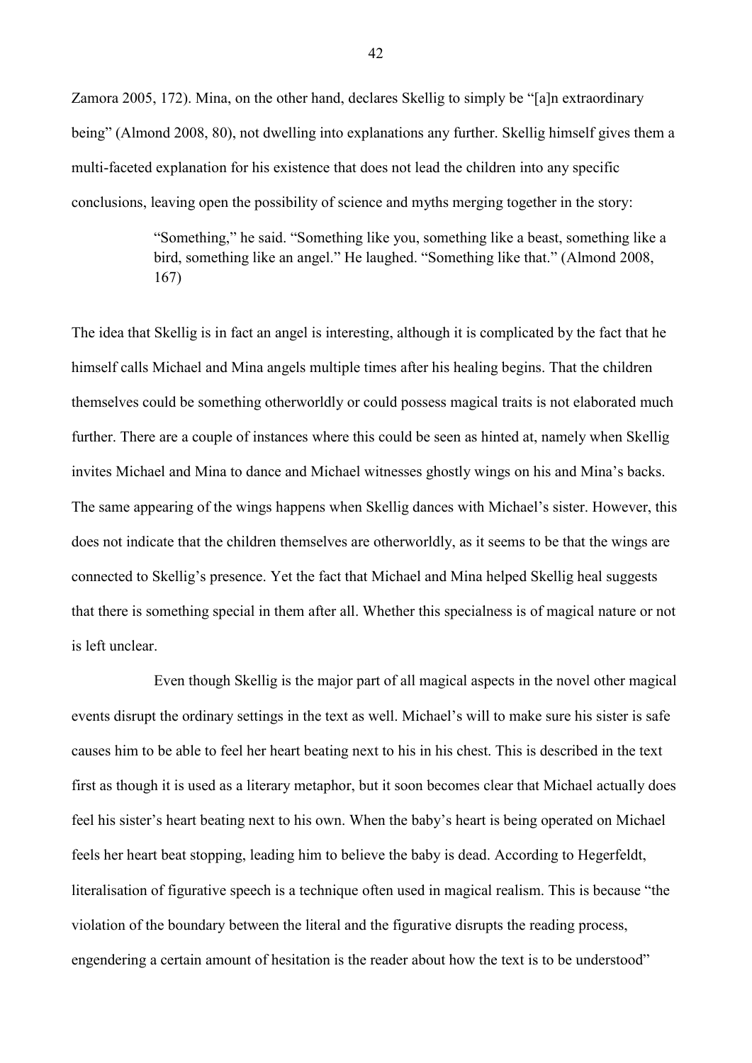Zamora 2005, 172). Mina, on the other hand, declares Skellig to simply be "[a]n extraordinary being" (Almond 2008, 80), not dwelling into explanations any further. Skellig himself gives them a multi-faceted explanation for his existence that does not lead the children into any specific conclusions, leaving open the possibility of science and myths merging together in the story:

> "Something," he said. "Something like you, something like a beast, something like a bird, something like an angel." He laughed. "Something like that." (Almond 2008, 167)

The idea that Skellig is in fact an angel is interesting, although it is complicated by the fact that he himself calls Michael and Mina angels multiple times after his healing begins. That the children themselves could be something otherworldly or could possess magical traits is not elaborated much further. There are a couple of instances where this could be seen as hinted at, namely when Skellig invites Michael and Mina to dance and Michael witnesses ghostly wings on his and Mina's backs. The same appearing of the wings happens when Skellig dances with Michael's sister. However, this does not indicate that the children themselves are otherworldly, as it seems to be that the wings are connected to Skellig's presence. Yet the fact that Michael and Mina helped Skellig heal suggests that there is something special in them after all. Whether this specialness is of magical nature or not is left unclear.

Even though Skellig is the major part of all magical aspects in the novel other magical events disrupt the ordinary settings in the text as well. Michael's will to make sure his sister is safe causes him to be able to feel her heart beating next to his in his chest. This is described in the text first as though it is used as a literary metaphor, but it soon becomes clear that Michael actually does feel his sister's heart beating next to his own. When the baby's heart is being operated on Michael feels her heart beat stopping, leading him to believe the baby is dead. According to Hegerfeldt, literalisation of figurative speech is a technique often used in magical realism. This is because "the violation of the boundary between the literal and the figurative disrupts the reading process, engendering a certain amount of hesitation is the reader about how the text is to be understood"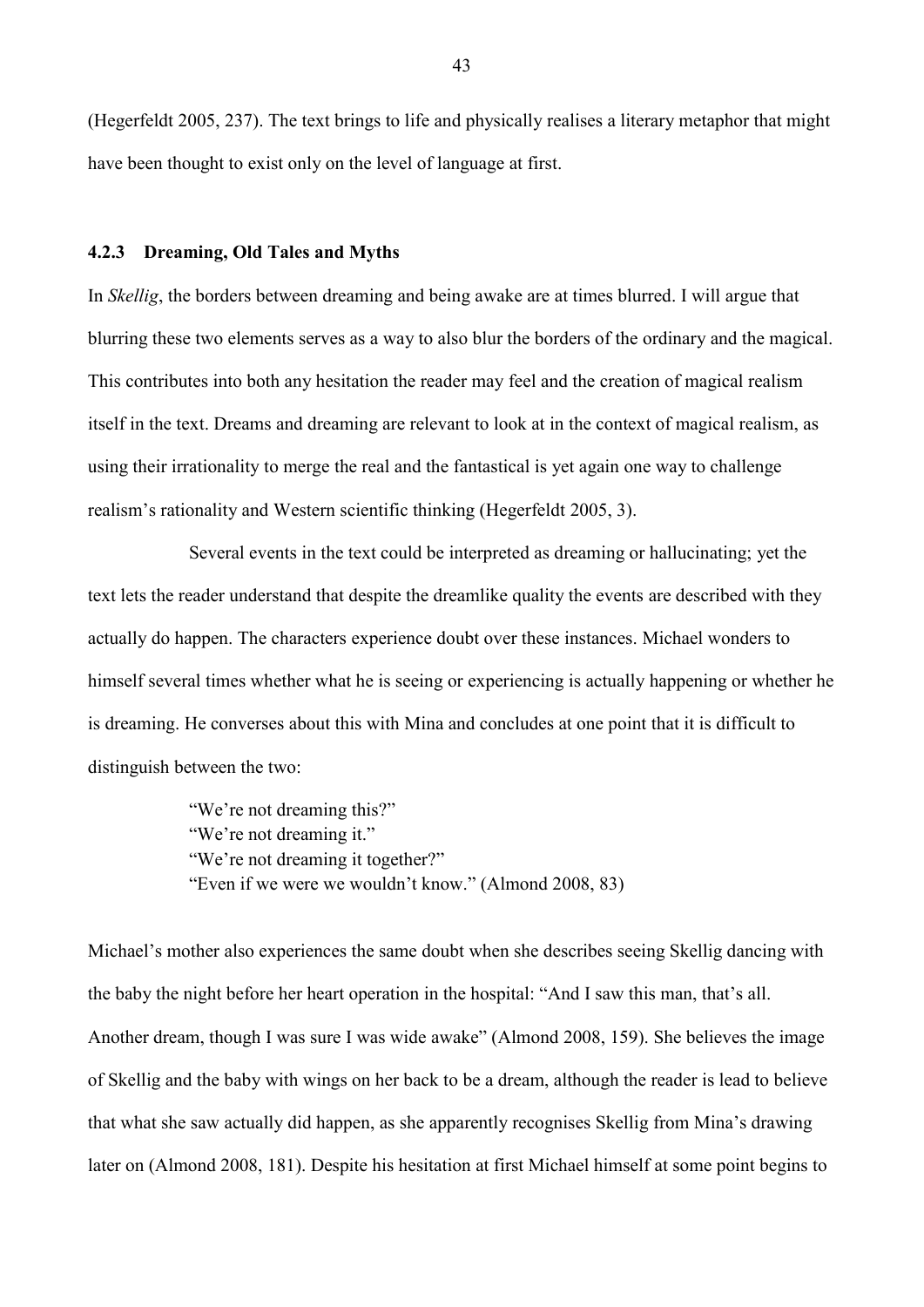(Hegerfeldt 2005, 237). The text brings to life and physically realises a literary metaphor that might have been thought to exist only on the level of language at first.

### 4.2.3 Dreaming, Old Tales and Myths

In *Skellig*, the borders between dreaming and being awake are at times blurred. I will argue that blurring these two elements serves as a way to also blur the borders of the ordinary and the magical. This contributes into both any hesitation the reader may feel and the creation of magical realism itself in the text. Dreams and dreaming are relevant to look at in the context of magical realism, as using their irrationality to merge the real and the fantastical is yet again one way to challenge realism's rationality and Western scientific thinking (Hegerfeldt 2005, 3).

Several events in the text could be interpreted as dreaming or hallucinating; yet the text lets the reader understand that despite the dreamlike quality the events are described with they actually do happen. The characters experience doubt over these instances. Michael wonders to himself several times whether what he is seeing or experiencing is actually happening or whether he is dreaming. He converses about this with Mina and concludes at one point that it is difficult to distinguish between the two:

> "We're not dreaming this?"
> "We're not dreaming it."
> "We're not dreaming it together?"
> "Even if we were we wouldn't know." (Almond 2008, 83)

Michael's mother also experiences the same doubt when she describes seeing Skellig dancing with the baby the night before her heart operation in the hospital: "And I saw this man, that's all. Another dream, though I was sure I was wide awake" (Almond 2008, 159). She believes the image of Skellig and the baby with wings on her back to be a dream, although the reader is lead to believe that what she saw actually did happen, as she apparently recognises Skellig from Mina's drawing later on (Almond 2008, 181). Despite his hesitation at first Michael himself at some point begins to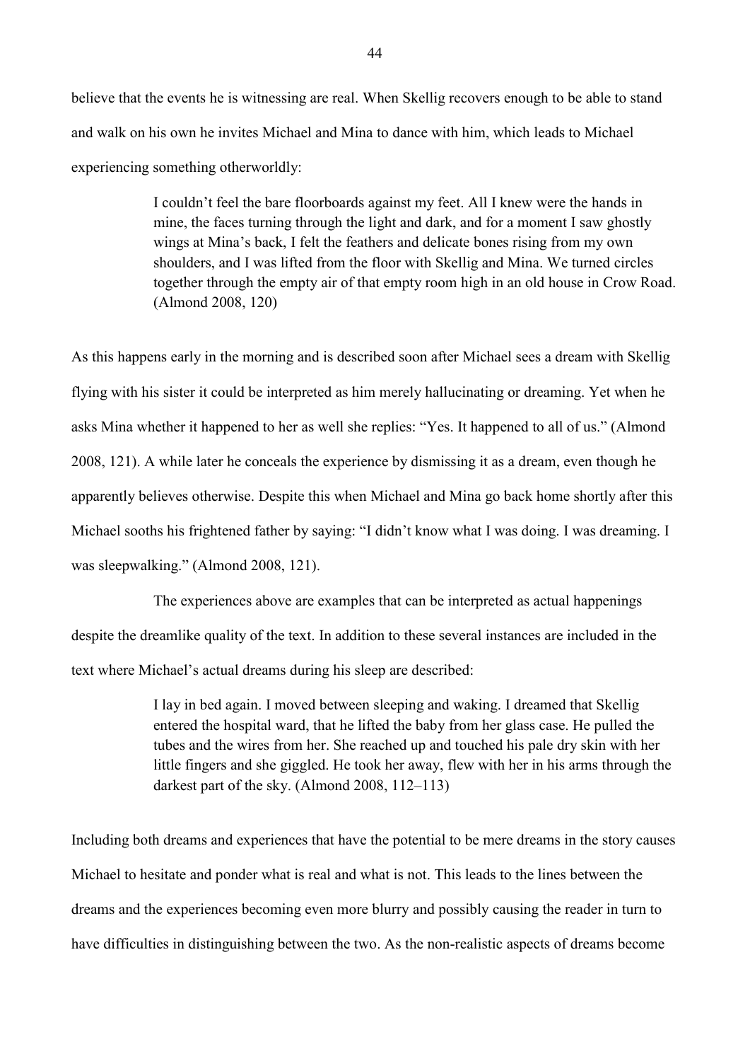believe that the events he is witnessing are real. When Skellig recovers enough to be able to stand and walk on his own he invites Michael and Mina to dance with him, which leads to Michael experiencing something otherworldly:

> I couldn't feel the bare floorboards against my feet. All I knew were the hands in mine, the faces turning through the light and dark, and for a moment I saw ghostly wings at Mina's back, I felt the feathers and delicate bones rising from my own shoulders, and I was lifted from the floor with Skellig and Mina. We turned circles together through the empty air of that empty room high in an old house in Crow Road. (Almond 2008, 120)

As this happens early in the morning and is described soon after Michael sees a dream with Skellig flying with his sister it could be interpreted as him merely hallucinating or dreaming. Yet when he asks Mina whether it happened to her as well she replies: "Yes. It happened to all of us." (Almond 2008, 121). A while later he conceals the experience by dismissing it as a dream, even though he apparently believes otherwise. Despite this when Michael and Mina go back home shortly after this Michael sooths his frightened father by saying: "I didn't know what I was doing. I was dreaming. I was sleepwalking." (Almond 2008, 121).

The experiences above are examples that can be interpreted as actual happenings despite the dreamlike quality of the text. In addition to these several instances are included in the text where Michael's actual dreams during his sleep are described:

> I lay in bed again. I moved between sleeping and waking. I dreamed that Skellig entered the hospital ward, that he lifted the baby from her glass case. He pulled the tubes and the wires from her. She reached up and touched his pale dry skin with her little fingers and she giggled. He took her away, flew with her in his arms through the darkest part of the sky. (Almond 2008, 112–113)

Including both dreams and experiences that have the potential to be mere dreams in the story causes Michael to hesitate and ponder what is real and what is not. This leads to the lines between the dreams and the experiences becoming even more blurry and possibly causing the reader in turn to have difficulties in distinguishing between the two. As the non-realistic aspects of dreams become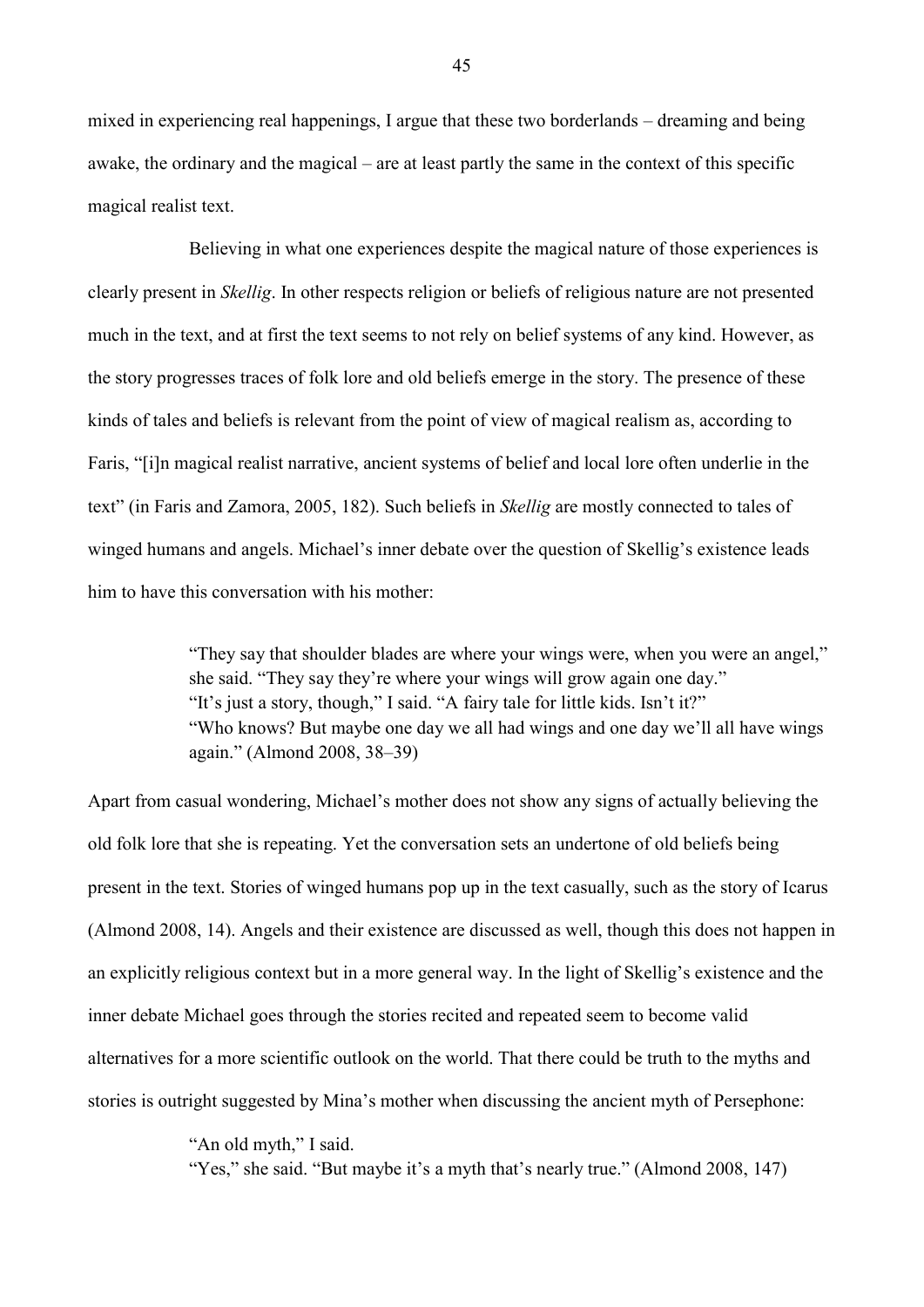mixed in experiencing real happenings, I argue that these two borderlands – dreaming and being awake, the ordinary and the magical – are at least partly the same in the context of this specific magical realist text.

Believing in what one experiences despite the magical nature of those experiences is clearly present in *Skellig*. In other respects religion or beliefs of religious nature are not presented much in the text, and at first the text seems to not rely on belief systems of any kind. However, as the story progresses traces of folk lore and old beliefs emerge in the story. The presence of these kinds of tales and beliefs is relevant from the point of view of magical realism as, according to Faris, "[i]n magical realist narrative, ancient systems of belief and local lore often underlie in the text" (in Faris and Zamora, 2005, 182). Such beliefs in *Skellig* are mostly connected to tales of winged humans and angels. Michael's inner debate over the question of Skellig's existence leads him to have this conversation with his mother:

> "They say that shoulder blades are where your wings were, when you were an angel," she said. "They say they're where your wings will grow again one day."
> "It's just a story, though," I said. "A fairy tale for little kids. Isn't it?"
> "Who knows? But maybe one day we all had wings and one day we'll all have wings again." (Almond 2008, 38–39)

Apart from casual wondering, Michael's mother does not show any signs of actually believing the old folk lore that she is repeating. Yet the conversation sets an undertone of old beliefs being present in the text. Stories of winged humans pop up in the text casually, such as the story of Icarus (Almond 2008, 14). Angels and their existence are discussed as well, though this does not happen in an explicitly religious context but in a more general way. In the light of Skellig's existence and the inner debate Michael goes through the stories recited and repeated seem to become valid alternatives for a more scientific outlook on the world. That there could be truth to the myths and stories is outright suggested by Mina's mother when discussing the ancient myth of Persephone:

> "An old myth," I said.
> "Yes," she said. "But maybe it's a myth that's nearly true." (Almond 2008, 147)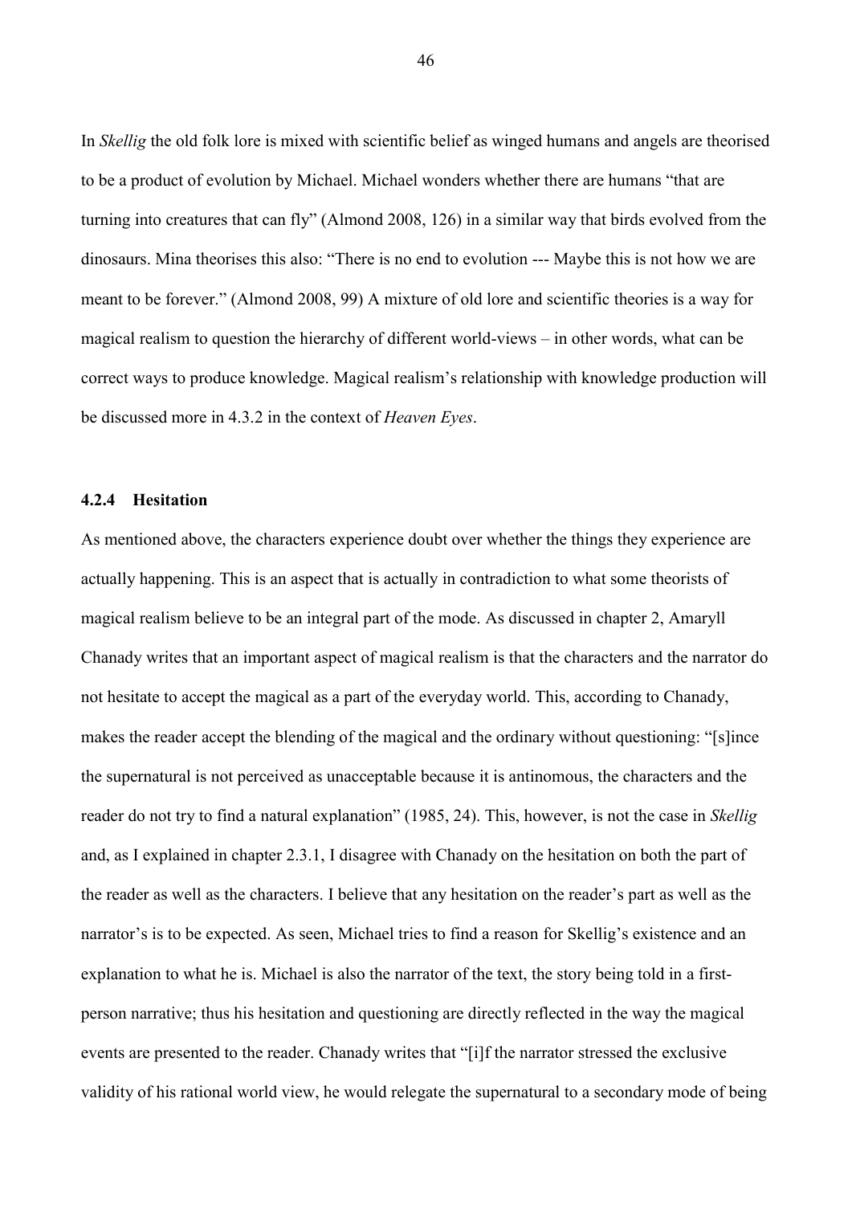In *Skellig* the old folk lore is mixed with scientific belief as winged humans and angels are theorised to be a product of evolution by Michael. Michael wonders whether there are humans "that are turning into creatures that can fly" (Almond 2008, 126) in a similar way that birds evolved from the dinosaurs. Mina theorises this also: "There is no end to evolution --- Maybe this is not how we are meant to be forever." (Almond 2008, 99) A mixture of old lore and scientific theories is a way for magical realism to question the hierarchy of different world-views – in other words, what can be correct ways to produce knowledge. Magical realism's relationship with knowledge production will be discussed more in 4.3.2 in the context of *Heaven Eyes*.

### 4.2.4 Hesitation

As mentioned above, the characters experience doubt over whether the things they experience are actually happening. This is an aspect that is actually in contradiction to what some theorists of magical realism believe to be an integral part of the mode. As discussed in chapter 2, Amaryll Chanady writes that an important aspect of magical realism is that the characters and the narrator do not hesitate to accept the magical as a part of the everyday world. This, according to Chanady, makes the reader accept the blending of the magical and the ordinary without questioning: "[s]ince the supernatural is not perceived as unacceptable because it is antinomous, the characters and the reader do not try to find a natural explanation" (1985, 24). This, however, is not the case in *Skellig* and, as I explained in chapter 2.3.1, I disagree with Chanady on the hesitation on both the part of the reader as well as the characters. I believe that any hesitation on the reader's part as well as the narrator's is to be expected. As seen, Michael tries to find a reason for Skellig's existence and an explanation to what he is. Michael is also the narrator of the text, the story being told in a first-person narrative; thus his hesitation and questioning are directly reflected in the way the magical events are presented to the reader. Chanady writes that "[i]f the narrator stressed the exclusive validity of his rational world view, he would relegate the supernatural to a secondary mode of being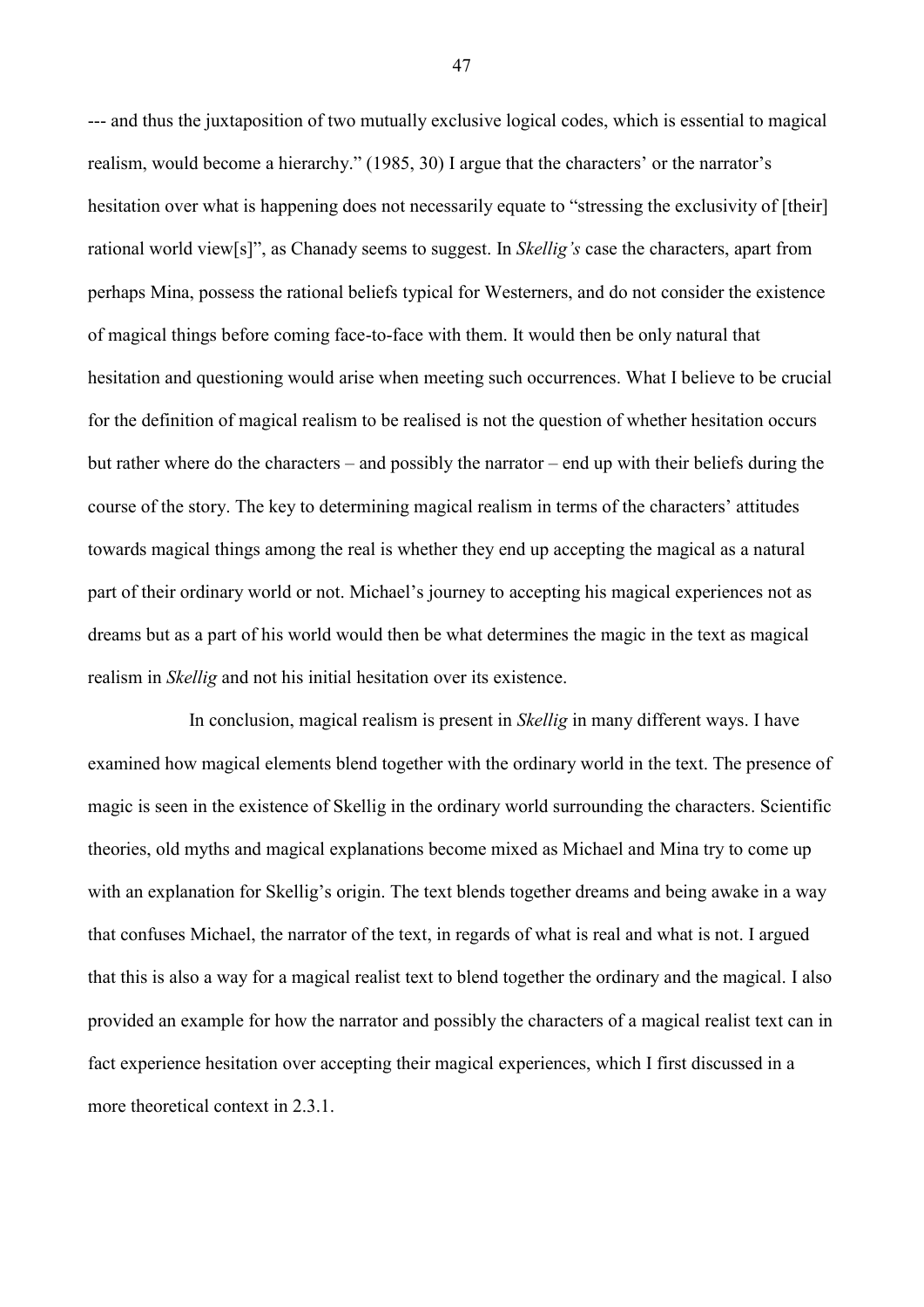--- and thus the juxtaposition of two mutually exclusive logical codes, which is essential to magical realism, would become a hierarchy." (1985, 30) I argue that the characters' or the narrator's hesitation over what is happening does not necessarily equate to "stressing the exclusivity of [their] rational world view[s]", as Chanady seems to suggest. In *Skellig's* case the characters, apart from perhaps Mina, possess the rational beliefs typical for Westerners, and do not consider the existence of magical things before coming face-to-face with them. It would then be only natural that hesitation and questioning would arise when meeting such occurrences. What I believe to be crucial for the definition of magical realism to be realised is not the question of whether hesitation occurs but rather where do the characters – and possibly the narrator – end up with their beliefs during the course of the story. The key to determining magical realism in terms of the characters' attitudes towards magical things among the real is whether they end up accepting the magical as a natural part of their ordinary world or not. Michael's journey to accepting his magical experiences not as dreams but as a part of his world would then be what determines the magic in the text as magical realism in *Skellig* and not his initial hesitation over its existence.

In conclusion, magical realism is present in *Skellig* in many different ways. I have examined how magical elements blend together with the ordinary world in the text. The presence of magic is seen in the existence of Skellig in the ordinary world surrounding the characters. Scientific theories, old myths and magical explanations become mixed as Michael and Mina try to come up with an explanation for Skellig's origin. The text blends together dreams and being awake in a way that confuses Michael, the narrator of the text, in regards of what is real and what is not. I argued that this is also a way for a magical realist text to blend together the ordinary and the magical. I also provided an example for how the narrator and possibly the characters of a magical realist text can in fact experience hesitation over accepting their magical experiences, which I first discussed in a more theoretical context in 2.3.1.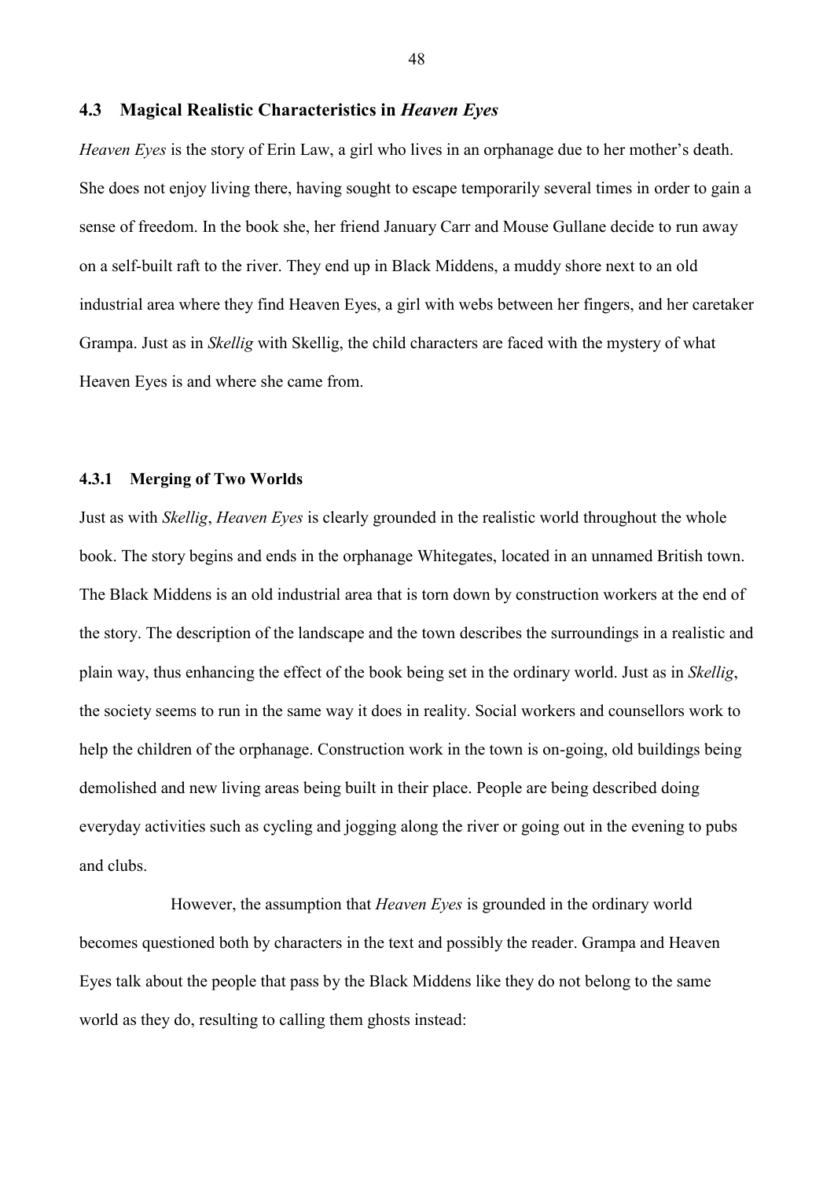## 4.3 Magical Realistic Characteristics in *Heaven Eyes*

*Heaven Eyes* is the story of Erin Law, a girl who lives in an orphanage due to her mother's death. She does not enjoy living there, having sought to escape temporarily several times in order to gain a sense of freedom. In the book she, her friend January Carr and Mouse Gullane decide to run away on a self-built raft to the river. They end up in Black Middens, a muddy shore next to an old industrial area where they find Heaven Eyes, a girl with webs between her fingers, and her caretaker Grampa. Just as in *Skellig* with Skellig, the child characters are faced with the mystery of what Heaven Eyes is and where she came from.

### 4.3.1 Merging of Two Worlds

Just as with *Skellig*, *Heaven Eyes* is clearly grounded in the realistic world throughout the whole book. The story begins and ends in the orphanage Whitegates, located in an unnamed British town. The Black Middens is an old industrial area that is torn down by construction workers at the end of the story. The description of the landscape and the town describes the surroundings in a realistic and plain way, thus enhancing the effect of the book being set in the ordinary world. Just as in *Skellig*, the society seems to run in the same way it does in reality. Social workers and counsellors work to help the children of the orphanage. Construction work in the town is on-going, old buildings being demolished and new living areas being built in their place. People are being described doing everyday activities such as cycling and jogging along the river or going out in the evening to pubs and clubs.

However, the assumption that *Heaven Eyes* is grounded in the ordinary world becomes questioned both by characters in the text and possibly the reader. Grampa and Heaven Eyes talk about the people that pass by the Black Middens like they do not belong to the same world as they do, resulting to calling them ghosts instead: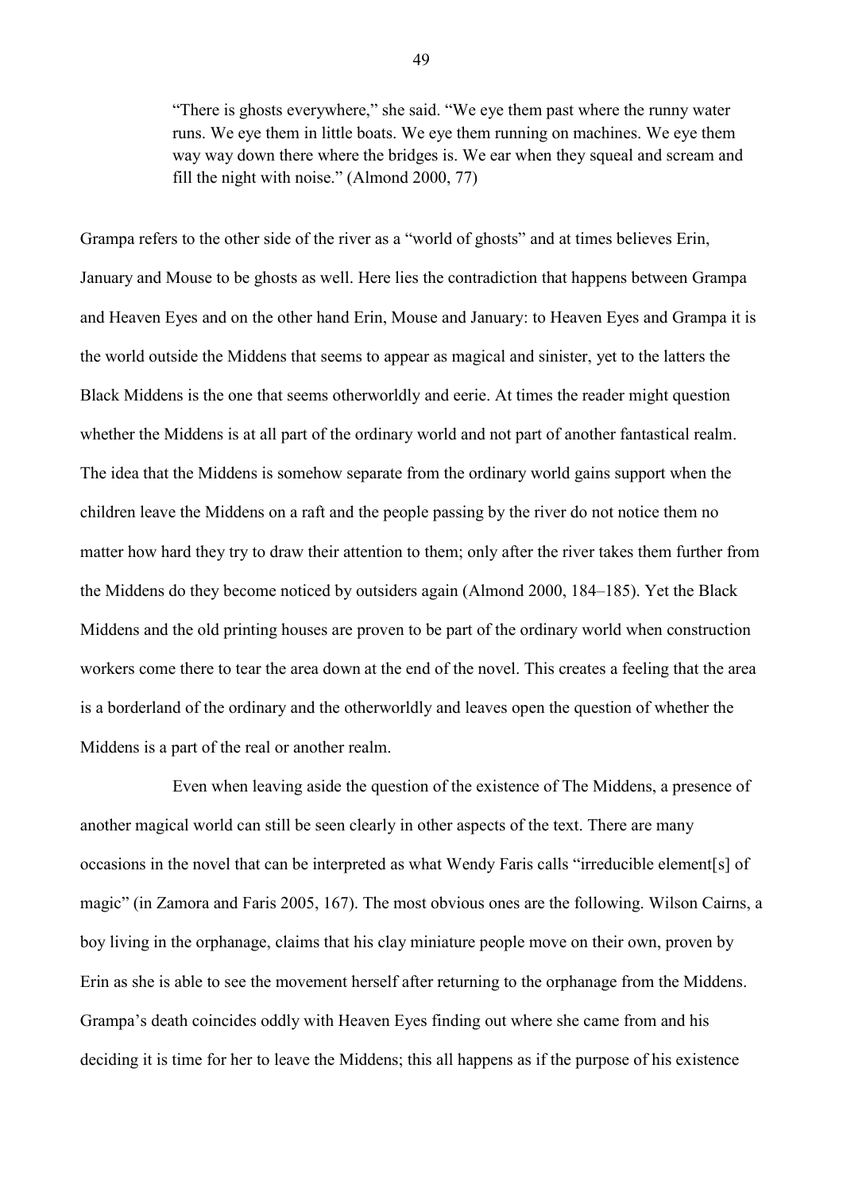> "There is ghosts everywhere," she said. "We eye them past where the runny water runs. We eye them in little boats. We eye them running on machines. We eye them way way down there where the bridges is. We ear when they squeal and scream and fill the night with noise." (Almond 2000, 77)

Grampa refers to the other side of the river as a "world of ghosts" and at times believes Erin, January and Mouse to be ghosts as well. Here lies the contradiction that happens between Grampa and Heaven Eyes and on the other hand Erin, Mouse and January: to Heaven Eyes and Grampa it is the world outside the Middens that seems to appear as magical and sinister, yet to the latters the Black Middens is the one that seems otherworldly and eerie. At times the reader might question whether the Middens is at all part of the ordinary world and not part of another fantastical realm. The idea that the Middens is somehow separate from the ordinary world gains support when the children leave the Middens on a raft and the people passing by the river do not notice them no matter how hard they try to draw their attention to them; only after the river takes them further from the Middens do they become noticed by outsiders again (Almond 2000, 184–185). Yet the Black Middens and the old printing houses are proven to be part of the ordinary world when construction workers come there to tear the area down at the end of the novel. This creates a feeling that the area is a borderland of the ordinary and the otherworldly and leaves open the question of whether the Middens is a part of the real or another realm.

Even when leaving aside the question of the existence of The Middens, a presence of another magical world can still be seen clearly in other aspects of the text. There are many occasions in the novel that can be interpreted as what Wendy Faris calls "irreducible element[s] of magic" (in Zamora and Faris 2005, 167). The most obvious ones are the following. Wilson Cairns, a boy living in the orphanage, claims that his clay miniature people move on their own, proven by Erin as she is able to see the movement herself after returning to the orphanage from the Middens. Grampa's death coincides oddly with Heaven Eyes finding out where she came from and his deciding it is time for her to leave the Middens; this all happens as if the purpose of his existence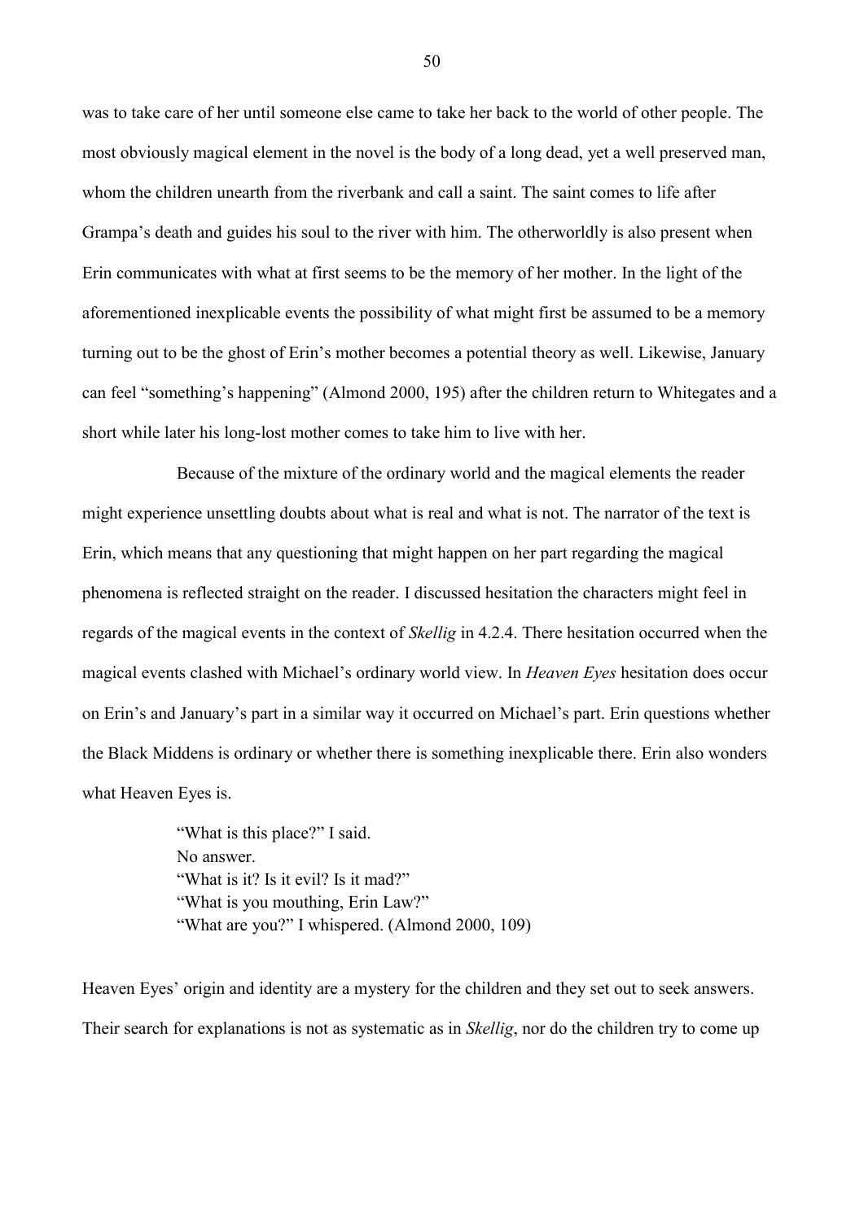was to take care of her until someone else came to take her back to the world of other people. The most obviously magical element in the novel is the body of a long dead, yet a well preserved man, whom the children unearth from the riverbank and call a saint. The saint comes to life after Grampa's death and guides his soul to the river with him. The otherworldly is also present when Erin communicates with what at first seems to be the memory of her mother. In the light of the aforementioned inexplicable events the possibility of what might first be assumed to be a memory turning out to be the ghost of Erin's mother becomes a potential theory as well. Likewise, January can feel "something's happening" (Almond 2000, 195) after the children return to Whitegates and a short while later his long-lost mother comes to take him to live with her.

Because of the mixture of the ordinary world and the magical elements the reader might experience unsettling doubts about what is real and what is not. The narrator of the text is Erin, which means that any questioning that might happen on her part regarding the magical phenomena is reflected straight on the reader. I discussed hesitation the characters might feel in regards of the magical events in the context of *Skellig* in 4.2.4. There hesitation occurred when the magical events clashed with Michael's ordinary world view. In *Heaven Eyes* hesitation does occur on Erin's and January's part in a similar way it occurred on Michael's part. Erin questions whether the Black Middens is ordinary or whether there is something inexplicable there. Erin also wonders what Heaven Eyes is.

> "What is this place?" I said.
> No answer.
> "What is it? Is it evil? Is it mad?"
> "What is you mouthing, Erin Law?"
> "What are you?" I whispered. (Almond 2000, 109)

Heaven Eyes' origin and identity are a mystery for the children and they set out to seek answers. Their search for explanations is not as systematic as in *Skellig*, nor do the children try to come up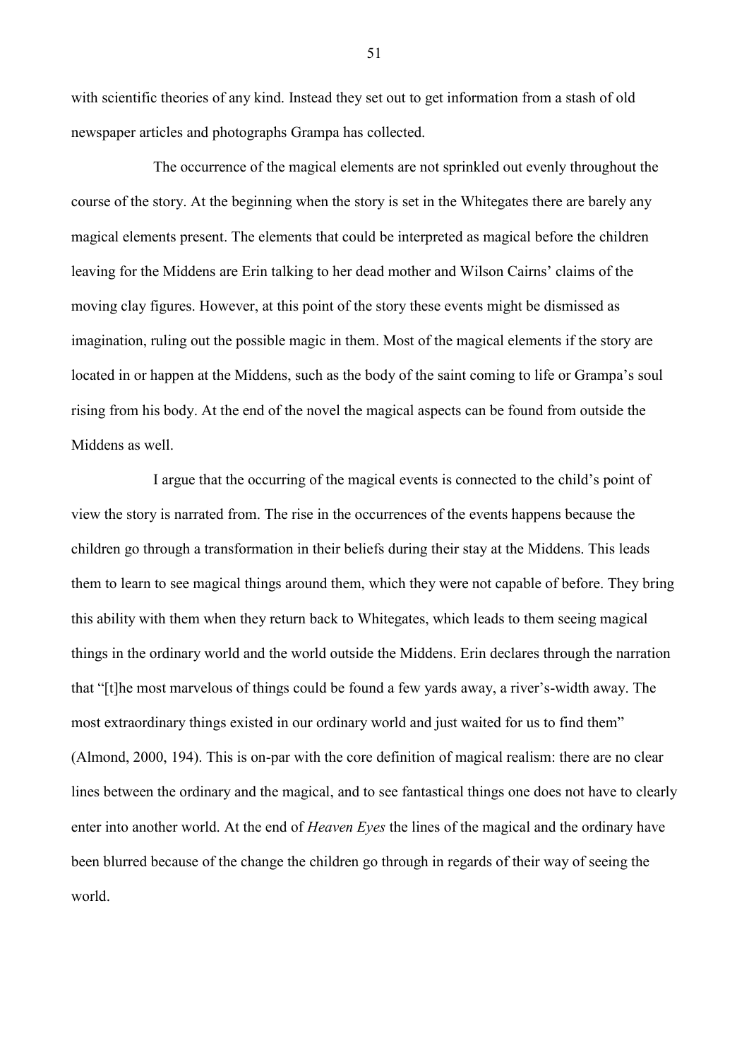with scientific theories of any kind. Instead they set out to get information from a stash of old newspaper articles and photographs Grampa has collected.

The occurrence of the magical elements are not sprinkled out evenly throughout the course of the story. At the beginning when the story is set in the Whitegates there are barely any magical elements present. The elements that could be interpreted as magical before the children leaving for the Middens are Erin talking to her dead mother and Wilson Cairns' claims of the moving clay figures. However, at this point of the story these events might be dismissed as imagination, ruling out the possible magic in them. Most of the magical elements if the story are located in or happen at the Middens, such as the body of the saint coming to life or Grampa's soul rising from his body. At the end of the novel the magical aspects can be found from outside the Middens as well.

I argue that the occurring of the magical events is connected to the child's point of view the story is narrated from. The rise in the occurrences of the events happens because the children go through a transformation in their beliefs during their stay at the Middens. This leads them to learn to see magical things around them, which they were not capable of before. They bring this ability with them when they return back to Whitegates, which leads to them seeing magical things in the ordinary world and the world outside the Middens. Erin declares through the narration that "[t]he most marvelous of things could be found a few yards away, a river's-width away. The most extraordinary things existed in our ordinary world and just waited for us to find them" (Almond, 2000, 194). This is on-par with the core definition of magical realism: there are no clear lines between the ordinary and the magical, and to see fantastical things one does not have to clearly enter into another world. At the end of *Heaven Eyes* the lines of the magical and the ordinary have been blurred because of the change the children go through in regards of their way of seeing the world.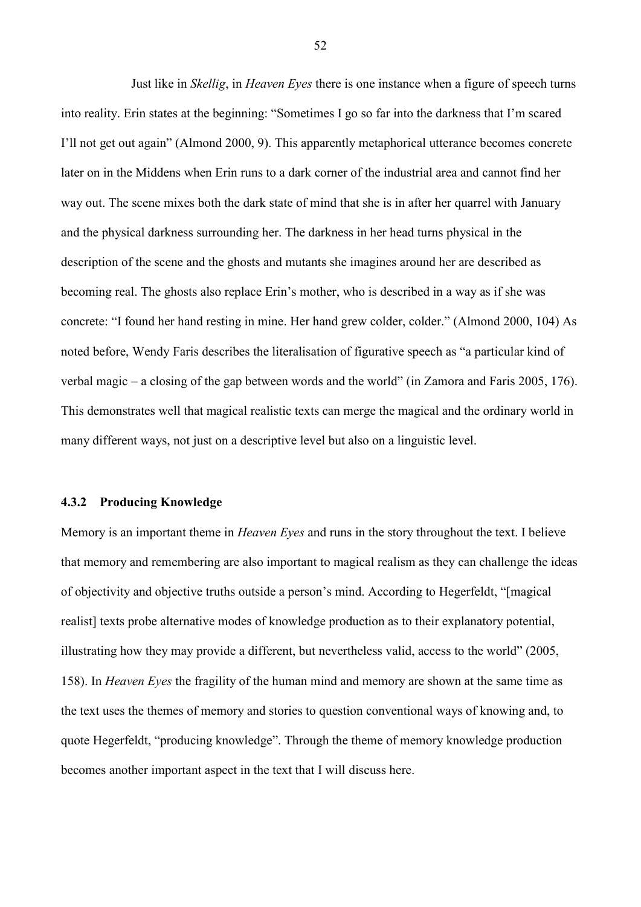Just like in *Skellig*, in *Heaven Eyes* there is one instance when a figure of speech turns into reality. Erin states at the beginning: "Sometimes I go so far into the darkness that I'm scared I'll not get out again" (Almond 2000, 9). This apparently metaphorical utterance becomes concrete later on in the Middens when Erin runs to a dark corner of the industrial area and cannot find her way out. The scene mixes both the dark state of mind that she is in after her quarrel with January and the physical darkness surrounding her. The darkness in her head turns physical in the description of the scene and the ghosts and mutants she imagines around her are described as becoming real. The ghosts also replace Erin's mother, who is described in a way as if she was concrete: "I found her hand resting in mine. Her hand grew colder, colder." (Almond 2000, 104) As noted before, Wendy Faris describes the literalisation of figurative speech as "a particular kind of verbal magic – a closing of the gap between words and the world" (in Zamora and Faris 2005, 176). This demonstrates well that magical realistic texts can merge the magical and the ordinary world in many different ways, not just on a descriptive level but also on a linguistic level.

### 4.3.2 Producing Knowledge

Memory is an important theme in *Heaven Eyes* and runs in the story throughout the text. I believe that memory and remembering are also important to magical realism as they can challenge the ideas of objectivity and objective truths outside a person's mind. According to Hegerfeldt, "[magical realist] texts probe alternative modes of knowledge production as to their explanatory potential, illustrating how they may provide a different, but nevertheless valid, access to the world" (2005, 158). In *Heaven Eyes* the fragility of the human mind and memory are shown at the same time as the text uses the themes of memory and stories to question conventional ways of knowing and, to quote Hegerfeldt, "producing knowledge". Through the theme of memory knowledge production becomes another important aspect in the text that I will discuss here.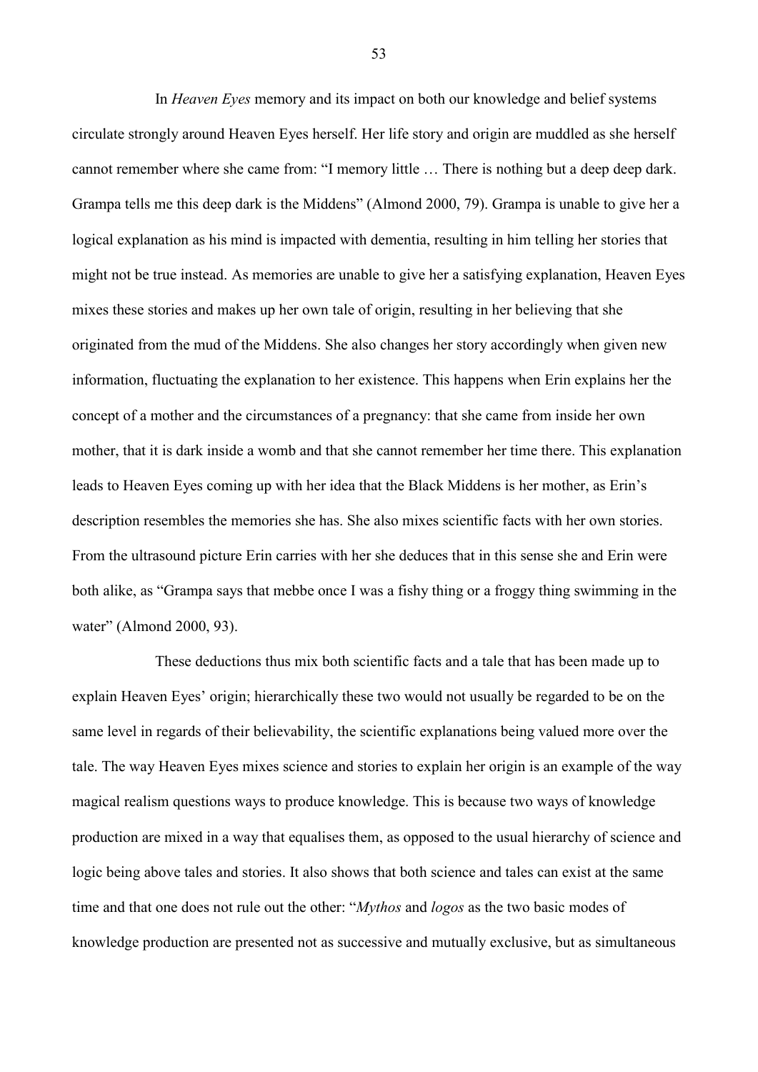In *Heaven Eyes* memory and its impact on both our knowledge and belief systems circulate strongly around Heaven Eyes herself. Her life story and origin are muddled as she herself cannot remember where she came from: "I memory little … There is nothing but a deep deep dark. Grampa tells me this deep dark is the Middens" (Almond 2000, 79). Grampa is unable to give her a logical explanation as his mind is impacted with dementia, resulting in him telling her stories that might not be true instead. As memories are unable to give her a satisfying explanation, Heaven Eyes mixes these stories and makes up her own tale of origin, resulting in her believing that she originated from the mud of the Middens. She also changes her story accordingly when given new information, fluctuating the explanation to her existence. This happens when Erin explains her the concept of a mother and the circumstances of a pregnancy: that she came from inside her own mother, that it is dark inside a womb and that she cannot remember her time there. This explanation leads to Heaven Eyes coming up with her idea that the Black Middens is her mother, as Erin's description resembles the memories she has. She also mixes scientific facts with her own stories. From the ultrasound picture Erin carries with her she deduces that in this sense she and Erin were both alike, as "Grampa says that mebbe once I was a fishy thing or a froggy thing swimming in the water" (Almond 2000, 93).

These deductions thus mix both scientific facts and a tale that has been made up to explain Heaven Eyes' origin; hierarchically these two would not usually be regarded to be on the same level in regards of their believability, the scientific explanations being valued more over the tale. The way Heaven Eyes mixes science and stories to explain her origin is an example of the way magical realism questions ways to produce knowledge. This is because two ways of knowledge production are mixed in a way that equalises them, as opposed to the usual hierarchy of science and logic being above tales and stories. It also shows that both science and tales can exist at the same time and that one does not rule out the other: "*Mythos* and *logos* as the two basic modes of knowledge production are presented not as successive and mutually exclusive, but as simultaneous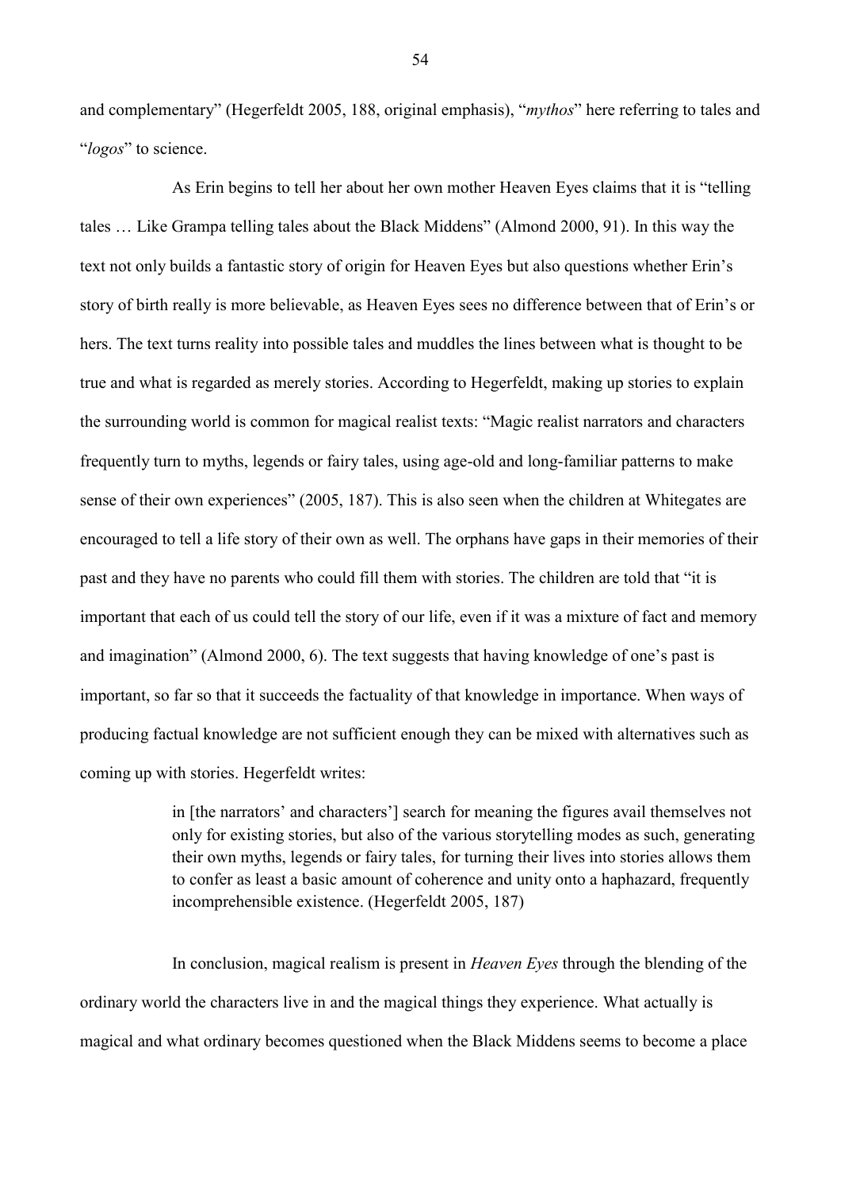and complementary" (Hegerfeldt 2005, 188, original emphasis), "*mythos*" here referring to tales and "*logos*" to science.

As Erin begins to tell her about her own mother Heaven Eyes claims that it is "telling tales … Like Grampa telling tales about the Black Middens" (Almond 2000, 91). In this way the text not only builds a fantastic story of origin for Heaven Eyes but also questions whether Erin's story of birth really is more believable, as Heaven Eyes sees no difference between that of Erin's or hers. The text turns reality into possible tales and muddles the lines between what is thought to be true and what is regarded as merely stories. According to Hegerfeldt, making up stories to explain the surrounding world is common for magical realist texts: "Magic realist narrators and characters frequently turn to myths, legends or fairy tales, using age-old and long-familiar patterns to make sense of their own experiences" (2005, 187). This is also seen when the children at Whitegates are encouraged to tell a life story of their own as well. The orphans have gaps in their memories of their past and they have no parents who could fill them with stories. The children are told that "it is important that each of us could tell the story of our life, even if it was a mixture of fact and memory and imagination" (Almond 2000, 6). The text suggests that having knowledge of one's past is important, so far so that it succeeds the factuality of that knowledge in importance. When ways of producing factual knowledge are not sufficient enough they can be mixed with alternatives such as coming up with stories. Hegerfeldt writes:

> in [the narrators' and characters'] search for meaning the figures avail themselves not only for existing stories, but also of the various storytelling modes as such, generating their own myths, legends or fairy tales, for turning their lives into stories allows them to confer as least a basic amount of coherence and unity onto a haphazard, frequently incomprehensible existence. (Hegerfeldt 2005, 187)

In conclusion, magical realism is present in *Heaven Eyes* through the blending of the ordinary world the characters live in and the magical things they experience. What actually is magical and what ordinary becomes questioned when the Black Middens seems to become a place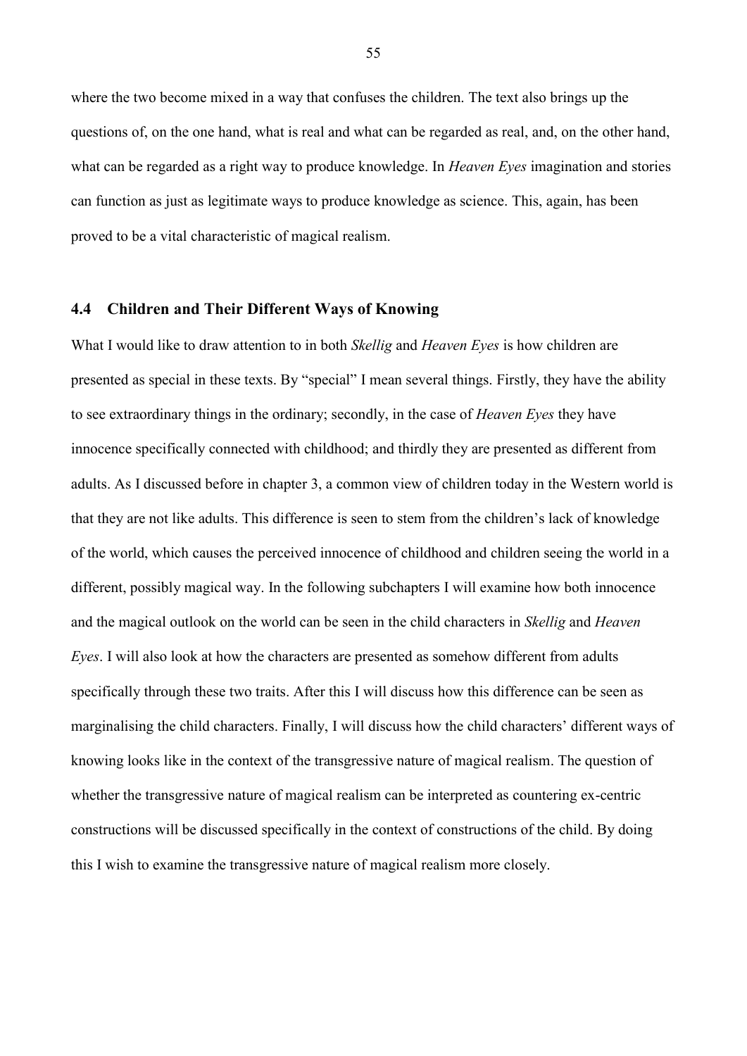where the two become mixed in a way that confuses the children. The text also brings up the questions of, on the one hand, what is real and what can be regarded as real, and, on the other hand, what can be regarded as a right way to produce knowledge. In *Heaven Eyes* imagination and stories can function as just as legitimate ways to produce knowledge as science. This, again, has been proved to be a vital characteristic of magical realism.

## 4.4 Children and Their Different Ways of Knowing

What I would like to draw attention to in both *Skellig* and *Heaven Eyes* is how children are presented as special in these texts. By "special" I mean several things. Firstly, they have the ability to see extraordinary things in the ordinary; secondly, in the case of *Heaven Eyes* they have innocence specifically connected with childhood; and thirdly they are presented as different from adults. As I discussed before in chapter 3, a common view of children today in the Western world is that they are not like adults. This difference is seen to stem from the children's lack of knowledge of the world, which causes the perceived innocence of childhood and children seeing the world in a different, possibly magical way. In the following subchapters I will examine how both innocence and the magical outlook on the world can be seen in the child characters in *Skellig* and *Heaven Eyes*. I will also look at how the characters are presented as somehow different from adults specifically through these two traits. After this I will discuss how this difference can be seen as marginalising the child characters. Finally, I will discuss how the child characters' different ways of knowing looks like in the context of the transgressive nature of magical realism. The question of whether the transgressive nature of magical realism can be interpreted as countering ex-centric constructions will be discussed specifically in the context of constructions of the child. By doing this I wish to examine the transgressive nature of magical realism more closely.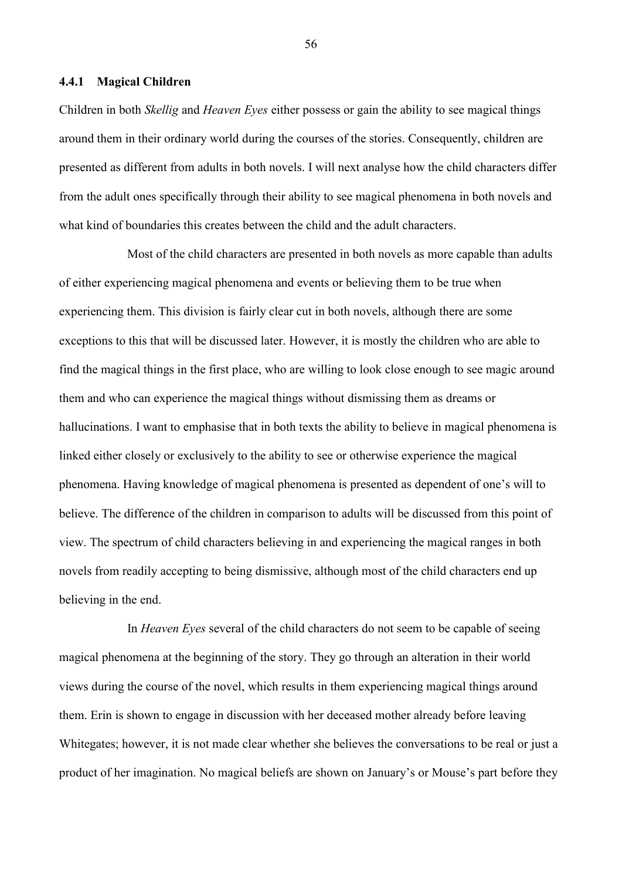### 4.4.1 Magical Children

Children in both *Skellig* and *Heaven Eyes* either possess or gain the ability to see magical things around them in their ordinary world during the courses of the stories. Consequently, children are presented as different from adults in both novels. I will next analyse how the child characters differ from the adult ones specifically through their ability to see magical phenomena in both novels and what kind of boundaries this creates between the child and the adult characters.

Most of the child characters are presented in both novels as more capable than adults of either experiencing magical phenomena and events or believing them to be true when experiencing them. This division is fairly clear cut in both novels, although there are some exceptions to this that will be discussed later. However, it is mostly the children who are able to find the magical things in the first place, who are willing to look close enough to see magic around them and who can experience the magical things without dismissing them as dreams or hallucinations. I want to emphasise that in both texts the ability to believe in magical phenomena is linked either closely or exclusively to the ability to see or otherwise experience the magical phenomena. Having knowledge of magical phenomena is presented as dependent of one's will to believe. The difference of the children in comparison to adults will be discussed from this point of view. The spectrum of child characters believing in and experiencing the magical ranges in both novels from readily accepting to being dismissive, although most of the child characters end up believing in the end.

In *Heaven Eyes* several of the child characters do not seem to be capable of seeing magical phenomena at the beginning of the story. They go through an alteration in their world views during the course of the novel, which results in them experiencing magical things around them. Erin is shown to engage in discussion with her deceased mother already before leaving Whitegates; however, it is not made clear whether she believes the conversations to be real or just a product of her imagination. No magical beliefs are shown on January's or Mouse's part before they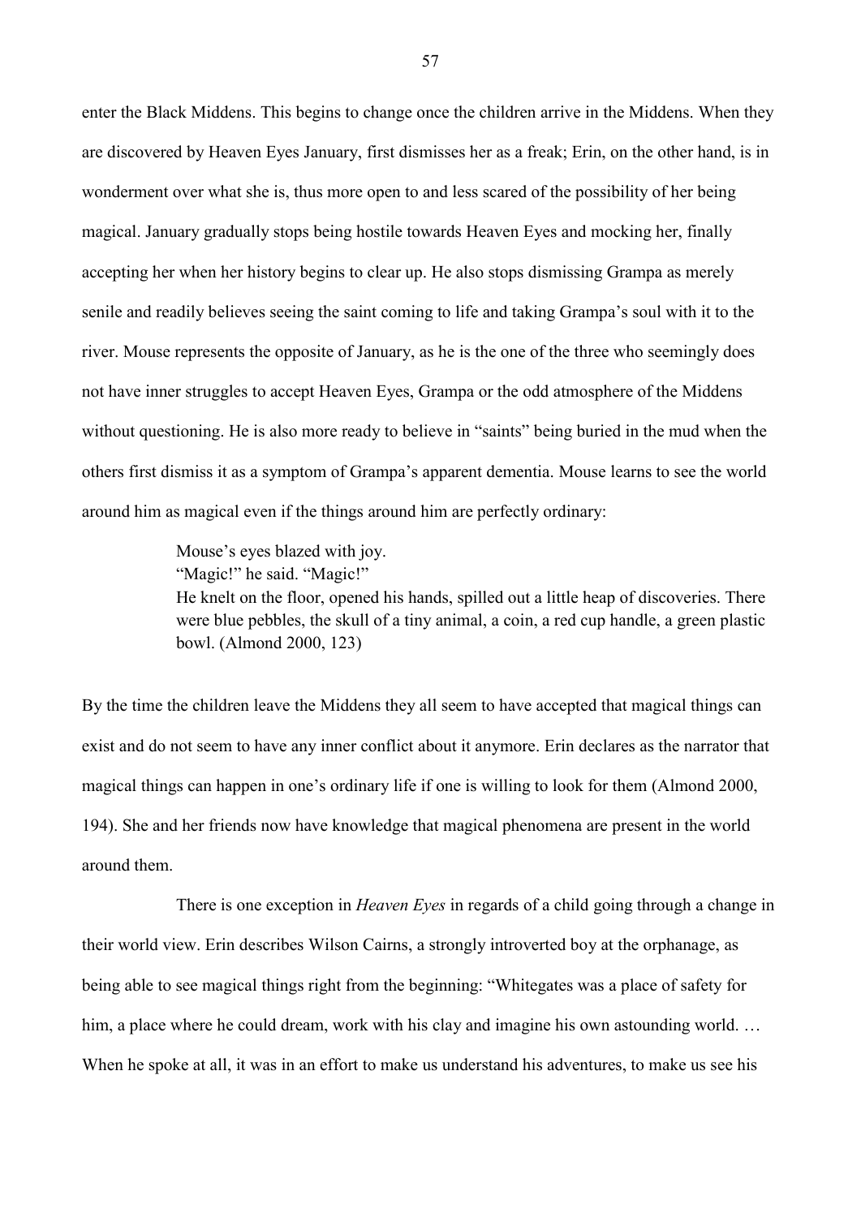enter the Black Middens. This begins to change once the children arrive in the Middens. When they are discovered by Heaven Eyes January, first dismisses her as a freak; Erin, on the other hand, is in wonderment over what she is, thus more open to and less scared of the possibility of her being magical. January gradually stops being hostile towards Heaven Eyes and mocking her, finally accepting her when her history begins to clear up. He also stops dismissing Grampa as merely senile and readily believes seeing the saint coming to life and taking Grampa's soul with it to the river. Mouse represents the opposite of January, as he is the one of the three who seemingly does not have inner struggles to accept Heaven Eyes, Grampa or the odd atmosphere of the Middens without questioning. He is also more ready to believe in "saints" being buried in the mud when the others first dismiss it as a symptom of Grampa's apparent dementia. Mouse learns to see the world around him as magical even if the things around him are perfectly ordinary:

> Mouse's eyes blazed with joy.
> "Magic!" he said. "Magic!"
> He knelt on the floor, opened his hands, spilled out a little heap of discoveries. There were blue pebbles, the skull of a tiny animal, a coin, a red cup handle, a green plastic bowl. (Almond 2000, 123)

By the time the children leave the Middens they all seem to have accepted that magical things can exist and do not seem to have any inner conflict about it anymore. Erin declares as the narrator that magical things can happen in one's ordinary life if one is willing to look for them (Almond 2000, 194). She and her friends now have knowledge that magical phenomena are present in the world around them.

There is one exception in *Heaven Eyes* in regards of a child going through a change in their world view. Erin describes Wilson Cairns, a strongly introverted boy at the orphanage, as being able to see magical things right from the beginning: "Whitegates was a place of safety for him, a place where he could dream, work with his clay and imagine his own astounding world. … When he spoke at all, it was in an effort to make us understand his adventures, to make us see his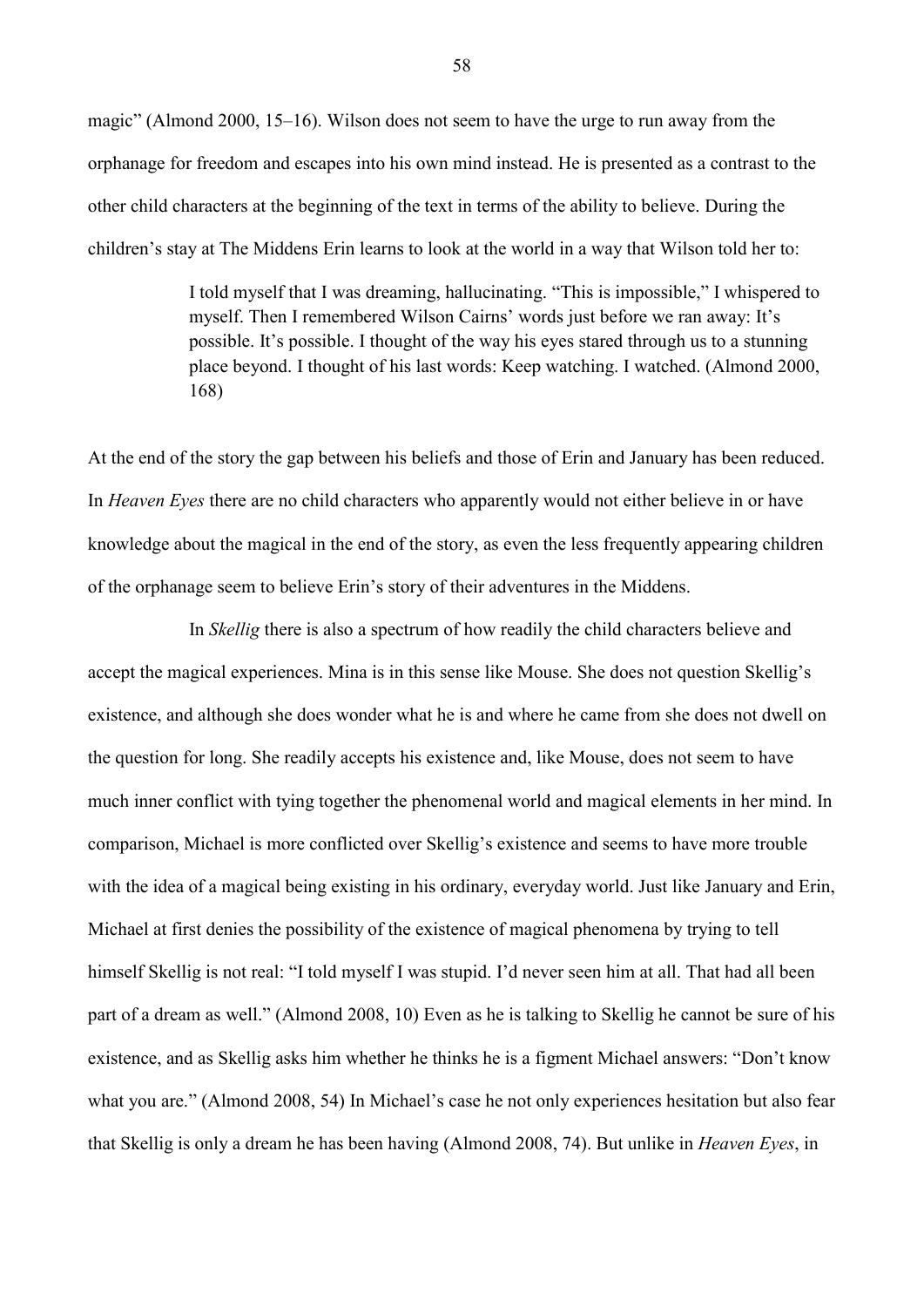magic" (Almond 2000, 15–16). Wilson does not seem to have the urge to run away from the orphanage for freedom and escapes into his own mind instead. He is presented as a contrast to the other child characters at the beginning of the text in terms of the ability to believe. During the children's stay at The Middens Erin learns to look at the world in a way that Wilson told her to:

> I told myself that I was dreaming, hallucinating. "This is impossible," I whispered to myself. Then I remembered Wilson Cairns' words just before we ran away: It's possible. It's possible. I thought of the way his eyes stared through us to a stunning place beyond. I thought of his last words: Keep watching. I watched. (Almond 2000, 168)

At the end of the story the gap between his beliefs and those of Erin and January has been reduced. In *Heaven Eyes* there are no child characters who apparently would not either believe in or have knowledge about the magical in the end of the story, as even the less frequently appearing children of the orphanage seem to believe Erin's story of their adventures in the Middens.

In *Skellig* there is also a spectrum of how readily the child characters believe and accept the magical experiences. Mina is in this sense like Mouse. She does not question Skellig's existence, and although she does wonder what he is and where he came from she does not dwell on the question for long. She readily accepts his existence and, like Mouse, does not seem to have much inner conflict with tying together the phenomenal world and magical elements in her mind. In comparison, Michael is more conflicted over Skellig's existence and seems to have more trouble with the idea of a magical being existing in his ordinary, everyday world. Just like January and Erin, Michael at first denies the possibility of the existence of magical phenomena by trying to tell himself Skellig is not real: "I told myself I was stupid. I'd never seen him at all. That had all been part of a dream as well." (Almond 2008, 10) Even as he is talking to Skellig he cannot be sure of his existence, and as Skellig asks him whether he thinks he is a figment Michael answers: "Don't know what you are." (Almond 2008, 54) In Michael's case he not only experiences hesitation but also fear that Skellig is only a dream he has been having (Almond 2008, 74). But unlike in *Heaven Eyes*, in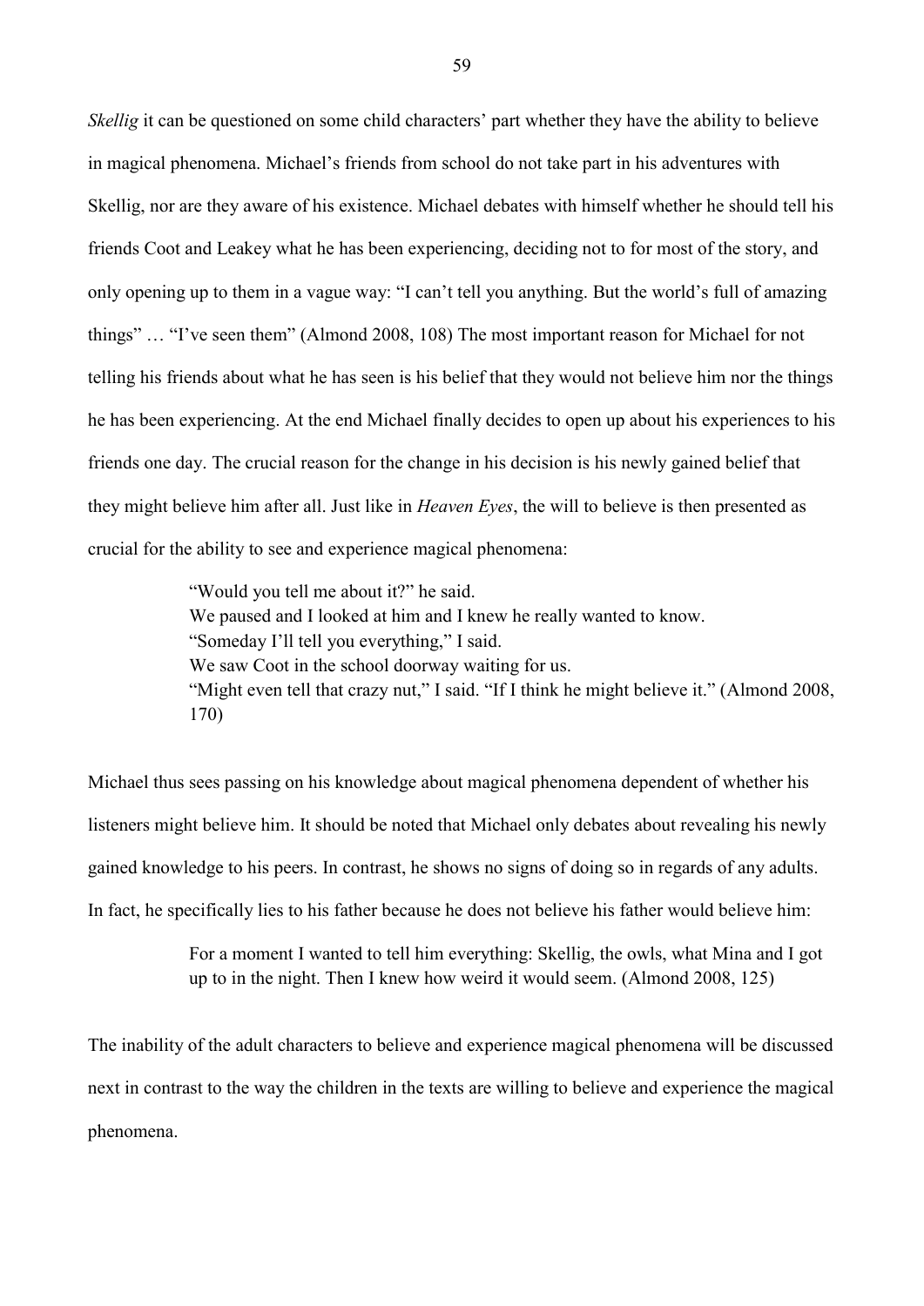*Skellig* it can be questioned on some child characters' part whether they have the ability to believe in magical phenomena. Michael's friends from school do not take part in his adventures with Skellig, nor are they aware of his existence. Michael debates with himself whether he should tell his friends Coot and Leakey what he has been experiencing, deciding not to for most of the story, and only opening up to them in a vague way: "I can't tell you anything. But the world's full of amazing things" … "I've seen them" (Almond 2008, 108) The most important reason for Michael for not telling his friends about what he has seen is his belief that they would not believe him nor the things he has been experiencing. At the end Michael finally decides to open up about his experiences to his friends one day. The crucial reason for the change in his decision is his newly gained belief that they might believe him after all. Just like in *Heaven Eyes*, the will to believe is then presented as crucial for the ability to see and experience magical phenomena:

> "Would you tell me about it?" he said.
> We paused and I looked at him and I knew he really wanted to know.
> "Someday I'll tell you everything," I said.
> We saw Coot in the school doorway waiting for us.
> "Might even tell that crazy nut," I said. "If I think he might believe it." (Almond 2008, 170)

Michael thus sees passing on his knowledge about magical phenomena dependent of whether his listeners might believe him. It should be noted that Michael only debates about revealing his newly gained knowledge to his peers. In contrast, he shows no signs of doing so in regards of any adults. In fact, he specifically lies to his father because he does not believe his father would believe him:

> For a moment I wanted to tell him everything: Skellig, the owls, what Mina and I got up to in the night. Then I knew how weird it would seem. (Almond 2008, 125)

The inability of the adult characters to believe and experience magical phenomena will be discussed next in contrast to the way the children in the texts are willing to believe and experience the magical phenomena.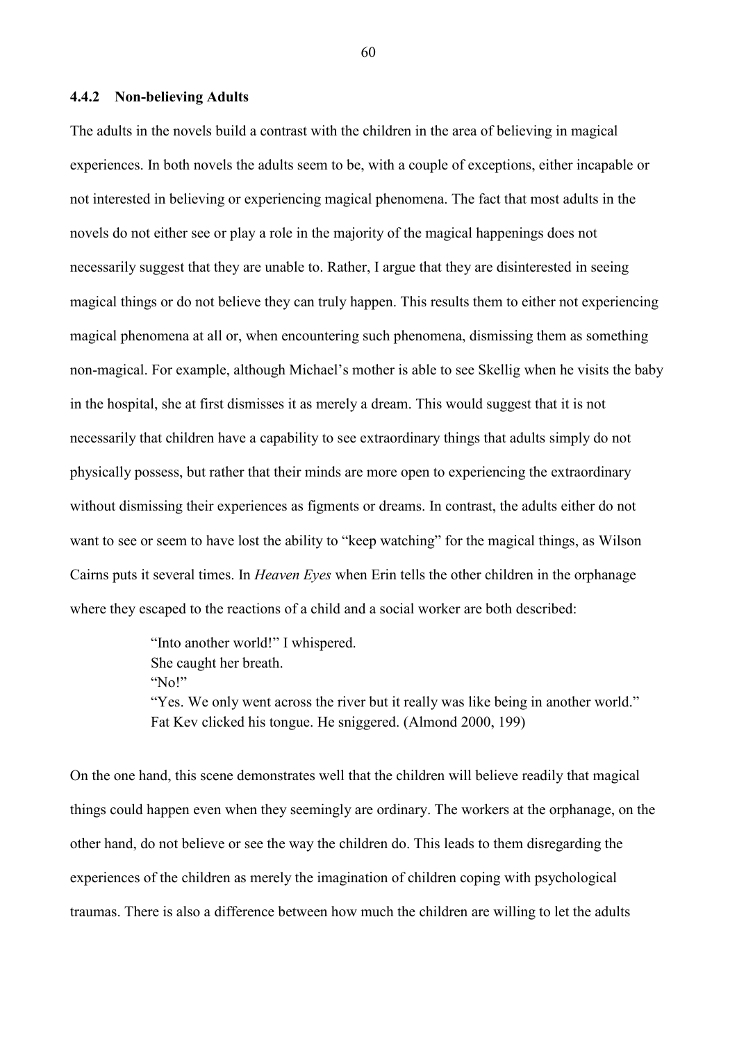### 4.4.2 Non-believing Adults

The adults in the novels build a contrast with the children in the area of believing in magical experiences. In both novels the adults seem to be, with a couple of exceptions, either incapable or not interested in believing or experiencing magical phenomena. The fact that most adults in the novels do not either see or play a role in the majority of the magical happenings does not necessarily suggest that they are unable to. Rather, I argue that they are disinterested in seeing magical things or do not believe they can truly happen. This results them to either not experiencing magical phenomena at all or, when encountering such phenomena, dismissing them as something non-magical. For example, although Michael's mother is able to see Skellig when he visits the baby in the hospital, she at first dismisses it as merely a dream. This would suggest that it is not necessarily that children have a capability to see extraordinary things that adults simply do not physically possess, but rather that their minds are more open to experiencing the extraordinary without dismissing their experiences as figments or dreams. In contrast, the adults either do not want to see or seem to have lost the ability to "keep watching" for the magical things, as Wilson Cairns puts it several times. In *Heaven Eyes* when Erin tells the other children in the orphanage where they escaped to the reactions of a child and a social worker are both described:

> "Into another world!" I whispered.
> She caught her breath.
> "No!"
> "Yes. We only went across the river but it really was like being in another world."
> Fat Kev clicked his tongue. He sniggered. (Almond 2000, 199)

On the one hand, this scene demonstrates well that the children will believe readily that magical things could happen even when they seemingly are ordinary. The workers at the orphanage, on the other hand, do not believe or see the way the children do. This leads to them disregarding the experiences of the children as merely the imagination of children coping with psychological traumas. There is also a difference between how much the children are willing to let the adults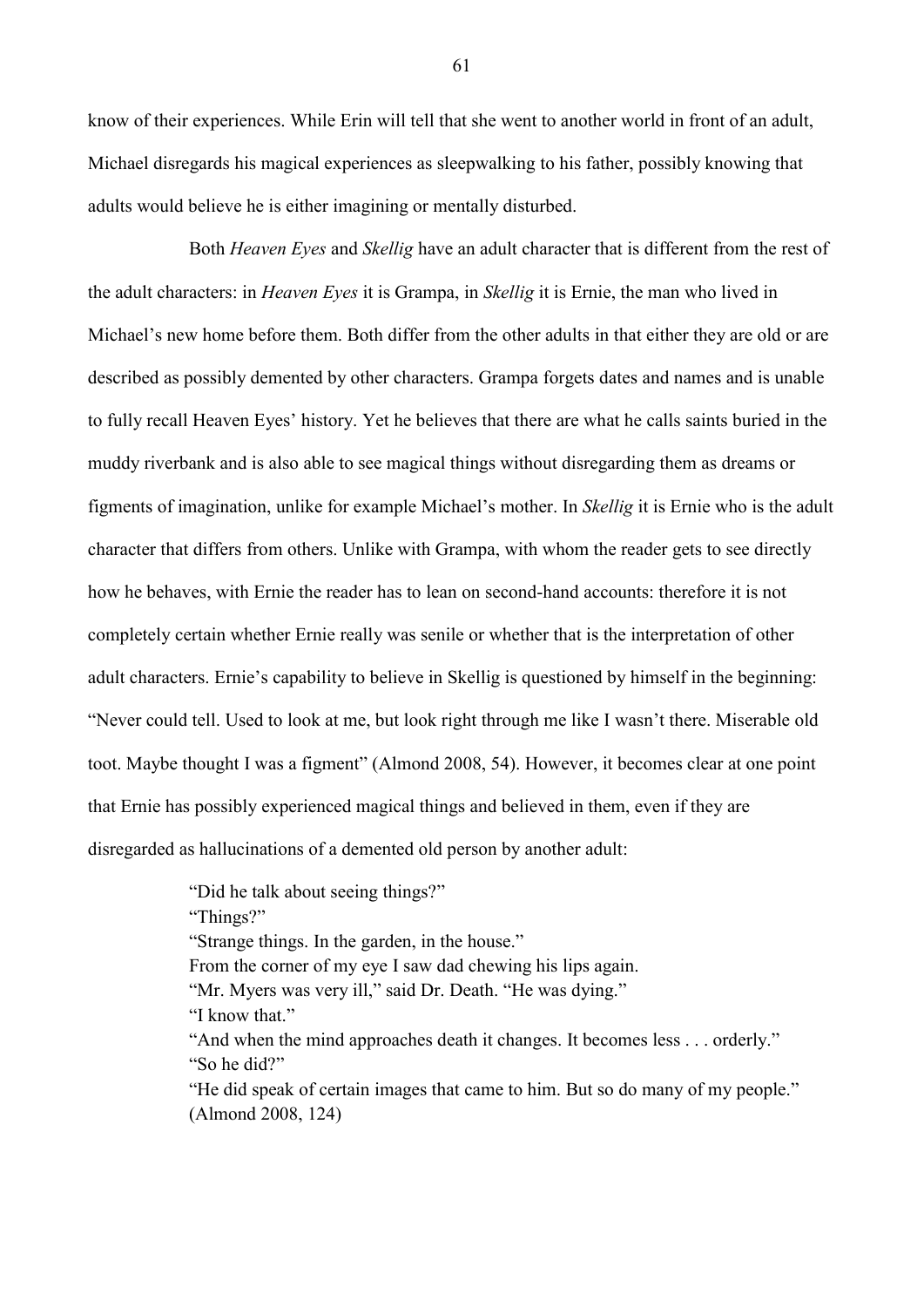know of their experiences. While Erin will tell that she went to another world in front of an adult, Michael disregards his magical experiences as sleepwalking to his father, possibly knowing that adults would believe he is either imagining or mentally disturbed.

Both *Heaven Eyes* and *Skellig* have an adult character that is different from the rest of the adult characters: in *Heaven Eyes* it is Grampa, in *Skellig* it is Ernie, the man who lived in Michael's new home before them. Both differ from the other adults in that either they are old or are described as possibly demented by other characters. Grampa forgets dates and names and is unable to fully recall Heaven Eyes' history. Yet he believes that there are what he calls saints buried in the muddy riverbank and is also able to see magical things without disregarding them as dreams or figments of imagination, unlike for example Michael's mother. In *Skellig* it is Ernie who is the adult character that differs from others. Unlike with Grampa, with whom the reader gets to see directly how he behaves, with Ernie the reader has to lean on second-hand accounts: therefore it is not completely certain whether Ernie really was senile or whether that is the interpretation of other adult characters. Ernie's capability to believe in Skellig is questioned by himself in the beginning: "Never could tell. Used to look at me, but look right through me like I wasn't there. Miserable old toot. Maybe thought I was a figment" (Almond 2008, 54). However, it becomes clear at one point that Ernie has possibly experienced magical things and believed in them, even if they are disregarded as hallucinations of a demented old person by another adult:

> "Did he talk about seeing things?"
> "Things?"
> "Strange things. In the garden, in the house."
> From the corner of my eye I saw dad chewing his lips again.
> "Mr. Myers was very ill," said Dr. Death. "He was dying."
> "I know that."
> "And when the mind approaches death it changes. It becomes less . . . orderly."
> "So he did?"
> "He did speak of certain images that came to him. But so do many of my people."
> (Almond 2008, 124)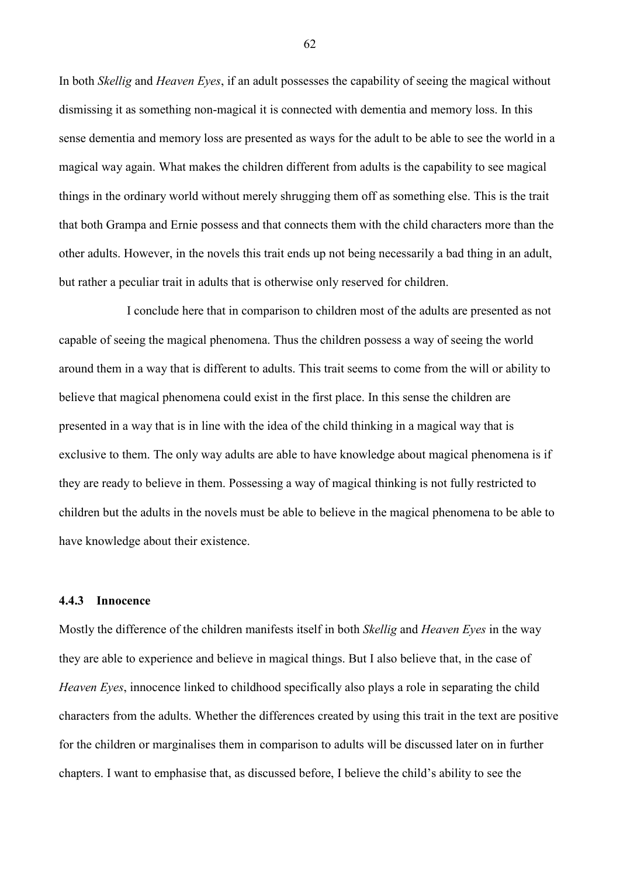In both *Skellig* and *Heaven Eyes*, if an adult possesses the capability of seeing the magical without dismissing it as something non-magical it is connected with dementia and memory loss. In this sense dementia and memory loss are presented as ways for the adult to be able to see the world in a magical way again. What makes the children different from adults is the capability to see magical things in the ordinary world without merely shrugging them off as something else. This is the trait that both Grampa and Ernie possess and that connects them with the child characters more than the other adults. However, in the novels this trait ends up not being necessarily a bad thing in an adult, but rather a peculiar trait in adults that is otherwise only reserved for children.

I conclude here that in comparison to children most of the adults are presented as not capable of seeing the magical phenomena. Thus the children possess a way of seeing the world around them in a way that is different to adults. This trait seems to come from the will or ability to believe that magical phenomena could exist in the first place. In this sense the children are presented in a way that is in line with the idea of the child thinking in a magical way that is exclusive to them. The only way adults are able to have knowledge about magical phenomena is if they are ready to believe in them. Possessing a way of magical thinking is not fully restricted to children but the adults in the novels must be able to believe in the magical phenomena to be able to have knowledge about their existence.

### 4.4.3 Innocence

Mostly the difference of the children manifests itself in both *Skellig* and *Heaven Eyes* in the way they are able to experience and believe in magical things. But I also believe that, in the case of *Heaven Eyes*, innocence linked to childhood specifically also plays a role in separating the child characters from the adults. Whether the differences created by using this trait in the text are positive for the children or marginalises them in comparison to adults will be discussed later on in further chapters. I want to emphasise that, as discussed before, I believe the child's ability to see the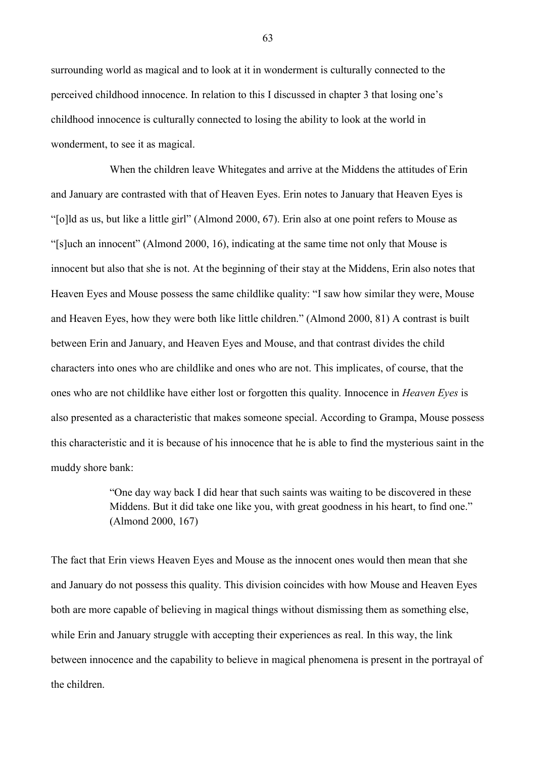surrounding world as magical and to look at it in wonderment is culturally connected to the perceived childhood innocence. In relation to this I discussed in chapter 3 that losing one's childhood innocence is culturally connected to losing the ability to look at the world in wonderment, to see it as magical.

When the children leave Whitegates and arrive at the Middens the attitudes of Erin and January are contrasted with that of Heaven Eyes. Erin notes to January that Heaven Eyes is "[o]ld as us, but like a little girl" (Almond 2000, 67). Erin also at one point refers to Mouse as "[s]uch an innocent" (Almond 2000, 16), indicating at the same time not only that Mouse is innocent but also that she is not. At the beginning of their stay at the Middens, Erin also notes that Heaven Eyes and Mouse possess the same childlike quality: "I saw how similar they were, Mouse and Heaven Eyes, how they were both like little children." (Almond 2000, 81) A contrast is built between Erin and January, and Heaven Eyes and Mouse, and that contrast divides the child characters into ones who are childlike and ones who are not. This implicates, of course, that the ones who are not childlike have either lost or forgotten this quality. Innocence in *Heaven Eyes* is also presented as a characteristic that makes someone special. According to Grampa, Mouse possess this characteristic and it is because of his innocence that he is able to find the mysterious saint in the muddy shore bank:

> "One day way back I did hear that such saints was waiting to be discovered in these Middens. But it did take one like you, with great goodness in his heart, to find one." (Almond 2000, 167)

The fact that Erin views Heaven Eyes and Mouse as the innocent ones would then mean that she and January do not possess this quality. This division coincides with how Mouse and Heaven Eyes both are more capable of believing in magical things without dismissing them as something else, while Erin and January struggle with accepting their experiences as real. In this way, the link between innocence and the capability to believe in magical phenomena is present in the portrayal of the children.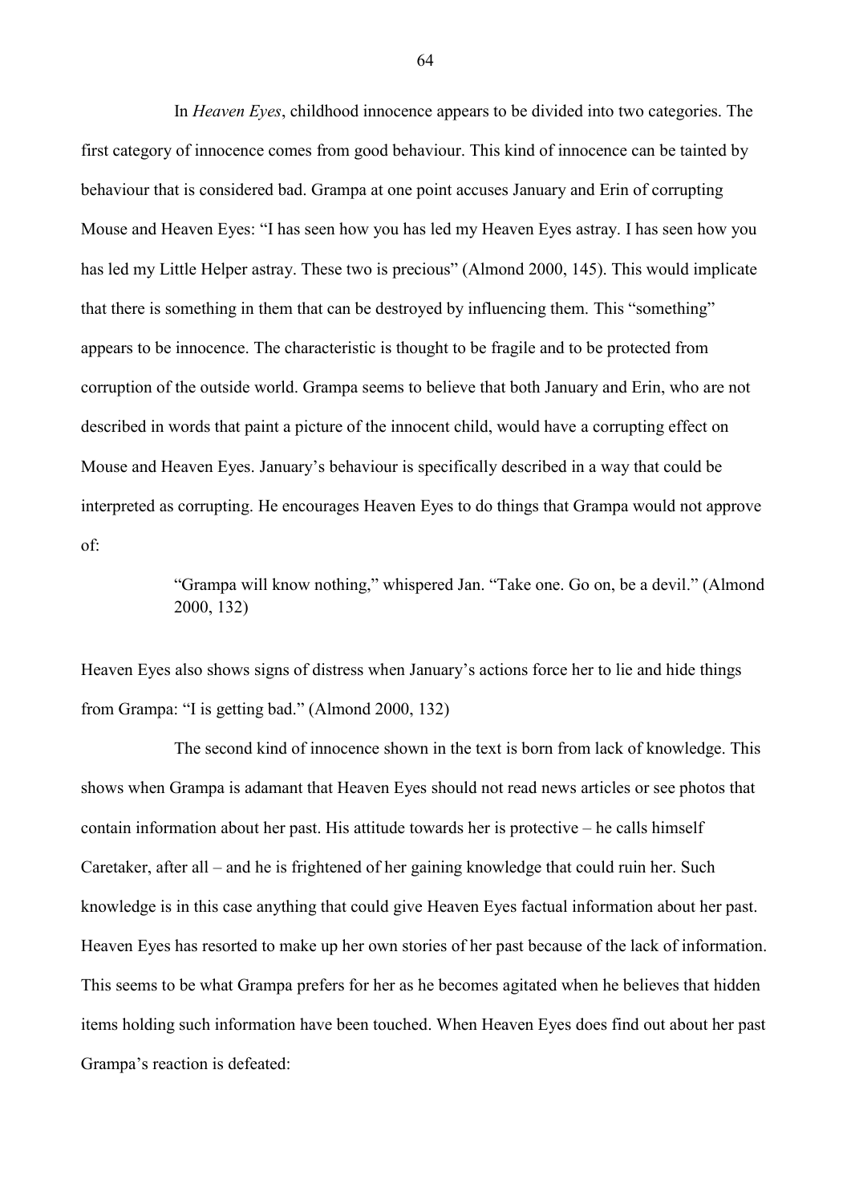In *Heaven Eyes*, childhood innocence appears to be divided into two categories. The first category of innocence comes from good behaviour. This kind of innocence can be tainted by behaviour that is considered bad. Grampa at one point accuses January and Erin of corrupting Mouse and Heaven Eyes: "I has seen how you has led my Heaven Eyes astray. I has seen how you has led my Little Helper astray. These two is precious" (Almond 2000, 145). This would implicate that there is something in them that can be destroyed by influencing them. This "something" appears to be innocence. The characteristic is thought to be fragile and to be protected from corruption of the outside world. Grampa seems to believe that both January and Erin, who are not described in words that paint a picture of the innocent child, would have a corrupting effect on Mouse and Heaven Eyes. January's behaviour is specifically described in a way that could be interpreted as corrupting. He encourages Heaven Eyes to do things that Grampa would not approve of:

> "Grampa will know nothing," whispered Jan. "Take one. Go on, be a devil." (Almond 2000, 132)

Heaven Eyes also shows signs of distress when January's actions force her to lie and hide things from Grampa: "I is getting bad." (Almond 2000, 132)

The second kind of innocence shown in the text is born from lack of knowledge. This shows when Grampa is adamant that Heaven Eyes should not read news articles or see photos that contain information about her past. His attitude towards her is protective – he calls himself Caretaker, after all – and he is frightened of her gaining knowledge that could ruin her. Such knowledge is in this case anything that could give Heaven Eyes factual information about her past. Heaven Eyes has resorted to make up her own stories of her past because of the lack of information. This seems to be what Grampa prefers for her as he becomes agitated when he believes that hidden items holding such information have been touched. When Heaven Eyes does find out about her past Grampa's reaction is defeated: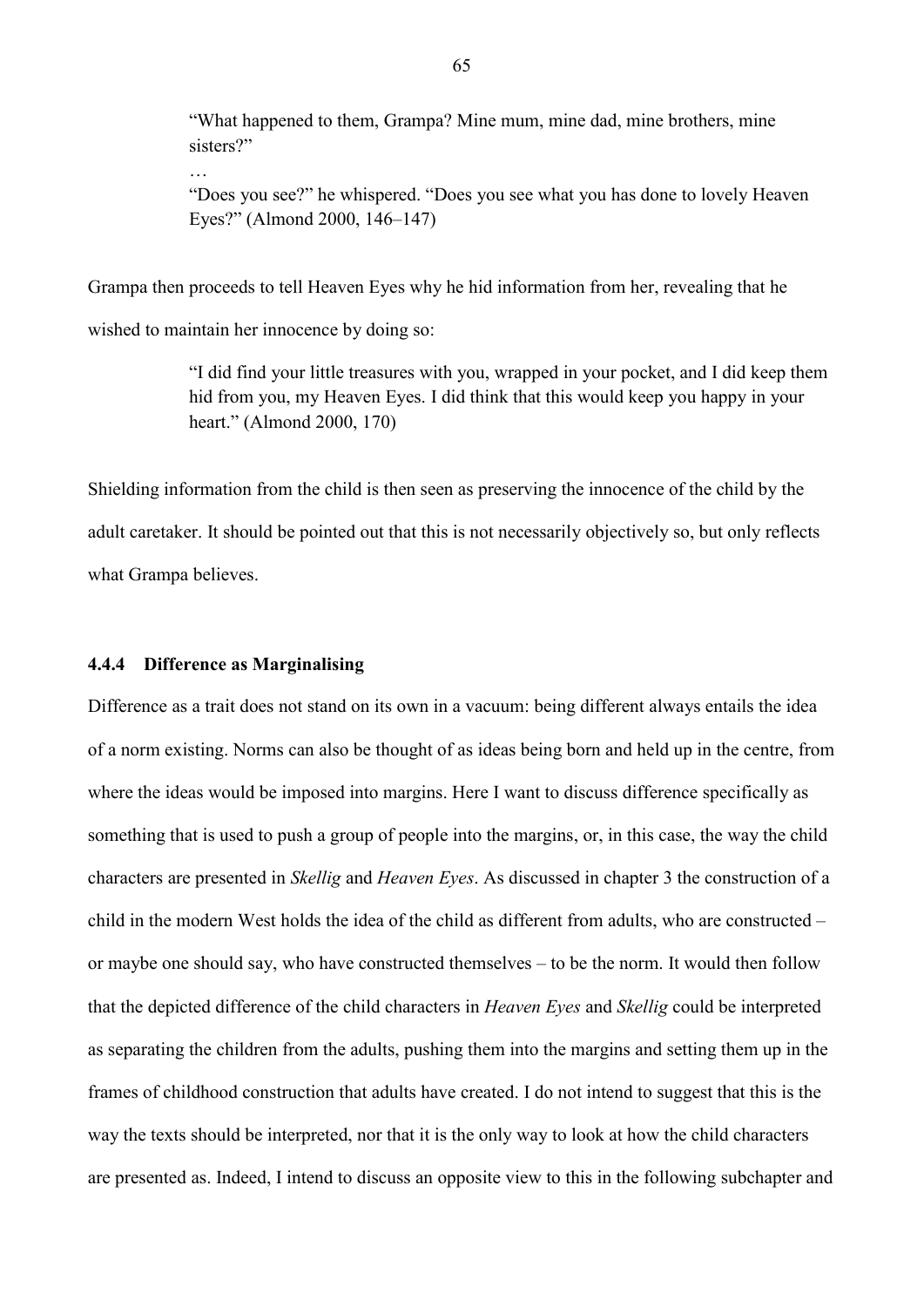> "What happened to them, Grampa? Mine mum, mine dad, mine brothers, mine sisters?"
>
> …
>
> "Does you see?" he whispered. "Does you see what you has done to lovely Heaven Eyes?" (Almond 2000, 146–147)

Grampa then proceeds to tell Heaven Eyes why he hid information from her, revealing that he wished to maintain her innocence by doing so:

> "I did find your little treasures with you, wrapped in your pocket, and I did keep them hid from you, my Heaven Eyes. I did think that this would keep you happy in your heart." (Almond 2000, 170)

Shielding information from the child is then seen as preserving the innocence of the child by the adult caretaker. It should be pointed out that this is not necessarily objectively so, but only reflects what Grampa believes.

#### 4.4.4 Difference as Marginalising

Difference as a trait does not stand on its own in a vacuum: being different always entails the idea of a norm existing. Norms can also be thought of as ideas being born and held up in the centre, from where the ideas would be imposed into margins. Here I want to discuss difference specifically as something that is used to push a group of people into the margins, or, in this case, the way the child characters are presented in *Skellig* and *Heaven Eyes*. As discussed in chapter 3 the construction of a child in the modern West holds the idea of the child as different from adults, who are constructed – or maybe one should say, who have constructed themselves – to be the norm. It would then follow that the depicted difference of the child characters in *Heaven Eyes* and *Skellig* could be interpreted as separating the children from the adults, pushing them into the margins and setting them up in the frames of childhood construction that adults have created. I do not intend to suggest that this is the way the texts should be interpreted, nor that it is the only way to look at how the child characters are presented as. Indeed, I intend to discuss an opposite view to this in the following subchapter and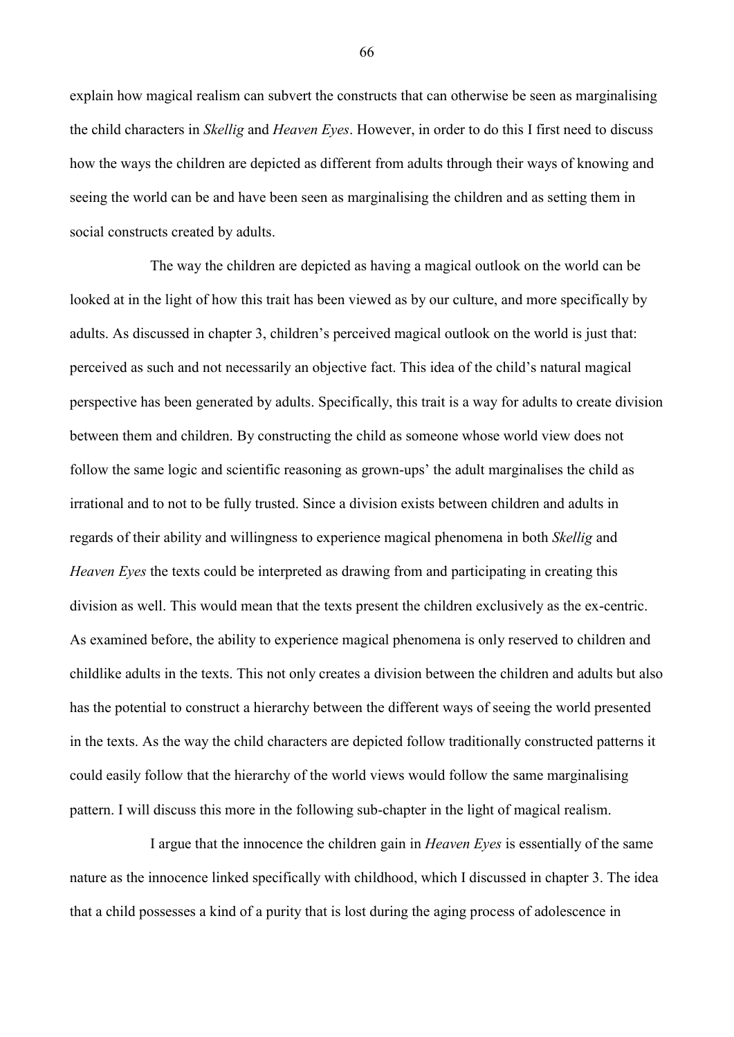explain how magical realism can subvert the constructs that can otherwise be seen as marginalising the child characters in *Skellig* and *Heaven Eyes*. However, in order to do this I first need to discuss how the ways the children are depicted as different from adults through their ways of knowing and seeing the world can be and have been seen as marginalising the children and as setting them in social constructs created by adults.

The way the children are depicted as having a magical outlook on the world can be looked at in the light of how this trait has been viewed as by our culture, and more specifically by adults. As discussed in chapter 3, children's perceived magical outlook on the world is just that: perceived as such and not necessarily an objective fact. This idea of the child's natural magical perspective has been generated by adults. Specifically, this trait is a way for adults to create division between them and children. By constructing the child as someone whose world view does not follow the same logic and scientific reasoning as grown-ups' the adult marginalises the child as irrational and to not to be fully trusted. Since a division exists between children and adults in regards of their ability and willingness to experience magical phenomena in both *Skellig* and *Heaven Eyes* the texts could be interpreted as drawing from and participating in creating this division as well. This would mean that the texts present the children exclusively as the ex-centric. As examined before, the ability to experience magical phenomena is only reserved to children and childlike adults in the texts. This not only creates a division between the children and adults but also has the potential to construct a hierarchy between the different ways of seeing the world presented in the texts. As the way the child characters are depicted follow traditionally constructed patterns it could easily follow that the hierarchy of the world views would follow the same marginalising pattern. I will discuss this more in the following sub-chapter in the light of magical realism.

I argue that the innocence the children gain in *Heaven Eyes* is essentially of the same nature as the innocence linked specifically with childhood, which I discussed in chapter 3. The idea that a child possesses a kind of a purity that is lost during the aging process of adolescence in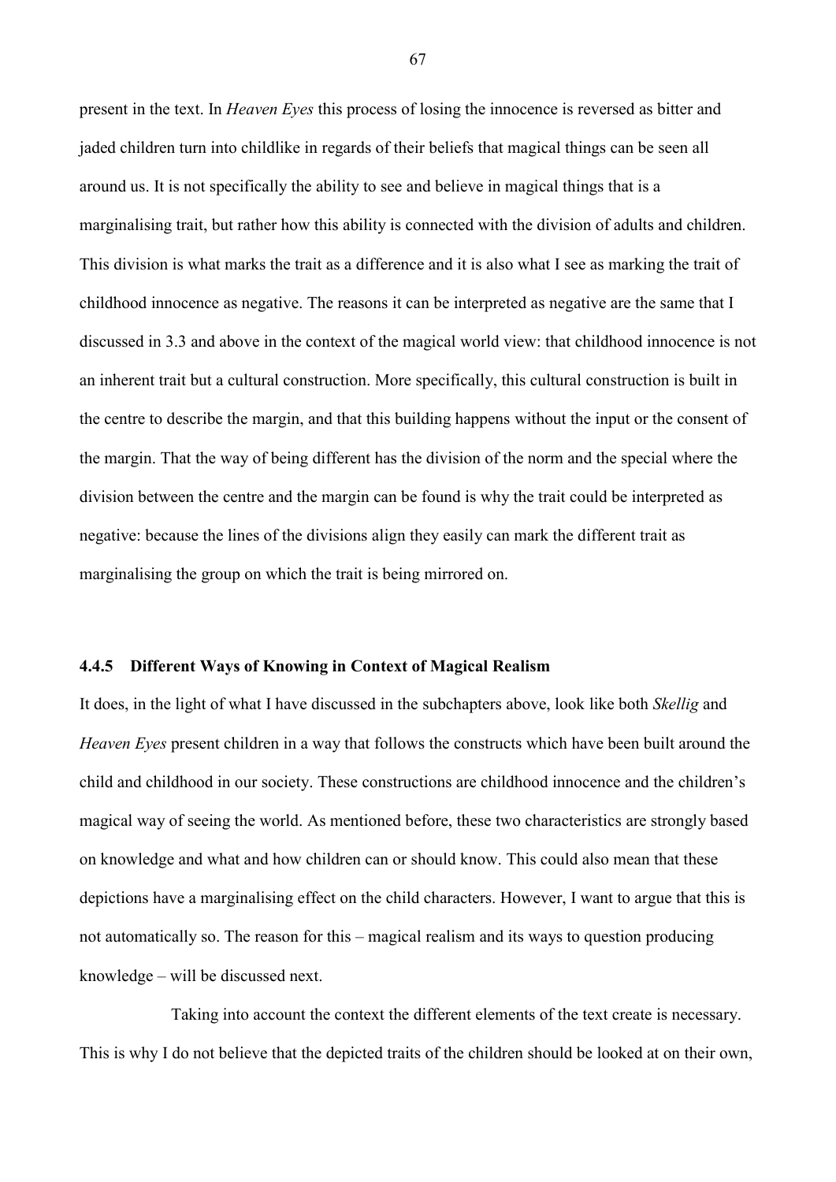present in the text. In *Heaven Eyes* this process of losing the innocence is reversed as bitter and jaded children turn into childlike in regards of their beliefs that magical things can be seen all around us. It is not specifically the ability to see and believe in magical things that is a marginalising trait, but rather how this ability is connected with the division of adults and children. This division is what marks the trait as a difference and it is also what I see as marking the trait of childhood innocence as negative. The reasons it can be interpreted as negative are the same that I discussed in 3.3 and above in the context of the magical world view: that childhood innocence is not an inherent trait but a cultural construction. More specifically, this cultural construction is built in the centre to describe the margin, and that this building happens without the input or the consent of the margin. That the way of being different has the division of the norm and the special where the division between the centre and the margin can be found is why the trait could be interpreted as negative: because the lines of the divisions align they easily can mark the different trait as marginalising the group on which the trait is being mirrored on.

### 4.4.5 Different Ways of Knowing in Context of Magical Realism

It does, in the light of what I have discussed in the subchapters above, look like both *Skellig* and *Heaven Eyes* present children in a way that follows the constructs which have been built around the child and childhood in our society. These constructions are childhood innocence and the children's magical way of seeing the world. As mentioned before, these two characteristics are strongly based on knowledge and what and how children can or should know. This could also mean that these depictions have a marginalising effect on the child characters. However, I want to argue that this is not automatically so. The reason for this – magical realism and its ways to question producing knowledge – will be discussed next.

Taking into account the context the different elements of the text create is necessary. This is why I do not believe that the depicted traits of the children should be looked at on their own,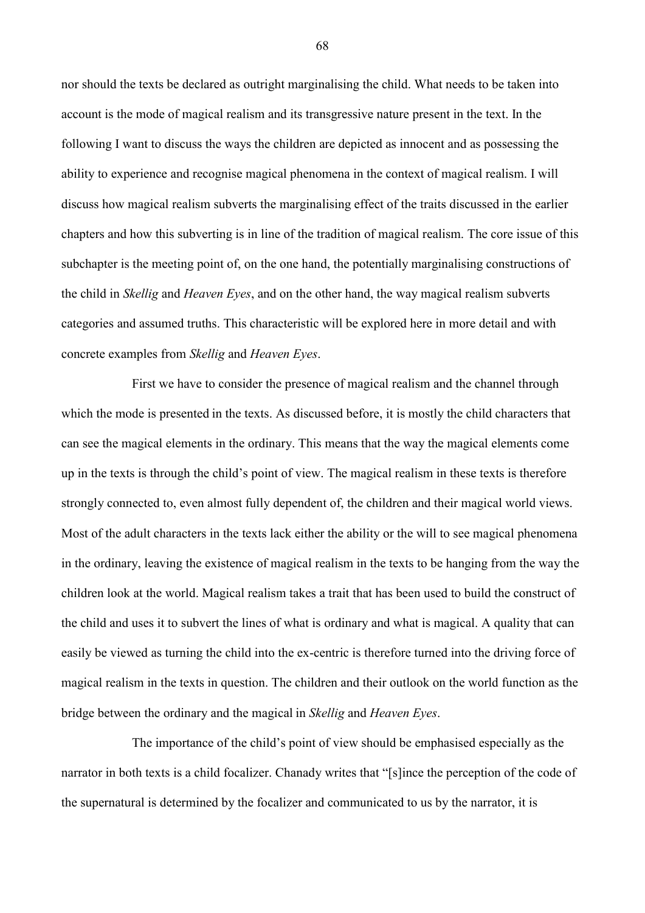nor should the texts be declared as outright marginalising the child. What needs to be taken into account is the mode of magical realism and its transgressive nature present in the text. In the following I want to discuss the ways the children are depicted as innocent and as possessing the ability to experience and recognise magical phenomena in the context of magical realism. I will discuss how magical realism subverts the marginalising effect of the traits discussed in the earlier chapters and how this subverting is in line of the tradition of magical realism. The core issue of this subchapter is the meeting point of, on the one hand, the potentially marginalising constructions of the child in *Skellig* and *Heaven Eyes*, and on the other hand, the way magical realism subverts categories and assumed truths. This characteristic will be explored here in more detail and with concrete examples from *Skellig* and *Heaven Eyes*.

First we have to consider the presence of magical realism and the channel through which the mode is presented in the texts. As discussed before, it is mostly the child characters that can see the magical elements in the ordinary. This means that the way the magical elements come up in the texts is through the child's point of view. The magical realism in these texts is therefore strongly connected to, even almost fully dependent of, the children and their magical world views. Most of the adult characters in the texts lack either the ability or the will to see magical phenomena in the ordinary, leaving the existence of magical realism in the texts to be hanging from the way the children look at the world. Magical realism takes a trait that has been used to build the construct of the child and uses it to subvert the lines of what is ordinary and what is magical. A quality that can easily be viewed as turning the child into the ex-centric is therefore turned into the driving force of magical realism in the texts in question. The children and their outlook on the world function as the bridge between the ordinary and the magical in *Skellig* and *Heaven Eyes*.

The importance of the child's point of view should be emphasised especially as the narrator in both texts is a child focalizer. Chanady writes that "[s]ince the perception of the code of the supernatural is determined by the focalizer and communicated to us by the narrator, it is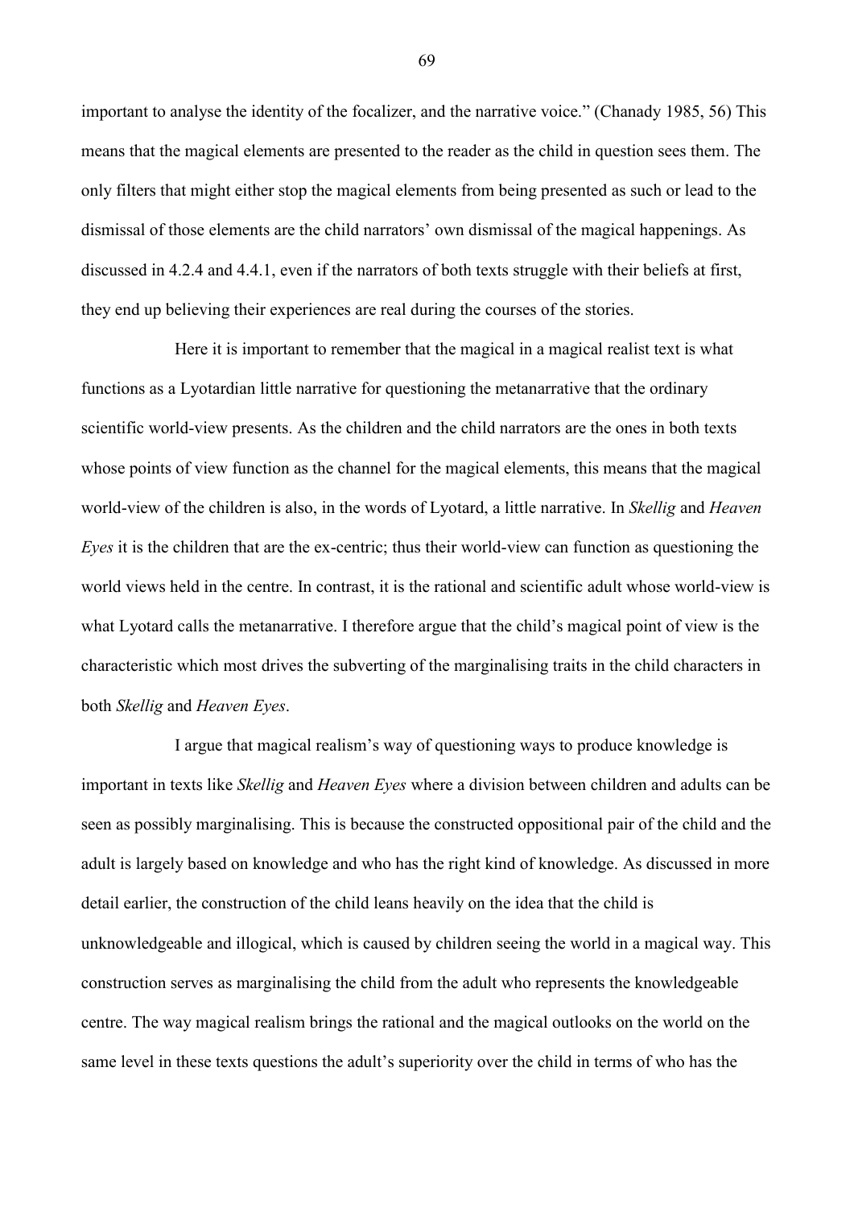important to analyse the identity of the focalizer, and the narrative voice." (Chanady 1985, 56) This means that the magical elements are presented to the reader as the child in question sees them. The only filters that might either stop the magical elements from being presented as such or lead to the dismissal of those elements are the child narrators' own dismissal of the magical happenings. As discussed in 4.2.4 and 4.4.1, even if the narrators of both texts struggle with their beliefs at first, they end up believing their experiences are real during the courses of the stories.

Here it is important to remember that the magical in a magical realist text is what functions as a Lyotardian little narrative for questioning the metanarrative that the ordinary scientific world-view presents. As the children and the child narrators are the ones in both texts whose points of view function as the channel for the magical elements, this means that the magical world-view of the children is also, in the words of Lyotard, a little narrative. In *Skellig* and *Heaven Eyes* it is the children that are the ex-centric; thus their world-view can function as questioning the world views held in the centre. In contrast, it is the rational and scientific adult whose world-view is what Lyotard calls the metanarrative. I therefore argue that the child's magical point of view is the characteristic which most drives the subverting of the marginalising traits in the child characters in both *Skellig* and *Heaven Eyes*.

I argue that magical realism's way of questioning ways to produce knowledge is important in texts like *Skellig* and *Heaven Eyes* where a division between children and adults can be seen as possibly marginalising. This is because the constructed oppositional pair of the child and the adult is largely based on knowledge and who has the right kind of knowledge. As discussed in more detail earlier, the construction of the child leans heavily on the idea that the child is unknowledgeable and illogical, which is caused by children seeing the world in a magical way. This construction serves as marginalising the child from the adult who represents the knowledgeable centre. The way magical realism brings the rational and the magical outlooks on the world on the same level in these texts questions the adult's superiority over the child in terms of who has the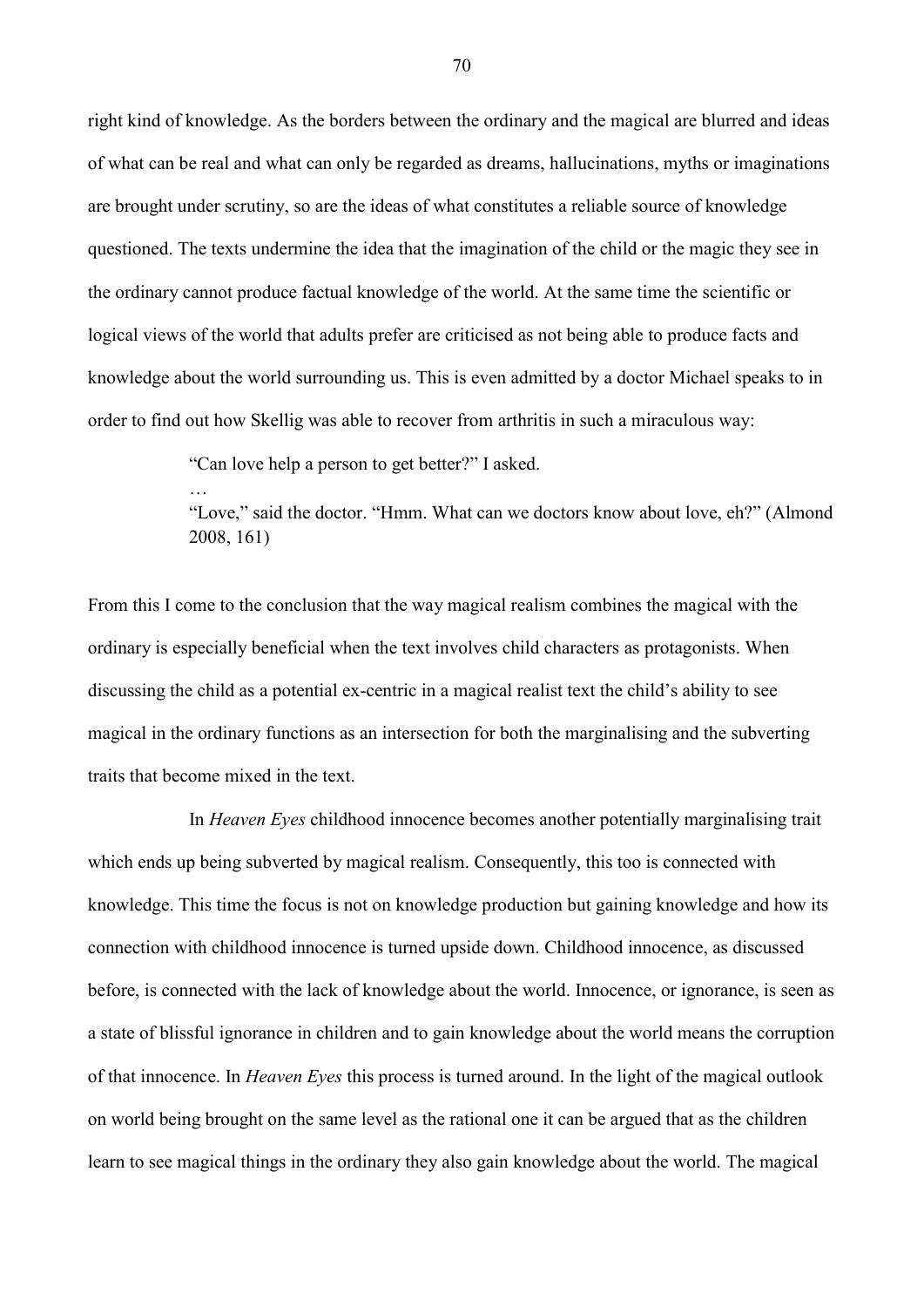right kind of knowledge. As the borders between the ordinary and the magical are blurred and ideas of what can be real and what can only be regarded as dreams, hallucinations, myths or imaginations are brought under scrutiny, so are the ideas of what constitutes a reliable source of knowledge questioned. The texts undermine the idea that the imagination of the child or the magic they see in the ordinary cannot produce factual knowledge of the world. At the same time the scientific or logical views of the world that adults prefer are criticised as not being able to produce facts and knowledge about the world surrounding us. This is even admitted by a doctor Michael speaks to in order to find out how Skellig was able to recover from arthritis in such a miraculous way:

> "Can love help a person to get better?" I asked.
>
> …
>
> "Love," said the doctor. "Hmm. What can we doctors know about love, eh?" (Almond 2008, 161)

From this I come to the conclusion that the way magical realism combines the magical with the ordinary is especially beneficial when the text involves child characters as protagonists. When discussing the child as a potential ex-centric in a magical realist text the child's ability to see magical in the ordinary functions as an intersection for both the marginalising and the subverting traits that become mixed in the text.

In *Heaven Eyes* childhood innocence becomes another potentially marginalising trait which ends up being subverted by magical realism. Consequently, this too is connected with knowledge. This time the focus is not on knowledge production but gaining knowledge and how its connection with childhood innocence is turned upside down. Childhood innocence, as discussed before, is connected with the lack of knowledge about the world. Innocence, or ignorance, is seen as a state of blissful ignorance in children and to gain knowledge about the world means the corruption of that innocence. In *Heaven Eyes* this process is turned around. In the light of the magical outlook on world being brought on the same level as the rational one it can be argued that as the children learn to see magical things in the ordinary they also gain knowledge about the world. The magical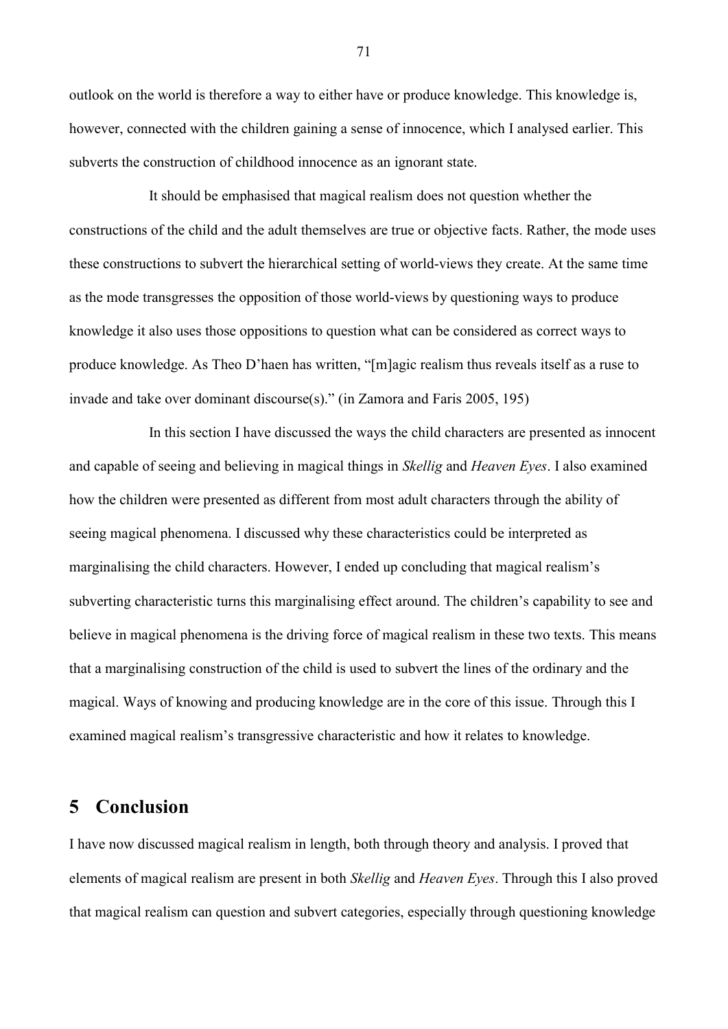outlook on the world is therefore a way to either have or produce knowledge. This knowledge is, however, connected with the children gaining a sense of innocence, which I analysed earlier. This subverts the construction of childhood innocence as an ignorant state.

It should be emphasised that magical realism does not question whether the constructions of the child and the adult themselves are true or objective facts. Rather, the mode uses these constructions to subvert the hierarchical setting of world-views they create. At the same time as the mode transgresses the opposition of those world-views by questioning ways to produce knowledge it also uses those oppositions to question what can be considered as correct ways to produce knowledge. As Theo D'haen has written, "[m]agic realism thus reveals itself as a ruse to invade and take over dominant discourse(s)." (in Zamora and Faris 2005, 195)

In this section I have discussed the ways the child characters are presented as innocent and capable of seeing and believing in magical things in *Skellig* and *Heaven Eyes*. I also examined how the children were presented as different from most adult characters through the ability of seeing magical phenomena. I discussed why these characteristics could be interpreted as marginalising the child characters. However, I ended up concluding that magical realism's subverting characteristic turns this marginalising effect around. The children's capability to see and believe in magical phenomena is the driving force of magical realism in these two texts. This means that a marginalising construction of the child is used to subvert the lines of the ordinary and the magical. Ways of knowing and producing knowledge are in the core of this issue. Through this I examined magical realism's transgressive characteristic and how it relates to knowledge.

# 5 Conclusion

I have now discussed magical realism in length, both through theory and analysis. I proved that elements of magical realism are present in both *Skellig* and *Heaven Eyes*. Through this I also proved that magical realism can question and subvert categories, especially through questioning knowledge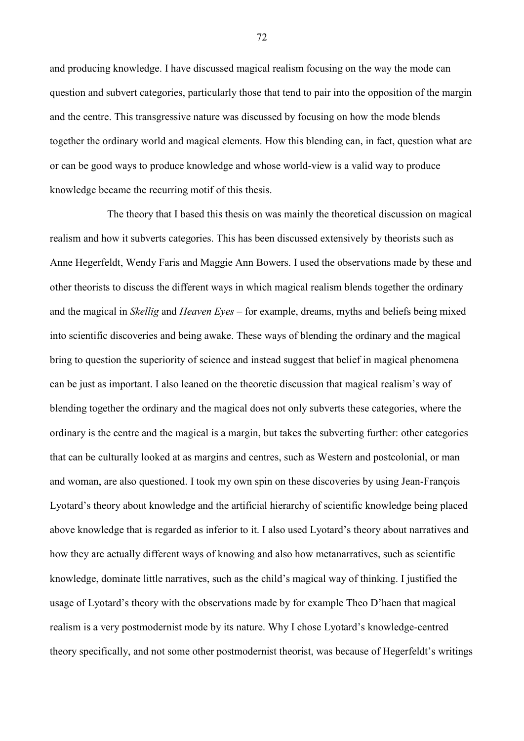and producing knowledge. I have discussed magical realism focusing on the way the mode can question and subvert categories, particularly those that tend to pair into the opposition of the margin and the centre. This transgressive nature was discussed by focusing on how the mode blends together the ordinary world and magical elements. How this blending can, in fact, question what are or can be good ways to produce knowledge and whose world-view is a valid way to produce knowledge became the recurring motif of this thesis.

The theory that I based this thesis on was mainly the theoretical discussion on magical realism and how it subverts categories. This has been discussed extensively by theorists such as Anne Hegerfeldt, Wendy Faris and Maggie Ann Bowers. I used the observations made by these and other theorists to discuss the different ways in which magical realism blends together the ordinary and the magical in *Skellig* and *Heaven Eyes* – for example, dreams, myths and beliefs being mixed into scientific discoveries and being awake. These ways of blending the ordinary and the magical bring to question the superiority of science and instead suggest that belief in magical phenomena can be just as important. I also leaned on the theoretic discussion that magical realism's way of blending together the ordinary and the magical does not only subverts these categories, where the ordinary is the centre and the magical is a margin, but takes the subverting further: other categories that can be culturally looked at as margins and centres, such as Western and postcolonial, or man and woman, are also questioned. I took my own spin on these discoveries by using Jean-François Lyotard's theory about knowledge and the artificial hierarchy of scientific knowledge being placed above knowledge that is regarded as inferior to it. I also used Lyotard's theory about narratives and how they are actually different ways of knowing and also how metanarratives, such as scientific knowledge, dominate little narratives, such as the child's magical way of thinking. I justified the usage of Lyotard's theory with the observations made by for example Theo D'haen that magical realism is a very postmodernist mode by its nature. Why I chose Lyotard's knowledge-centred theory specifically, and not some other postmodernist theorist, was because of Hegerfeldt's writings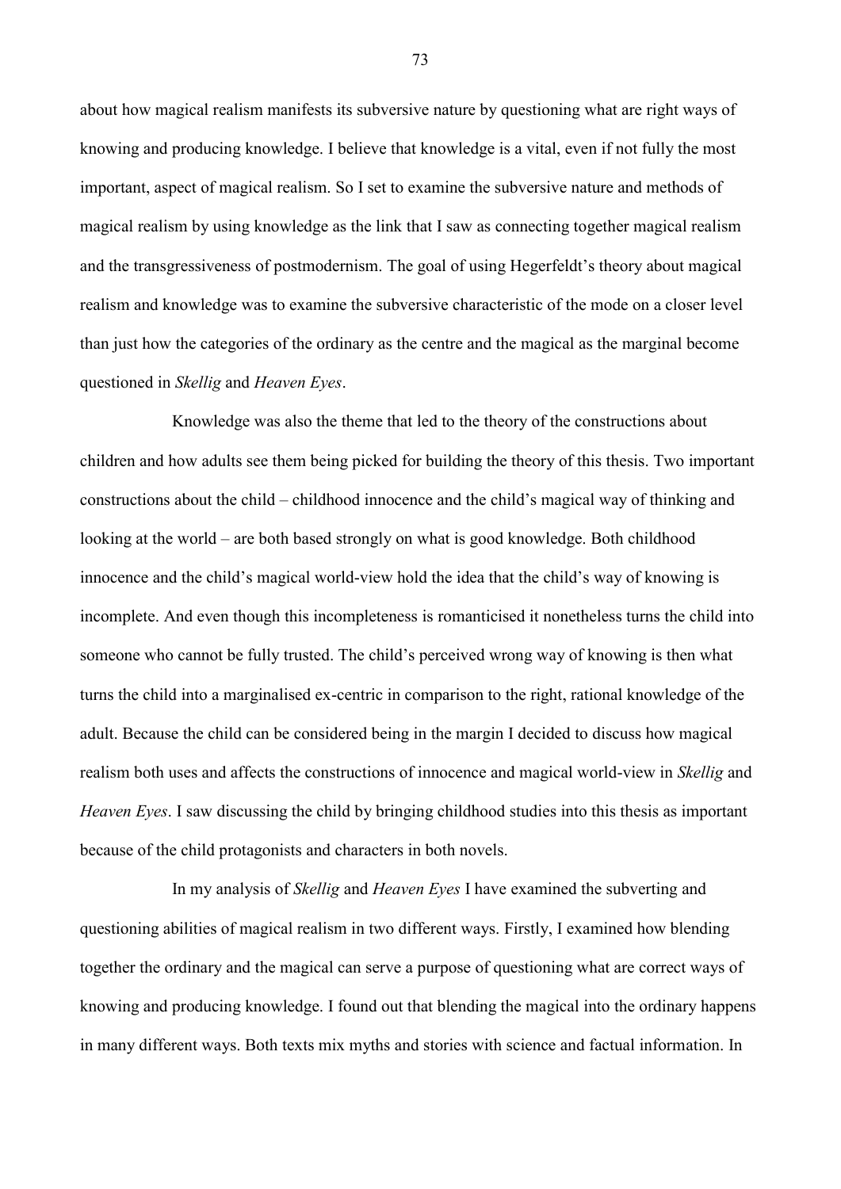about how magical realism manifests its subversive nature by questioning what are right ways of knowing and producing knowledge. I believe that knowledge is a vital, even if not fully the most important, aspect of magical realism. So I set to examine the subversive nature and methods of magical realism by using knowledge as the link that I saw as connecting together magical realism and the transgressiveness of postmodernism. The goal of using Hegerfeldt's theory about magical realism and knowledge was to examine the subversive characteristic of the mode on a closer level than just how the categories of the ordinary as the centre and the magical as the marginal become questioned in *Skellig* and *Heaven Eyes*.

Knowledge was also the theme that led to the theory of the constructions about children and how adults see them being picked for building the theory of this thesis. Two important constructions about the child – childhood innocence and the child's magical way of thinking and looking at the world – are both based strongly on what is good knowledge. Both childhood innocence and the child's magical world-view hold the idea that the child's way of knowing is incomplete. And even though this incompleteness is romanticised it nonetheless turns the child into someone who cannot be fully trusted. The child's perceived wrong way of knowing is then what turns the child into a marginalised ex-centric in comparison to the right, rational knowledge of the adult. Because the child can be considered being in the margin I decided to discuss how magical realism both uses and affects the constructions of innocence and magical world-view in *Skellig* and *Heaven Eyes*. I saw discussing the child by bringing childhood studies into this thesis as important because of the child protagonists and characters in both novels.

In my analysis of *Skellig* and *Heaven Eyes* I have examined the subverting and questioning abilities of magical realism in two different ways. Firstly, I examined how blending together the ordinary and the magical can serve a purpose of questioning what are correct ways of knowing and producing knowledge. I found out that blending the magical into the ordinary happens in many different ways. Both texts mix myths and stories with science and factual information. In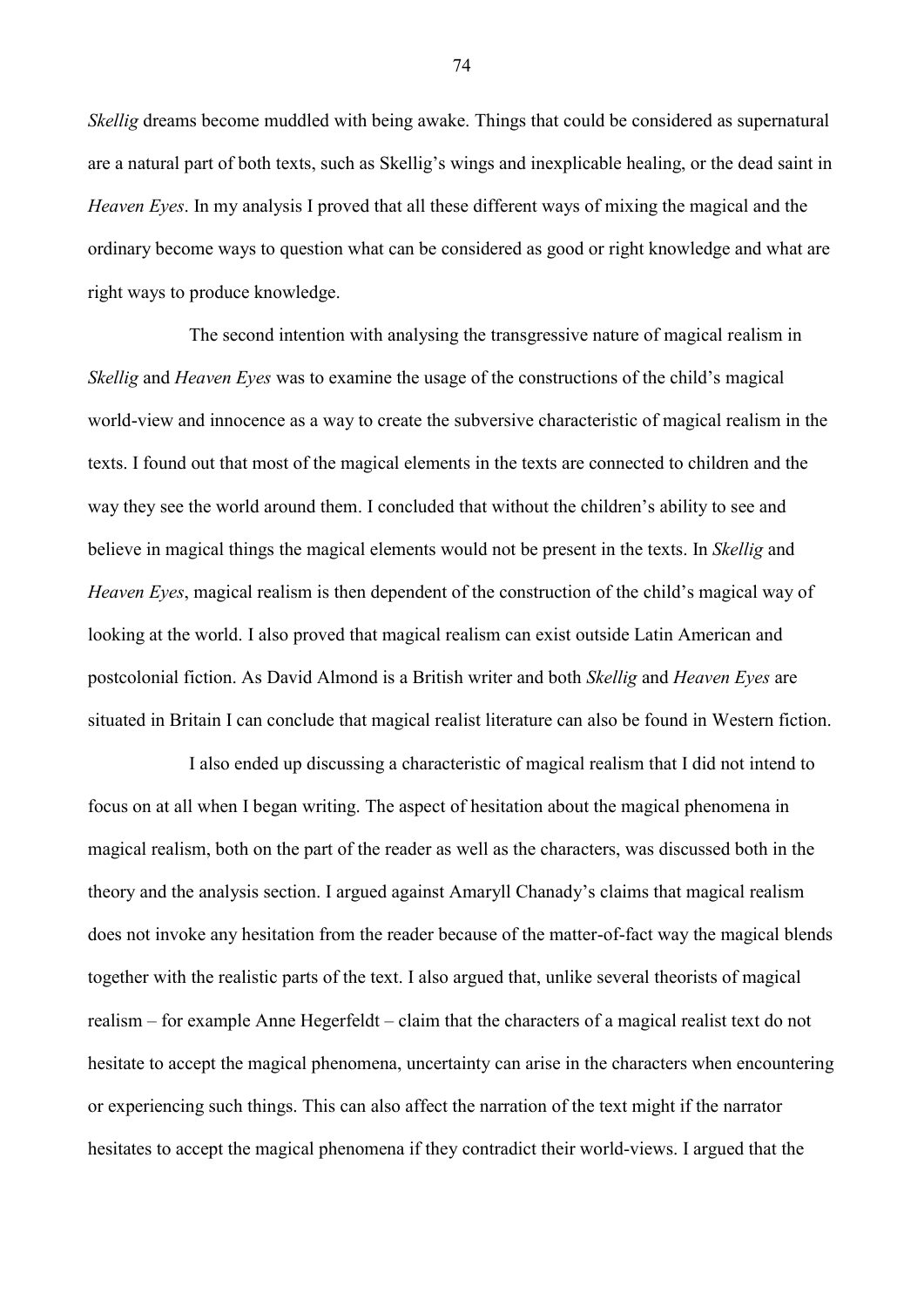*Skellig* dreams become muddled with being awake. Things that could be considered as supernatural are a natural part of both texts, such as Skellig's wings and inexplicable healing, or the dead saint in *Heaven Eyes*. In my analysis I proved that all these different ways of mixing the magical and the ordinary become ways to question what can be considered as good or right knowledge and what are right ways to produce knowledge.

The second intention with analysing the transgressive nature of magical realism in *Skellig* and *Heaven Eyes* was to examine the usage of the constructions of the child's magical world-view and innocence as a way to create the subversive characteristic of magical realism in the texts. I found out that most of the magical elements in the texts are connected to children and the way they see the world around them. I concluded that without the children's ability to see and believe in magical things the magical elements would not be present in the texts. In *Skellig* and *Heaven Eyes*, magical realism is then dependent of the construction of the child's magical way of looking at the world. I also proved that magical realism can exist outside Latin American and postcolonial fiction. As David Almond is a British writer and both *Skellig* and *Heaven Eyes* are situated in Britain I can conclude that magical realist literature can also be found in Western fiction.

I also ended up discussing a characteristic of magical realism that I did not intend to focus on at all when I began writing. The aspect of hesitation about the magical phenomena in magical realism, both on the part of the reader as well as the characters, was discussed both in the theory and the analysis section. I argued against Amaryll Chanady's claims that magical realism does not invoke any hesitation from the reader because of the matter-of-fact way the magical blends together with the realistic parts of the text. I also argued that, unlike several theorists of magical realism – for example Anne Hegerfeldt – claim that the characters of a magical realist text do not hesitate to accept the magical phenomena, uncertainty can arise in the characters when encountering or experiencing such things. This can also affect the narration of the text might if the narrator hesitates to accept the magical phenomena if they contradict their world-views. I argued that the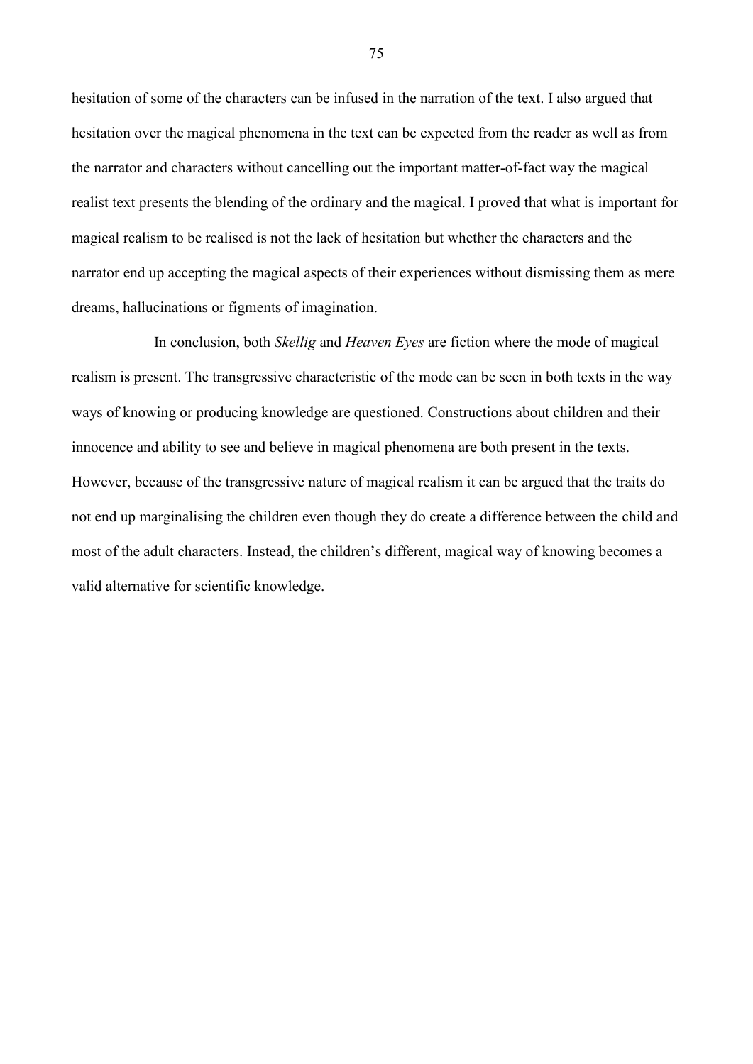hesitation of some of the characters can be infused in the narration of the text. I also argued that hesitation over the magical phenomena in the text can be expected from the reader as well as from the narrator and characters without cancelling out the important matter-of-fact way the magical realist text presents the blending of the ordinary and the magical. I proved that what is important for magical realism to be realised is not the lack of hesitation but whether the characters and the narrator end up accepting the magical aspects of their experiences without dismissing them as mere dreams, hallucinations or figments of imagination.

In conclusion, both *Skellig* and *Heaven Eyes* are fiction where the mode of magical realism is present. The transgressive characteristic of the mode can be seen in both texts in the way ways of knowing or producing knowledge are questioned. Constructions about children and their innocence and ability to see and believe in magical phenomena are both present in the texts. However, because of the transgressive nature of magical realism it can be argued that the traits do not end up marginalising the children even though they do create a difference between the child and most of the adult characters. Instead, the children's different, magical way of knowing becomes a valid alternative for scientific knowledge.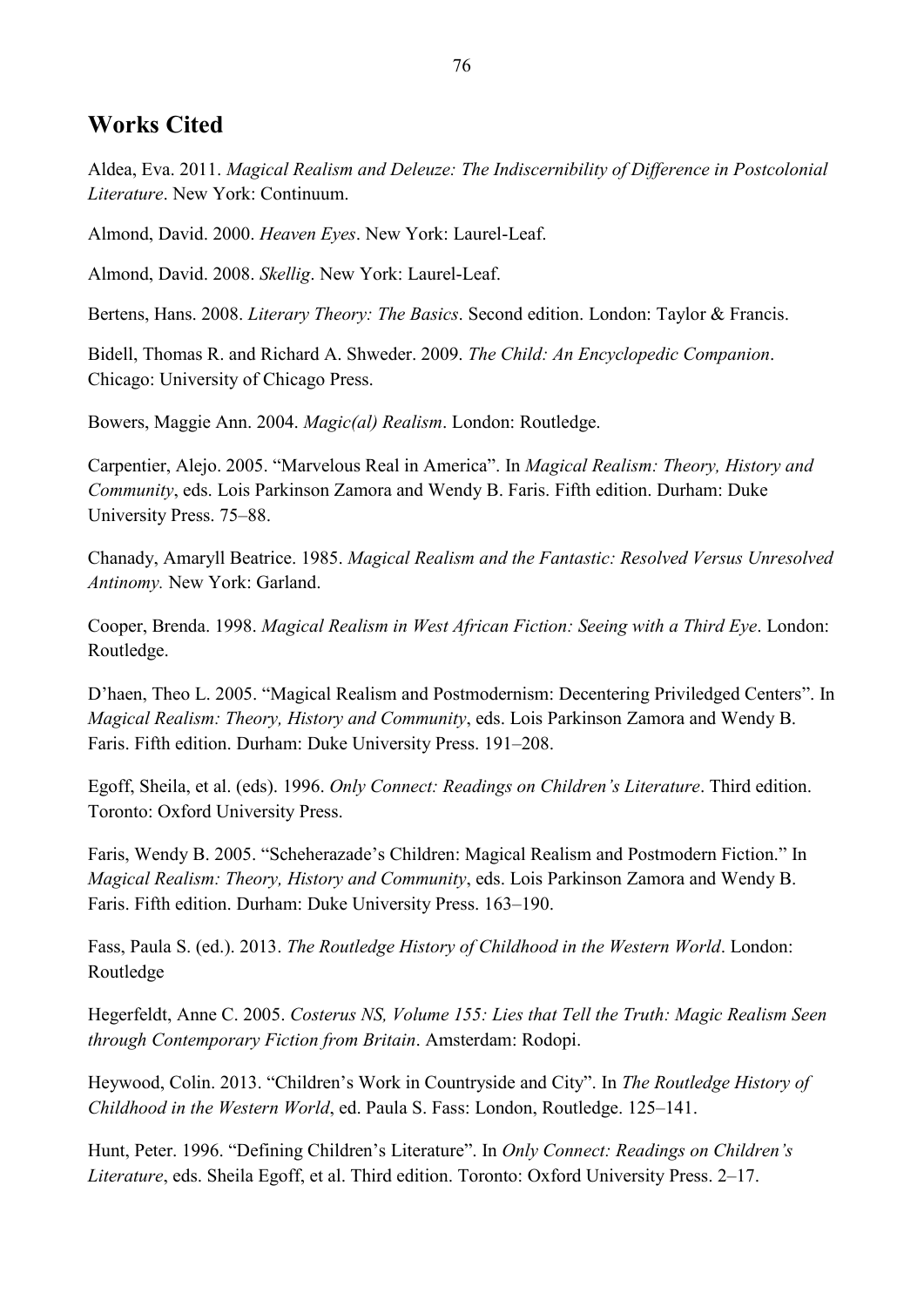## Works Cited

Aldea, Eva. 2011. *Magical Realism and Deleuze: The Indiscernibility of Difference in Postcolonial Literature*. New York: Continuum.

Almond, David. 2000. *Heaven Eyes*. New York: Laurel-Leaf.

Almond, David. 2008. *Skellig*. New York: Laurel-Leaf.

Bertens, Hans. 2008. *Literary Theory: The Basics*. Second edition. London: Taylor & Francis.

Bidell, Thomas R. and Richard A. Shweder. 2009. *The Child: An Encyclopedic Companion*. Chicago: University of Chicago Press.

Bowers, Maggie Ann. 2004. *Magic(al) Realism*. London: Routledge.

Carpentier, Alejo. 2005. "Marvelous Real in America". In *Magical Realism: Theory, History and Community*, eds. Lois Parkinson Zamora and Wendy B. Faris. Fifth edition. Durham: Duke University Press. 75–88.

Chanady, Amaryll Beatrice. 1985. *Magical Realism and the Fantastic: Resolved Versus Unresolved Antinomy.* New York: Garland.

Cooper, Brenda. 1998. *Magical Realism in West African Fiction: Seeing with a Third Eye*. London: Routledge.

D'haen, Theo L. 2005. "Magical Realism and Postmodernism: Decentering Priviledged Centers". In *Magical Realism: Theory, History and Community*, eds. Lois Parkinson Zamora and Wendy B. Faris. Fifth edition. Durham: Duke University Press. 191–208.

Egoff, Sheila, et al. (eds). 1996. *Only Connect: Readings on Children's Literature*. Third edition. Toronto: Oxford University Press.

Faris, Wendy B. 2005. "Scheherazade's Children: Magical Realism and Postmodern Fiction." In *Magical Realism: Theory, History and Community*, eds. Lois Parkinson Zamora and Wendy B. Faris. Fifth edition. Durham: Duke University Press. 163–190.

Fass, Paula S. (ed.). 2013. *The Routledge History of Childhood in the Western World*. London: Routledge

Hegerfeldt, Anne C. 2005. *Costerus NS, Volume 155: Lies that Tell the Truth: Magic Realism Seen through Contemporary Fiction from Britain*. Amsterdam: Rodopi.

Heywood, Colin. 2013. "Children's Work in Countryside and City". In *The Routledge History of Childhood in the Western World*, ed. Paula S. Fass: London, Routledge. 125–141.

Hunt, Peter. 1996. "Defining Children's Literature". In *Only Connect: Readings on Children's Literature*, eds. Sheila Egoff, et al. Third edition. Toronto: Oxford University Press. 2–17.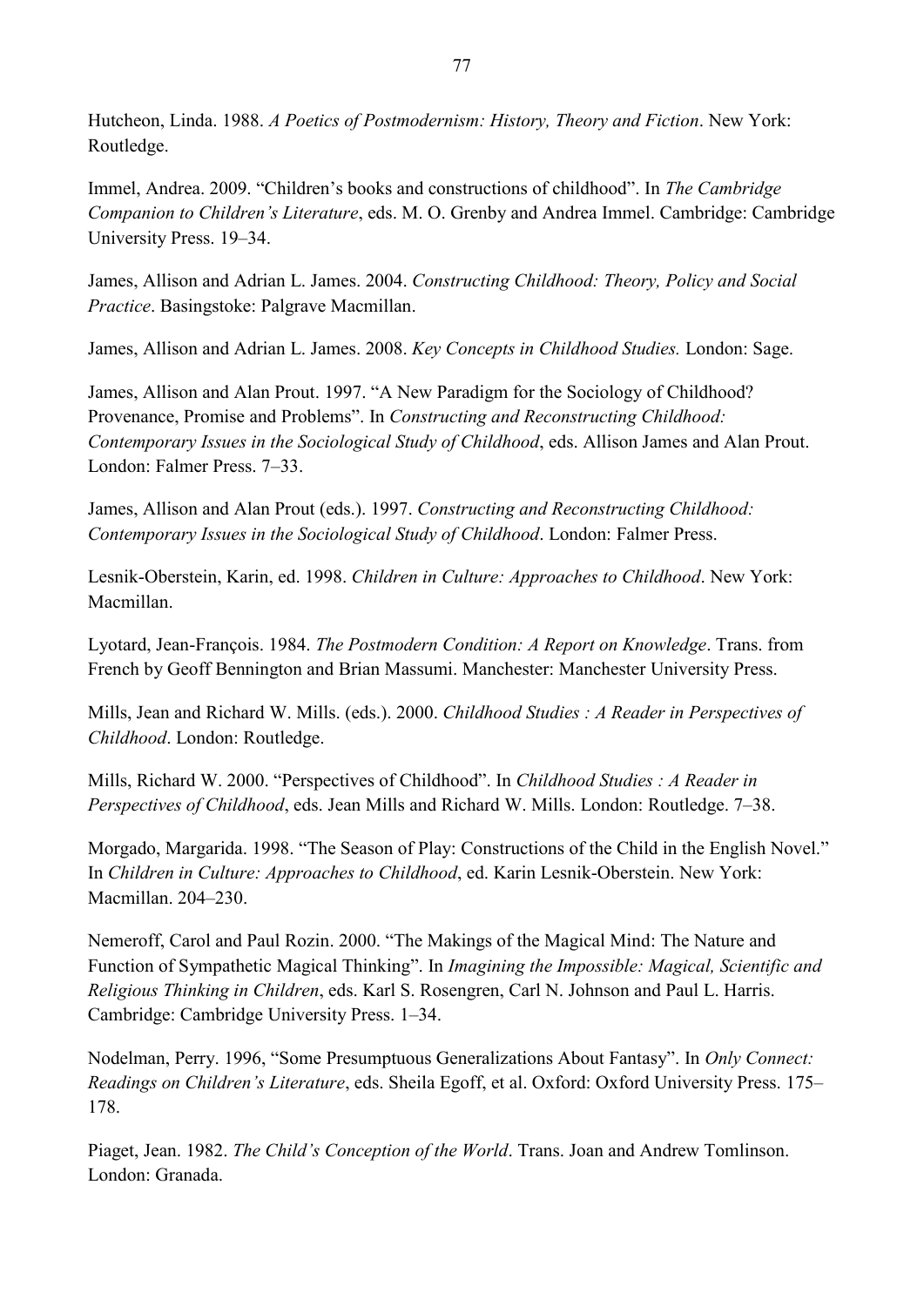Hutcheon, Linda. 1988. *A Poetics of Postmodernism: History, Theory and Fiction*. New York: Routledge.

Immel, Andrea. 2009. "Children's books and constructions of childhood". In *The Cambridge Companion to Children's Literature*, eds. M. O. Grenby and Andrea Immel. Cambridge: Cambridge University Press. 19–34.

James, Allison and Adrian L. James. 2004. *Constructing Childhood: Theory, Policy and Social Practice*. Basingstoke: Palgrave Macmillan.

James, Allison and Adrian L. James. 2008. *Key Concepts in Childhood Studies.* London: Sage.

James, Allison and Alan Prout. 1997. "A New Paradigm for the Sociology of Childhood? Provenance, Promise and Problems". In *Constructing and Reconstructing Childhood: Contemporary Issues in the Sociological Study of Childhood*, eds. Allison James and Alan Prout. London: Falmer Press. 7–33.

James, Allison and Alan Prout (eds.). 1997. *Constructing and Reconstructing Childhood: Contemporary Issues in the Sociological Study of Childhood*. London: Falmer Press.

Lesnik-Oberstein, Karin, ed. 1998. *Children in Culture: Approaches to Childhood*. New York: Macmillan.

Lyotard, Jean-François. 1984. *The Postmodern Condition: A Report on Knowledge*. Trans. from French by Geoff Bennington and Brian Massumi. Manchester: Manchester University Press.

Mills, Jean and Richard W. Mills. (eds.). 2000. *Childhood Studies : A Reader in Perspectives of Childhood*. London: Routledge.

Mills, Richard W. 2000. "Perspectives of Childhood". In *Childhood Studies : A Reader in Perspectives of Childhood*, eds. Jean Mills and Richard W. Mills. London: Routledge. 7–38.

Morgado, Margarida. 1998. "The Season of Play: Constructions of the Child in the English Novel." In *Children in Culture: Approaches to Childhood*, ed. Karin Lesnik-Oberstein. New York: Macmillan. 204–230.

Nemeroff, Carol and Paul Rozin. 2000. "The Makings of the Magical Mind: The Nature and Function of Sympathetic Magical Thinking". In *Imagining the Impossible: Magical, Scientific and Religious Thinking in Children*, eds. Karl S. Rosengren, Carl N. Johnson and Paul L. Harris. Cambridge: Cambridge University Press. 1–34.

Nodelman, Perry. 1996, "Some Presumptuous Generalizations About Fantasy". In *Only Connect: Readings on Children's Literature*, eds. Sheila Egoff, et al. Oxford: Oxford University Press. 175–178.

Piaget, Jean. 1982. *The Child's Conception of the World*. Trans. Joan and Andrew Tomlinson. London: Granada.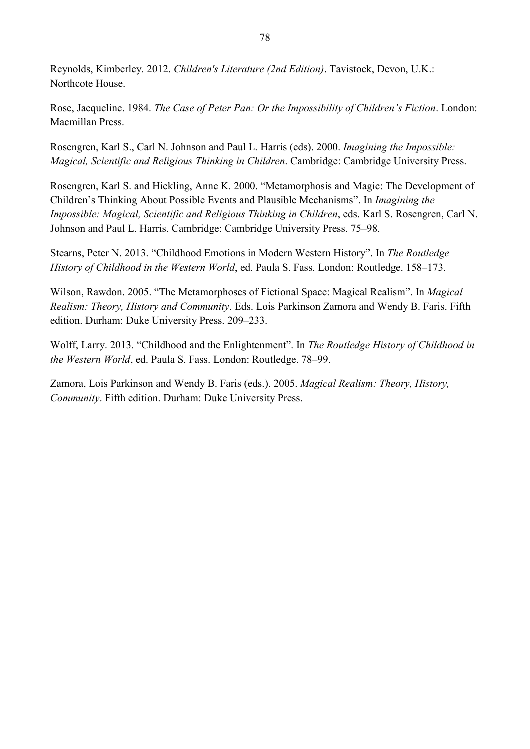Reynolds, Kimberley. 2012. *Children's Literature (2nd Edition)*. Tavistock, Devon, U.K.: Northcote House.

Rose, Jacqueline. 1984. *The Case of Peter Pan: Or the Impossibility of Children's Fiction*. London: Macmillan Press.

Rosengren, Karl S., Carl N. Johnson and Paul L. Harris (eds). 2000. *Imagining the Impossible: Magical, Scientific and Religious Thinking in Children*. Cambridge: Cambridge University Press.

Rosengren, Karl S. and Hickling, Anne K. 2000. "Metamorphosis and Magic: The Development of Children's Thinking About Possible Events and Plausible Mechanisms". In *Imagining the Impossible: Magical, Scientific and Religious Thinking in Children*, eds. Karl S. Rosengren, Carl N. Johnson and Paul L. Harris. Cambridge: Cambridge University Press. 75–98.

Stearns, Peter N. 2013. "Childhood Emotions in Modern Western History". In *The Routledge History of Childhood in the Western World*, ed. Paula S. Fass. London: Routledge. 158–173.

Wilson, Rawdon. 2005. "The Metamorphoses of Fictional Space: Magical Realism". In *Magical Realism: Theory, History and Community*. Eds. Lois Parkinson Zamora and Wendy B. Faris. Fifth edition. Durham: Duke University Press. 209–233.

Wolff, Larry. 2013. "Childhood and the Enlightenment". In *The Routledge History of Childhood in the Western World*, ed. Paula S. Fass. London: Routledge. 78–99.

Zamora, Lois Parkinson and Wendy B. Faris (eds.). 2005. *Magical Realism: Theory, History, Community*. Fifth edition. Durham: Duke University Press.